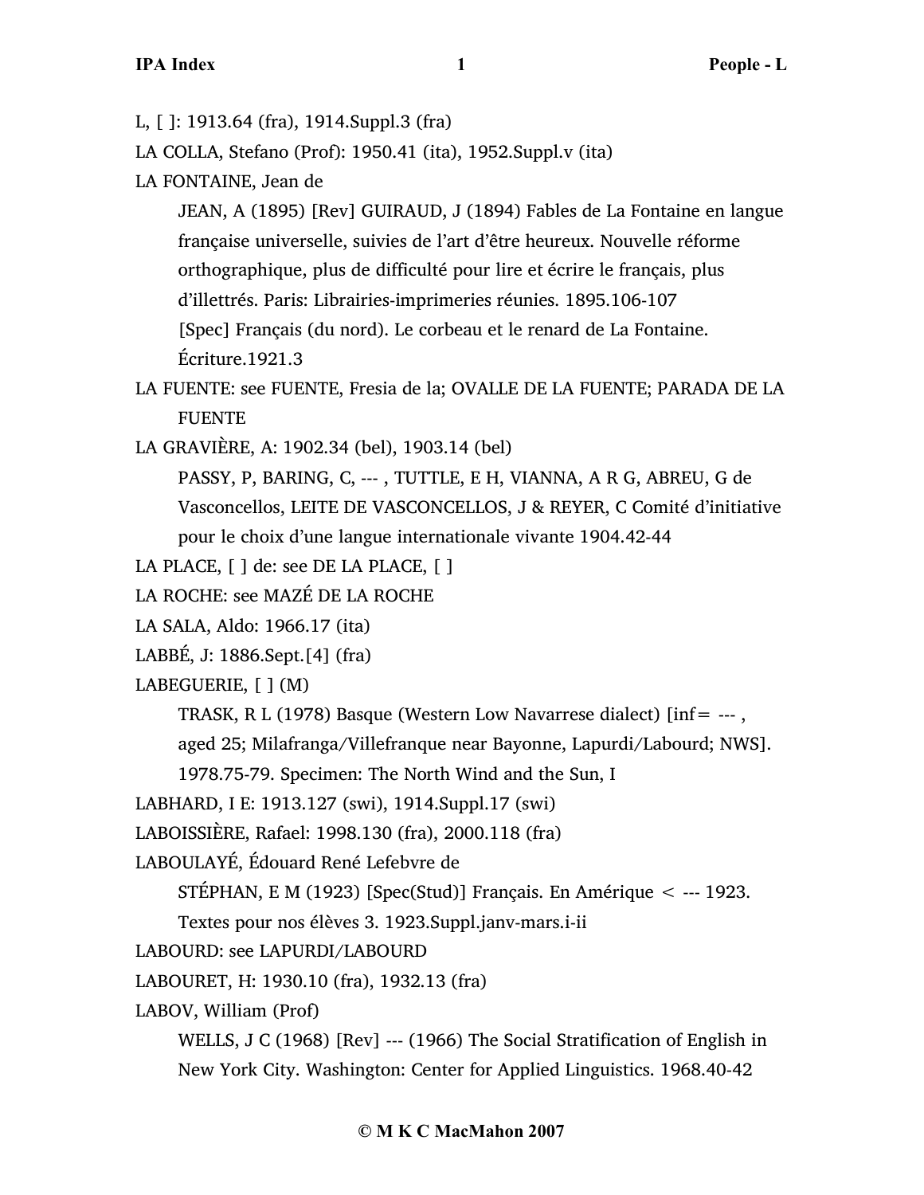L, [ ]: 1913.64 (fra), 1914.Suppl.3 (fra)

LA COLLA, Stefano (Prof): 1950.41 (ita), 1952.Suppl.v (ita)

LA FONTAINE, Jean de

JEAN, A (1895) [Rev] GUIRAUD, J (1894) Fables de La Fontaine en langue française universelle, suivies de l'art d'être heureux. Nouvelle réforme orthographique, plus de difficulté pour lire et écrire le français, plus d'illettrés. Paris: Librairies-imprimeries réunies. 1895.106-107

[Spec] Français (du nord). Le corbeau et le renard de La Fontaine. Écriture.1921.3

LA FUENTE: see FUENTE, Fresia de la; OVALLE DE LA FUENTE; PARADA DE LA FUENTE

LA GRAVIÈRE, A: 1902.34 (bel), 1903.14 (bel)

PASSY, P, BARING, C, --- , TUTTLE, E H, VIANNA, A R G, ABREU, G de Vasconcellos, LEITE DE VASCONCELLOS, J & REYER, C Comité d'initiative pour le choix d'une langue internationale vivante 1904.42-44

LA PLACE, [ ] de: see DE LA PLACE, [ ]

LA ROCHE: see MAZÉ DE LA ROCHE

LA SALA, Aldo: 1966.17 (ita)

LABBÉ, J: 1886.Sept.[4] (fra)

LABEGUERIE, [ ] (M)

TRASK, R L (1978) Basque (Western Low Navarrese dialect) [inf= --- , aged 25; Milafranga/Villefranque near Bayonne, Lapurdi/Labourd; NWS]. 1978.75-79. Specimen: The North Wind and the Sun, I

LABHARD, I E: 1913.127 (swi), 1914.Suppl.17 (swi)

LABOISSIÈRE, Rafael: 1998.130 (fra), 2000.118 (fra)

LABOULAYÉ, Édouard René Lefebvre de

STÉPHAN, E M (1923) [Spec(Stud)] Français. En Amérique < --- 1923. Textes pour nos élèves 3. 1923.Suppl.janv-mars.i-ii

LABOURD: see LAPURDI/LABOURD

LABOURET, H: 1930.10 (fra), 1932.13 (fra)

LABOV, William (Prof)

WELLS, J C (1968) [Rev] --- (1966) The Social Stratification of English in New York City. Washington: Center for Applied Linguistics. 1968.40-42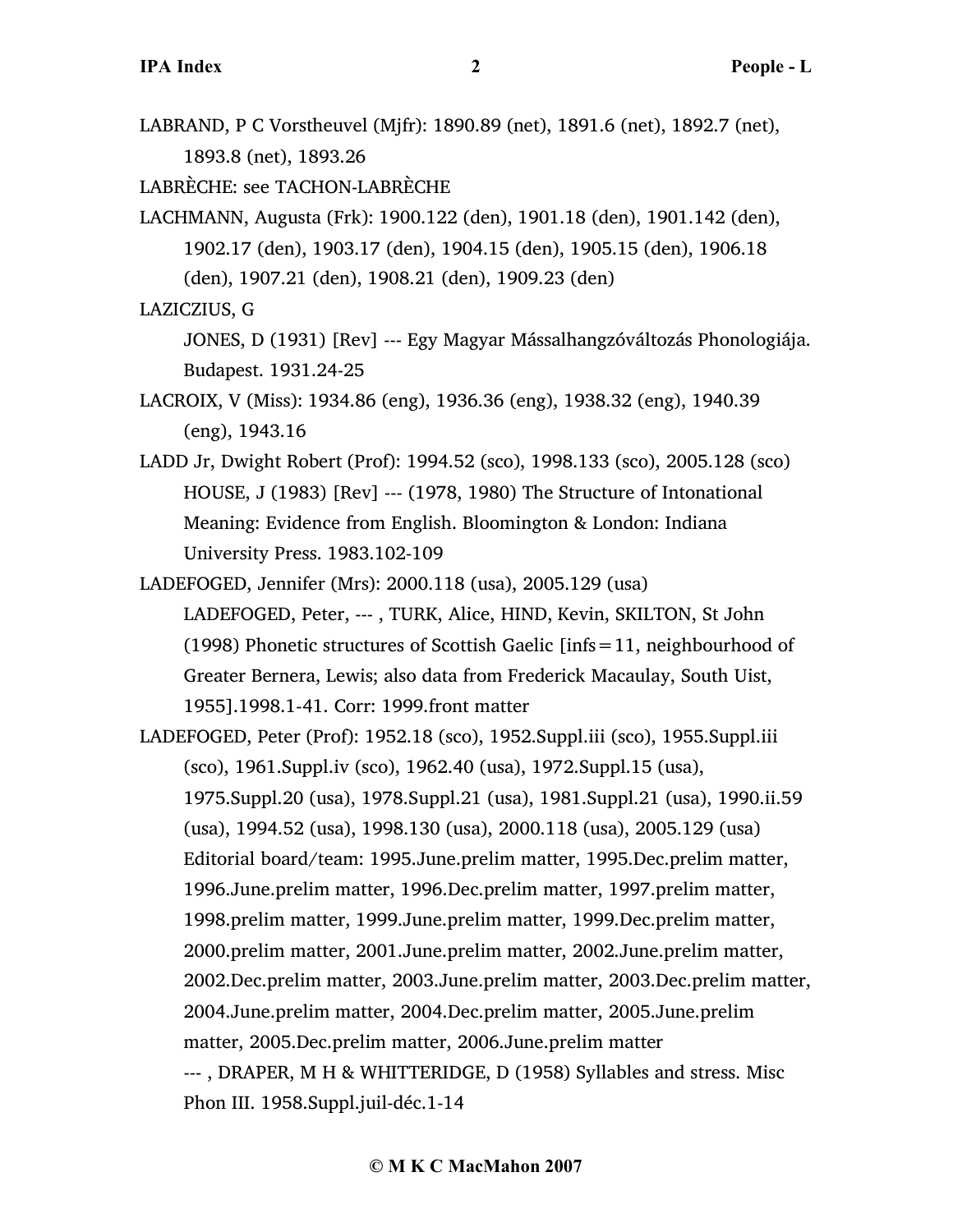LABRAND, P C Vorstheuvel (Mjfr): 1890.89 (net), 1891.6 (net), 1892.7 (net), 1893.8 (net), 1893.26

LABRÈCHE: see TACHON-LABRÈCHE

LACHMANN, Augusta (Frk): 1900.122 (den), 1901.18 (den), 1901.142 (den), 1902.17 (den), 1903.17 (den), 1904.15 (den), 1905.15 (den), 1906.18 (den), 1907.21 (den), 1908.21 (den), 1909.23 (den)

LAZICZIUS, G

JONES, D (1931) [Rev] --- Egy Magyar Mássalhangzóváltozás Phonologiája. Budapest. 1931.24-25

LACROIX, V (Miss): 1934.86 (eng), 1936.36 (eng), 1938.32 (eng), 1940.39 (eng), 1943.16

LADD Jr, Dwight Robert (Prof): 1994.52 (sco), 1998.133 (sco), 2005.128 (sco)

HOUSE, J (1983) [Rev] --- (1978, 1980) The Structure of Intonational Meaning: Evidence from English. Bloomington & London: Indiana University Press. 1983.102-109

LADEFOGED, Jennifer (Mrs): 2000.118 (usa), 2005.129 (usa)

LADEFOGED, Peter, --- , TURK, Alice, HIND, Kevin, SKILTON, St John (1998) Phonetic structures of Scottish Gaelic [infs = 11, neighbourhood of Greater Bernera, Lewis; also data from Frederick Macaulay, South Uist, 1955].1998.1-41. Corr: 1999.front matter

LADEFOGED, Peter (Prof): 1952.18 (sco), 1952.Suppl.iii (sco), 1955.Suppl.iii (sco), 1961.Suppl.iv (sco), 1962.40 (usa), 1972.Suppl.15 (usa), 1975.Suppl.20 (usa), 1978.Suppl.21 (usa), 1981.Suppl.21 (usa), 1990.ii.59 (usa), 1994.52 (usa), 1998.130 (usa), 2000.118 (usa), 2005.129 (usa)

Editorial board/team: 1995.June.prelim matter, 1995.Dec.prelim matter, 1996.June.prelim matter, 1996.Dec.prelim matter, 1997.prelim matter, 1998.prelim matter, 1999.June.prelim matter, 1999.Dec.prelim matter, 2000.prelim matter, 2001.June.prelim matter, 2002.June.prelim matter, 2002.Dec.prelim matter, 2003.June.prelim matter, 2003.Dec.prelim matter, 2004.June.prelim matter, 2004.Dec.prelim matter, 2005.June.prelim matter, 2005.Dec.prelim matter, 2006.June.prelim matter

--- , DRAPER, M H & WHITTERIDGE, D (1958) Syllables and stress. Misc Phon III. 1958.Suppl.juil-déc.1-14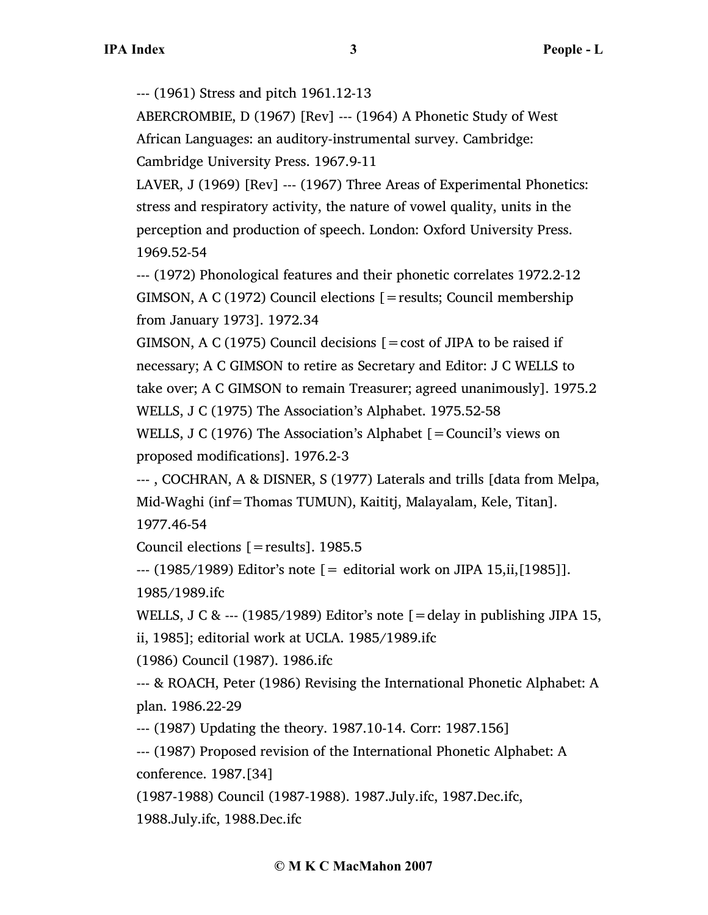--- (1961) Stress and pitch 1961.12-13

ABERCROMBIE, D (1967) [Rev] --- (1964) A Phonetic Study of West African Languages: an auditory-instrumental survey. Cambridge: Cambridge University Press. 1967.9-11

LAVER, J (1969) [Rev] --- (1967) Three Areas of Experimental Phonetics: stress and respiratory activity, the nature of vowel quality, units in the perception and production of speech. London: Oxford University Press. 1969.52-54

--- (1972) Phonological features and their phonetic correlates 1972.2-12

GIMSON, A C (1972) Council elections [=results; Council membership from January 1973]. 1972.34

GIMSON, A C (1975) Council decisions [=cost of JIPA to be raised if necessary; A C GIMSON to retire as Secretary and Editor: J C WELLS to take over; A C GIMSON to remain Treasurer; agreed unanimously]. 1975.2

WELLS, J C (1975) The Association's Alphabet. 1975.52-58

WELLS, J C (1976) The Association's Alphabet [=Council's views on proposed modifications]. 1976.2-3

--- , COCHRAN, A & DISNER, S (1977) Laterals and trills [data from Melpa, Mid-Waghi (inf=Thomas TUMUN), Kaititj, Malayalam, Kele, Titan]. 1977.46-54

Council elections [=results]. 1985.5

--- (1985/1989) Editor's note [= editorial work on JIPA 15,ii,[1985]]. 1985/1989.ifc

WELLS, J C & --- (1985/1989) Editor's note [=delay in publishing JIPA 15, ii, 1985]; editorial work at UCLA. 1985/1989.ifc

(1986) Council (1987). 1986.ifc

--- & ROACH, Peter (1986) Revising the International Phonetic Alphabet: A plan. 1986.22-29

--- (1987) Updating the theory. 1987.10-14. Corr: 1987.156]

--- (1987) Proposed revision of the International Phonetic Alphabet: A conference. 1987.[34]

(1987-1988) Council (1987-1988). 1987.July.ifc, 1987.Dec.ifc, 1988.July.ifc, 1988.Dec.ifc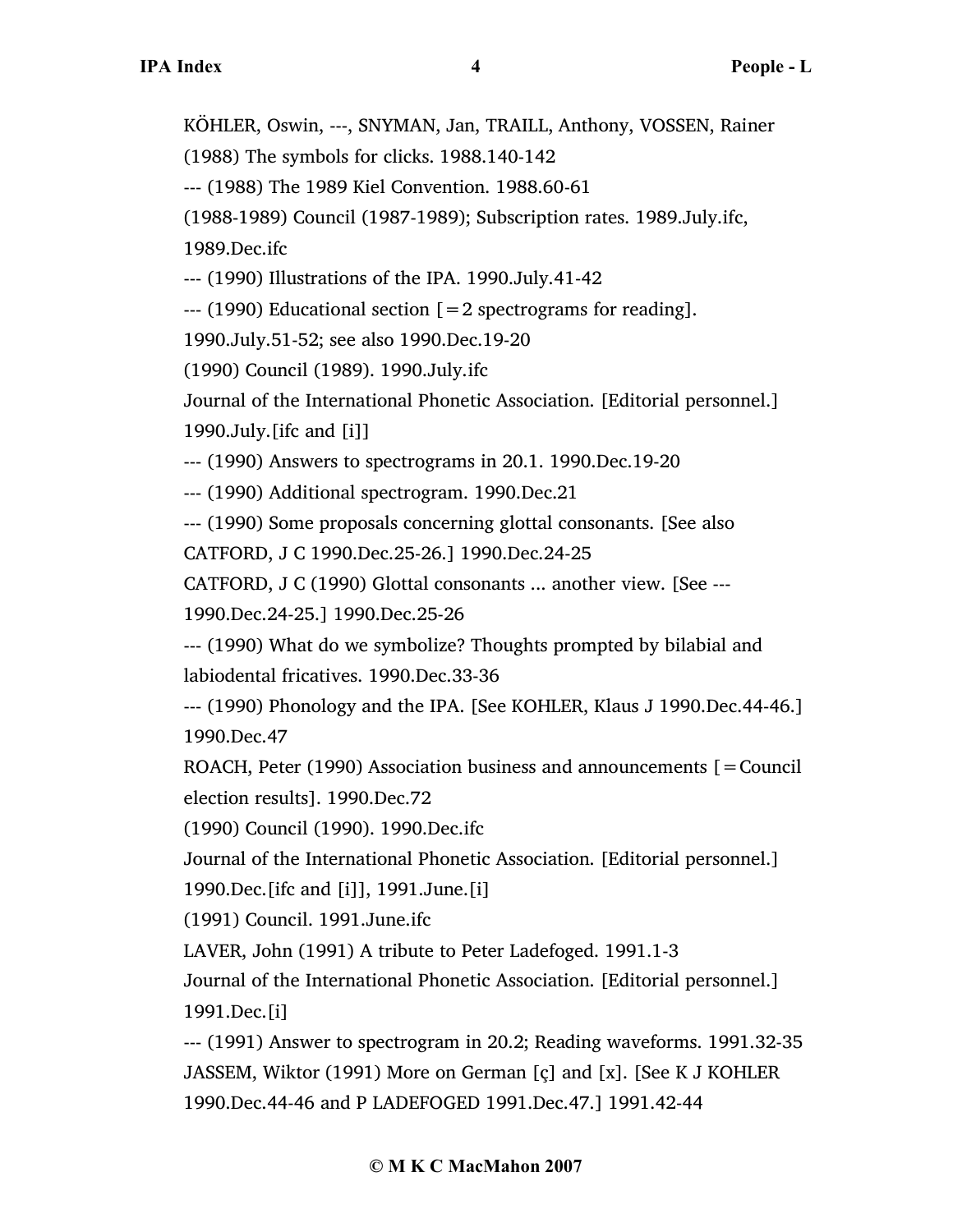KÖHLER, Oswin, ---, SNYMAN, Jan, TRAILL, Anthony, VOSSEN, Rainer (1988) The symbols for clicks. 1988.140-142

--- (1988) The 1989 Kiel Convention. 1988.60-61

(1988-1989) Council (1987-1989); Subscription rates. 1989.July.ifc, 1989.Dec.ifc

--- (1990) Illustrations of the IPA. 1990.July.41-42

--- (1990) Educational section [=2 spectrograms for reading]. 1990.July.51-52; see also 1990.Dec.19-20

(1990) Council (1989). 1990.July.ifc

Journal of the International Phonetic Association. [Editorial personnel.] 1990.July.[ifc and [i]]

--- (1990) Answers to spectrograms in 20.1. 1990.Dec.19-20

--- (1990) Additional spectrogram. 1990.Dec.21

--- (1990) Some proposals concerning glottal consonants. [See also CATFORD, J C 1990.Dec.25-26.] 1990.Dec.24-25

CATFORD, J C (1990) Glottal consonants ... another view. [See --- 1990.Dec.24-25.] 1990.Dec.25-26

--- (1990) What do we symbolize? Thoughts prompted by bilabial and labiodental fricatives. 1990.Dec.33-36

--- (1990) Phonology and the IPA. [See KOHLER, Klaus J 1990.Dec.44-46.] 1990.Dec.47

ROACH, Peter (1990) Association business and announcements [=Council election results]. 1990.Dec.72

(1990) Council (1990). 1990.Dec.ifc

Journal of the International Phonetic Association. [Editorial personnel.] 1990.Dec.[ifc and [i]], 1991.June.[i]

(1991) Council. 1991.June.ifc

LAVER, John (1991) A tribute to Peter Ladefoged. 1991.1-3

Journal of the International Phonetic Association. [Editorial personnel.] 1991.Dec.[i]

--- (1991) Answer to spectrogram in 20.2; Reading waveforms. 1991.32-35

JASSEM, Wiktor (1991) More on German [ç] and [x]. [See K J KOHLER 1990.Dec.44-46 and P LADEFOGED 1991.Dec.47.] 1991.42-44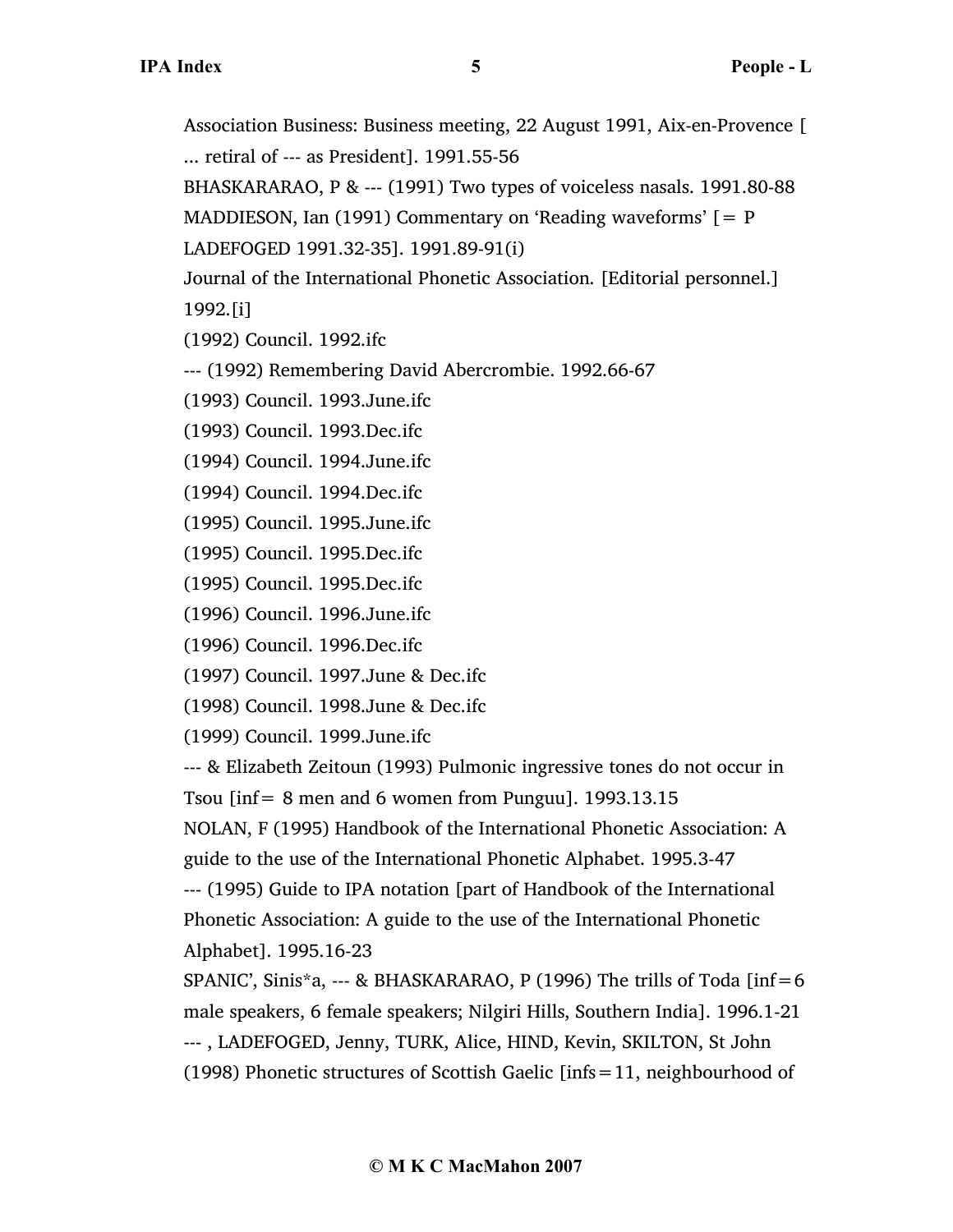Association Business: Business meeting, 22 August 1991, Aix-en-Provence [ ... retiral of --- as President]. 1991.55-56

BHASKARARAO, P & --- (1991) Two types of voiceless nasals. 1991.80-88

MADDIESON, Ian (1991) Commentary on 'Reading waveforms' [= P LADEFOGED 1991.32-35]. 1991.89-91(i)

Journal of the International Phonetic Association. [Editorial personnel.] 1992.[i]

(1992) Council. 1992.ifc

--- (1992) Remembering David Abercrombie. 1992.66-67

(1993) Council. 1993.June.ifc

(1993) Council. 1993.Dec.ifc

(1994) Council. 1994.June.ifc

(1994) Council. 1994.Dec.ifc

(1995) Council. 1995.June.ifc

(1995) Council. 1995.Dec.ifc

(1995) Council. 1995.Dec.ifc

(1996) Council. 1996.June.ifc

(1996) Council. 1996.Dec.ifc

(1997) Council. 1997.June & Dec.ifc

(1998) Council. 1998.June & Dec.ifc

(1999) Council. 1999.June.ifc

--- & Elizabeth Zeitoun (1993) Pulmonic ingressive tones do not occur in Tsou [inf= 8 men and 6 women from Punguu]. 1993.13.15

NOLAN, F (1995) Handbook of the International Phonetic Association: A guide to the use of the International Phonetic Alphabet. 1995.3-47

--- (1995) Guide to IPA notation [part of Handbook of the International Phonetic Association: A guide to the use of the International Phonetic Alphabet]. 1995.16-23

SPANIC', Sinis*a, --- & BHASKARARAO, P (1996) The trills of Toda [inf=6 male speakers, 6 female speakers; Nilgiri Hills, Southern India]. 1996.1-21

--- , LADEFOGED, Jenny, TURK, Alice, HIND, Kevin, SKILTON, St John (1998) Phonetic structures of Scottish Gaelic [infs=11, neighbourhood of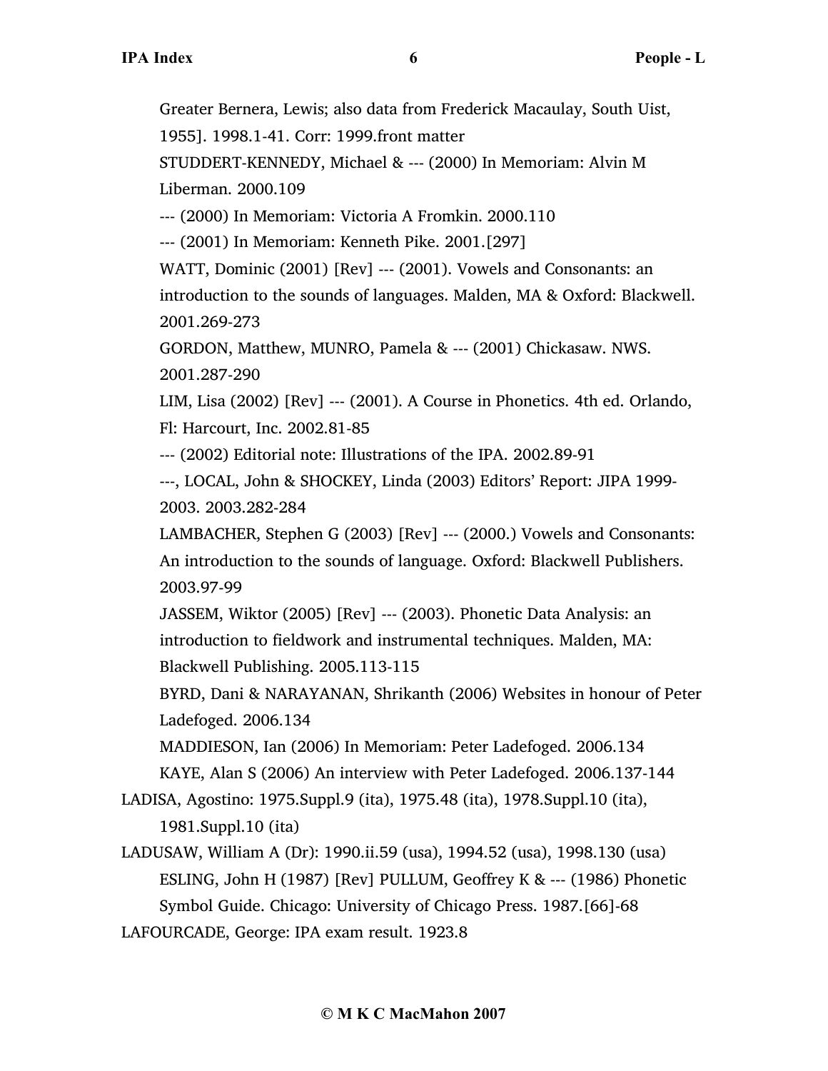Greater Bernera, Lewis; also data from Frederick Macaulay, South Uist, 1955]. 1998.1-41. Corr: 1999.front matter

STUDDERT-KENNEDY, Michael & --- (2000) In Memoriam: Alvin M Liberman. 2000.109

--- (2000) In Memoriam: Victoria A Fromkin. 2000.110

--- (2001) In Memoriam: Kenneth Pike. 2001.[297]

WATT, Dominic (2001) [Rev] --- (2001). Vowels and Consonants: an introduction to the sounds of languages. Malden, MA & Oxford: Blackwell. 2001.269-273

GORDON, Matthew, MUNRO, Pamela & --- (2001) Chickasaw. NWS. 2001.287-290

LIM, Lisa (2002) [Rev] --- (2001). A Course in Phonetics. 4th ed. Orlando, Fl: Harcourt, Inc. 2002.81-85

--- (2002) Editorial note: Illustrations of the IPA. 2002.89-91

---, LOCAL, John & SHOCKEY, Linda (2003) Editors' Report: JIPA 1999-2003. 2003.282-284

LAMBACHER, Stephen G (2003) [Rev] --- (2000.) Vowels and Consonants: An introduction to the sounds of language. Oxford: Blackwell Publishers. 2003.97-99

JASSEM, Wiktor (2005) [Rev] --- (2003). Phonetic Data Analysis: an introduction to fieldwork and instrumental techniques. Malden, MA: Blackwell Publishing. 2005.113-115

BYRD, Dani & NARAYANAN, Shrikanth (2006) Websites in honour of Peter Ladefoged. 2006.134

MADDIESON, Ian (2006) In Memoriam: Peter Ladefoged. 2006.134

KAYE, Alan S (2006) An interview with Peter Ladefoged. 2006.137-144

LADISA, Agostino: 1975.Suppl.9 (ita), 1975.48 (ita), 1978.Suppl.10 (ita), 1981.Suppl.10 (ita)

LADUSAW, William A (Dr): 1990.ii.59 (usa), 1994.52 (usa), 1998.130 (usa)

ESLING, John H (1987) [Rev] PULLUM, Geoffrey K & --- (1986) Phonetic Symbol Guide. Chicago: University of Chicago Press. 1987.[66]-68

LAFOURCADE, George: IPA exam result. 1923.8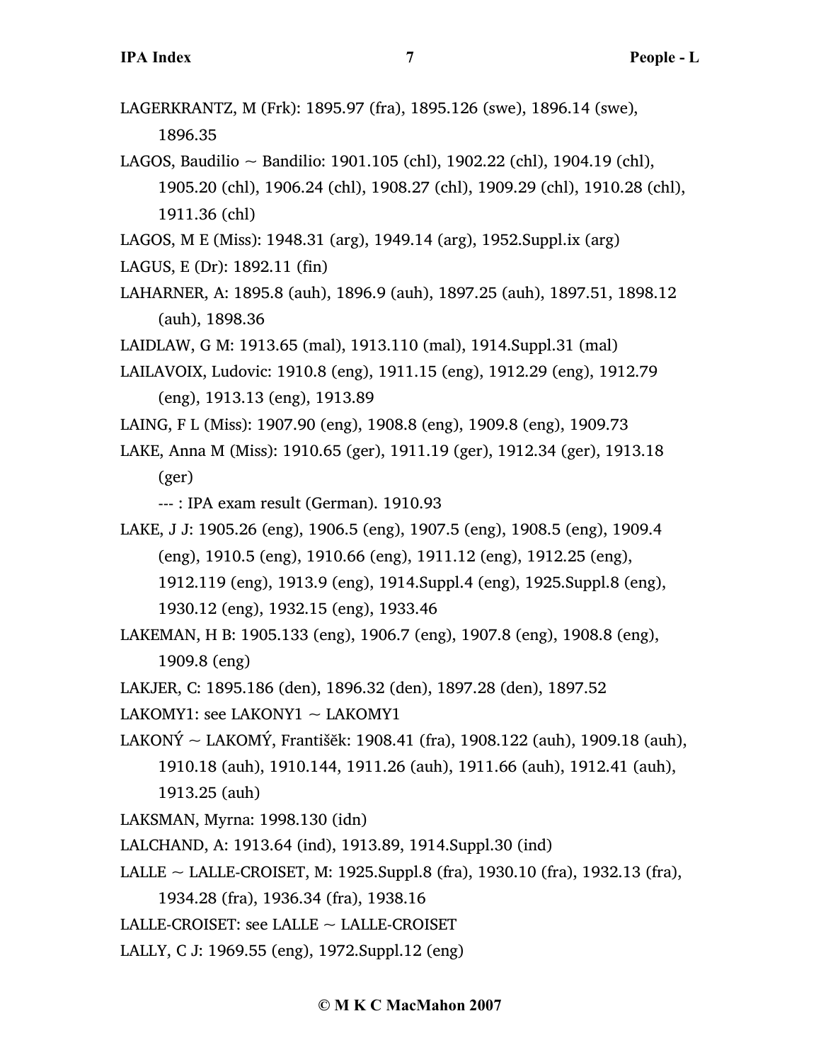LAGERKRANTZ, M (Frk): 1895.97 (fra), 1895.126 (swe), 1896.14 (swe), 1896.35

LAGOS, Baudilio ~ Bandilio: 1901.105 (chl), 1902.22 (chl), 1904.19 (chl), 1905.20 (chl), 1906.24 (chl), 1908.27 (chl), 1909.29 (chl), 1910.28 (chl), 1911.36 (chl)

LAGOS, M E (Miss): 1948.31 (arg), 1949.14 (arg), 1952.Suppl.ix (arg)

LAGUS, E (Dr): 1892.11 (fin)

LAHARNER, A: 1895.8 (auh), 1896.9 (auh), 1897.25 (auh), 1897.51, 1898.12 (auh), 1898.36

LAIDLAW, G M: 1913.65 (mal), 1913.110 (mal), 1914.Suppl.31 (mal)

LAILAVOIX, Ludovic: 1910.8 (eng), 1911.15 (eng), 1912.29 (eng), 1912.79 (eng), 1913.13 (eng), 1913.89

LAING, F L (Miss): 1907.90 (eng), 1908.8 (eng), 1909.8 (eng), 1909.73

LAKE, Anna M (Miss): 1910.65 (ger), 1911.19 (ger), 1912.34 (ger), 1913.18 (ger)

--- : IPA exam result (German). 1910.93

LAKE, J J: 1905.26 (eng), 1906.5 (eng), 1907.5 (eng), 1908.5 (eng), 1909.4 (eng), 1910.5 (eng), 1910.66 (eng), 1911.12 (eng), 1912.25 (eng), 1912.119 (eng), 1913.9 (eng), 1914.Suppl.4 (eng), 1925.Suppl.8 (eng), 1930.12 (eng), 1932.15 (eng), 1933.46

LAKEMAN, H B: 1905.133 (eng), 1906.7 (eng), 1907.8 (eng), 1908.8 (eng), 1909.8 (eng)

LAKJER, C: 1895.186 (den), 1896.32 (den), 1897.28 (den), 1897.52

LAKOMY1: see LAKONY1 ~ LAKOMY1

LAKONÝ ~ LAKOMÝ, František: 1908.41 (fra), 1908.122 (auh), 1909.18 (auh), 1910.18 (auh), 1910.144, 1911.26 (auh), 1911.66 (auh), 1912.41 (auh), 1913.25 (auh)

LAKSMAN, Myrna: 1998.130 (idn)

LALCHAND, A: 1913.64 (ind), 1913.89, 1914.Suppl.30 (ind)

LALLE ~ LALLE-CROISET, M: 1925.Suppl.8 (fra), 1930.10 (fra), 1932.13 (fra), 1934.28 (fra), 1936.34 (fra), 1938.16

LALLE-CROISET: see LALLE ~ LALLE-CROISET

LALLY, C J: 1969.55 (eng), 1972.Suppl.12 (eng)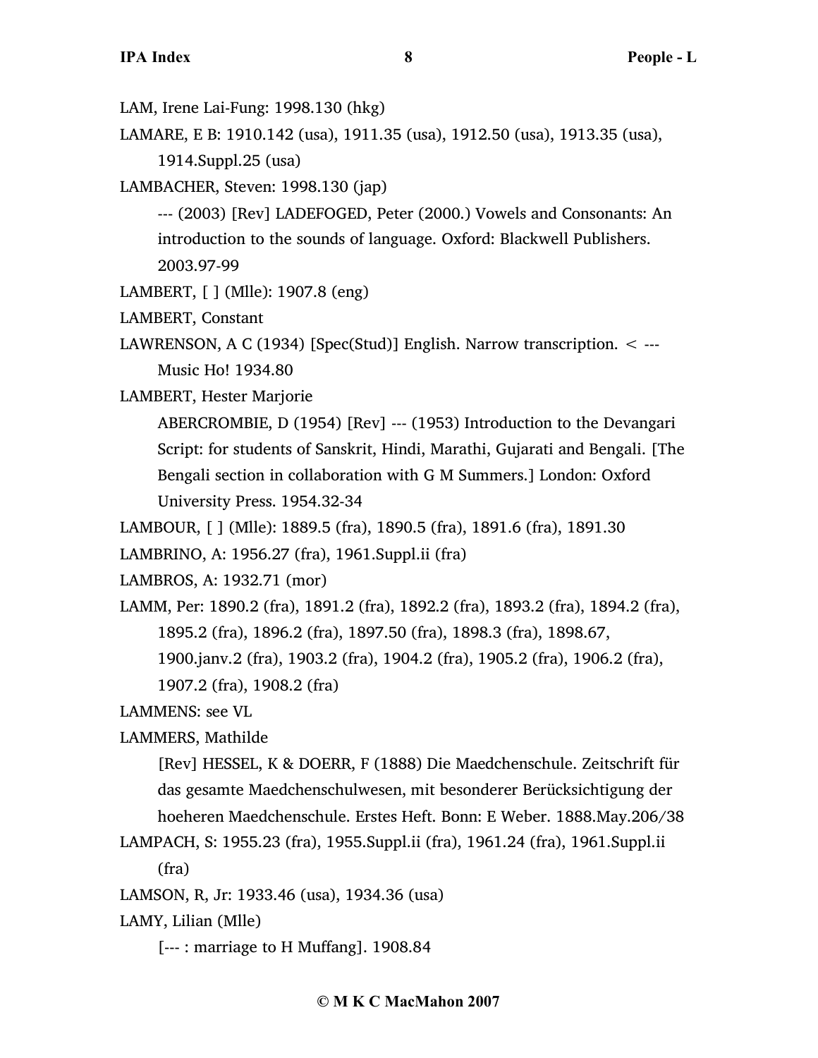LAM, Irene Lai-Fung: 1998.130 (hkg)

LAMARE, E B: 1910.142 (usa), 1911.35 (usa), 1912.50 (usa), 1913.35 (usa), 1914.Suppl.25 (usa)

LAMBACHER, Steven: 1998.130 (jap)

--- (2003) [Rev] LADEFOGED, Peter (2000.) Vowels and Consonants: An introduction to the sounds of language. Oxford: Blackwell Publishers. 2003.97-99

LAMBERT, [ ] (Mlle): 1907.8 (eng)

LAMBERT, Constant

LAWRENSON, A C (1934) [Spec(Stud)] English. Narrow transcription. < --- Music Ho! 1934.80

LAMBERT, Hester Marjorie

ABERCROMBIE, D (1954) [Rev] --- (1953) Introduction to the Devangari Script: for students of Sanskrit, Hindi, Marathi, Gujarati and Bengali. [The Bengali section in collaboration with G M Summers.] London: Oxford University Press. 1954.32-34

LAMBOUR, [ ] (Mlle): 1889.5 (fra), 1890.5 (fra), 1891.6 (fra), 1891.30

LAMBRINO, A: 1956.27 (fra), 1961.Suppl.ii (fra)

LAMBROS, A: 1932.71 (mor)

LAMM, Per: 1890.2 (fra), 1891.2 (fra), 1892.2 (fra), 1893.2 (fra), 1894.2 (fra), 1895.2 (fra), 1896.2 (fra), 1897.50 (fra), 1898.3 (fra), 1898.67, 1900.janv.2 (fra), 1903.2 (fra), 1904.2 (fra), 1905.2 (fra), 1906.2 (fra), 1907.2 (fra), 1908.2 (fra)

LAMMENS: see VL

LAMMERS, Mathilde

[Rev] HESSEL, K & DOERR, F (1888) Die Maedchenschule. Zeitschrift für das gesamte Maedchenschulwesen, mit besonderer Berücksichtigung der hoeheren Maedchenschule. Erstes Heft. Bonn: E Weber. 1888.May.206/38

LAMPACH, S: 1955.23 (fra), 1955.Suppl.ii (fra), 1961.24 (fra), 1961.Suppl.ii (fra)

LAMSON, R, Jr: 1933.46 (usa), 1934.36 (usa)

LAMY, Lilian (Mlle)

[--- : marriage to H Muffang]. 1908.84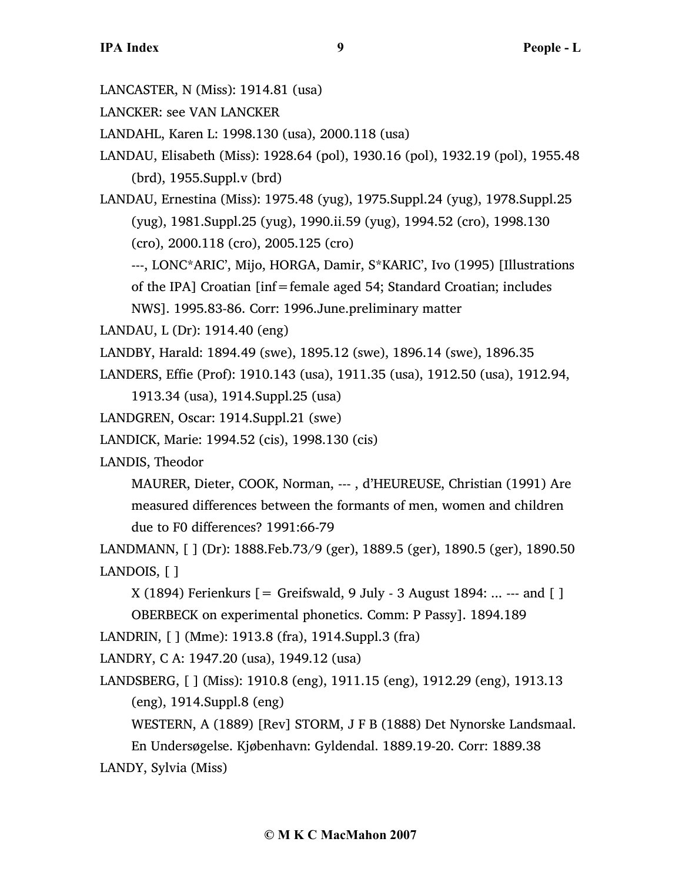LANCASTER, N (Miss): 1914.81 (usa)

LANCKER: see VAN LANCKER

LANDAHL, Karen L: 1998.130 (usa), 2000.118 (usa)

LANDAU, Elisabeth (Miss): 1928.64 (pol), 1930.16 (pol), 1932.19 (pol), 1955.48 (brd), 1955.Suppl.v (brd)

LANDAU, Ernestina (Miss): 1975.48 (yug), 1975.Suppl.24 (yug), 1978.Suppl.25 (yug), 1981.Suppl.25 (yug), 1990.ii.59 (yug), 1994.52 (cro), 1998.130 (cro), 2000.118 (cro), 2005.125 (cro)

 ---, LONC*ARIC', Mijo, HORGA, Damir, S*KARIC', Ivo (1995) [Illustrations of the IPA] Croatian [inf = female aged 54; Standard Croatian; includes NWS]. 1995.83-86. Corr: 1996.June.preliminary matter

LANDAU, L (Dr): 1914.40 (eng)

LANDBY, Harald: 1894.49 (swe), 1895.12 (swe), 1896.14 (swe), 1896.35

LANDERS, Effie (Prof): 1910.143 (usa), 1911.35 (usa), 1912.50 (usa), 1912.94, 1913.34 (usa), 1914.Suppl.25 (usa)

LANDGREN, Oscar: 1914.Suppl.21 (swe)

LANDICK, Marie: 1994.52 (cis), 1998.130 (cis)

LANDIS, Theodor

 MAURER, Dieter, COOK, Norman, --- , d'HEUREUSE, Christian (1991) Are measured differences between the formants of men, women and children due to F0 differences? 1991:66-79

LANDMANN, [ ] (Dr): 1888.Feb.73/9 (ger), 1889.5 (ger), 1890.5 (ger), 1890.50

LANDOIS, [ ]

 X (1894) Ferienkurs [ = Greifswald, 9 July - 3 August 1894: ... --- and [ ] OBERBECK on experimental phonetics. Comm: P Passy]. 1894.189

LANDRIN, [ ] (Mme): 1913.8 (fra), 1914.Suppl.3 (fra)

LANDRY, C A: 1947.20 (usa), 1949.12 (usa)

LANDSBERG, [ ] (Miss): 1910.8 (eng), 1911.15 (eng), 1912.29 (eng), 1913.13 (eng), 1914.Suppl.8 (eng)

 WESTERN, A (1889) [Rev] STORM, J F B (1888) Det Nynorske Landsmaal. En Undersøgelse. Kjøbenhavn: Gyldendal. 1889.19-20. Corr: 1889.38

LANDY, Sylvia (Miss)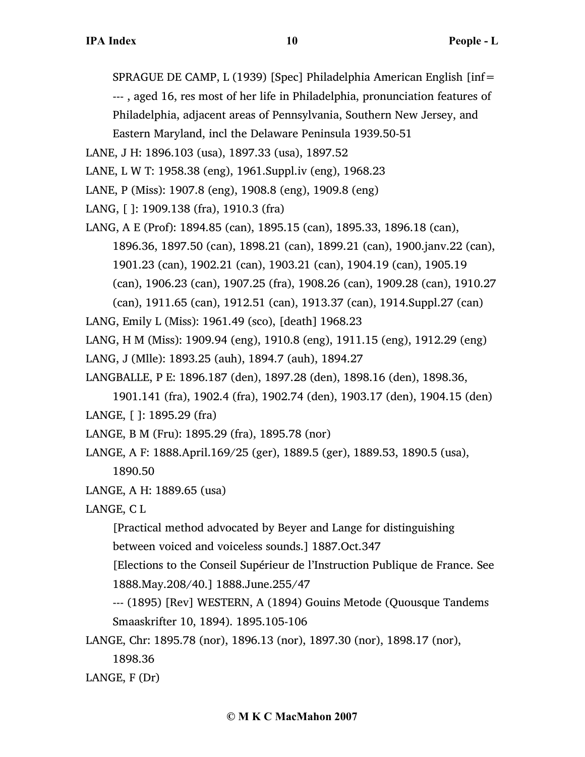SPRAGUE DE CAMP, L (1939) [Spec] Philadelphia American English [inf= --- , aged 16, res most of her life in Philadelphia, pronunciation features of Philadelphia, adjacent areas of Pennsylvania, Southern New Jersey, and Eastern Maryland, incl the Delaware Peninsula 1939.50-51

LANE, J H: 1896.103 (usa), 1897.33 (usa), 1897.52

LANE, L W T: 1958.38 (eng), 1961.Suppl.iv (eng), 1968.23

LANE, P (Miss): 1907.8 (eng), 1908.8 (eng), 1909.8 (eng)

LANG, [ ]: 1909.138 (fra), 1910.3 (fra)

LANG, A E (Prof): 1894.85 (can), 1895.15 (can), 1895.33, 1896.18 (can), 1896.36, 1897.50 (can), 1898.21 (can), 1899.21 (can), 1900.janv.22 (can), 1901.23 (can), 1902.21 (can), 1903.21 (can), 1904.19 (can), 1905.19 (can), 1906.23 (can), 1907.25 (fra), 1908.26 (can), 1909.28 (can), 1910.27 (can), 1911.65 (can), 1912.51 (can), 1913.37 (can), 1914.Suppl.27 (can)

LANG, Emily L (Miss): 1961.49 (sco), [death] 1968.23

LANG, H M (Miss): 1909.94 (eng), 1910.8 (eng), 1911.15 (eng), 1912.29 (eng)

LANG, J (Mlle): 1893.25 (auh), 1894.7 (auh), 1894.27

LANGBALLE, P E: 1896.187 (den), 1897.28 (den), 1898.16 (den), 1898.36, 1901.141 (fra), 1902.4 (fra), 1902.74 (den), 1903.17 (den), 1904.15 (den)

LANGE, [ ]: 1895.29 (fra)

LANGE, B M (Fru): 1895.29 (fra), 1895.78 (nor)

LANGE, A F: 1888.April.169/25 (ger), 1889.5 (ger), 1889.53, 1890.5 (usa), 1890.50

LANGE, A H: 1889.65 (usa)

LANGE, C L

[Practical method advocated by Beyer and Lange for distinguishing between voiced and voiceless sounds.] 1887.Oct.347

[Elections to the Conseil Supérieur de l'Instruction Publique de France. See 1888.May.208/40.] 1888.June.255/47

--- (1895) [Rev] WESTERN, A (1894) Gouins Metode (Quousque Tandems Smaaskrifter 10, 1894). 1895.105-106

LANGE, Chr: 1895.78 (nor), 1896.13 (nor), 1897.30 (nor), 1898.17 (nor), 1898.36

LANGE, F (Dr)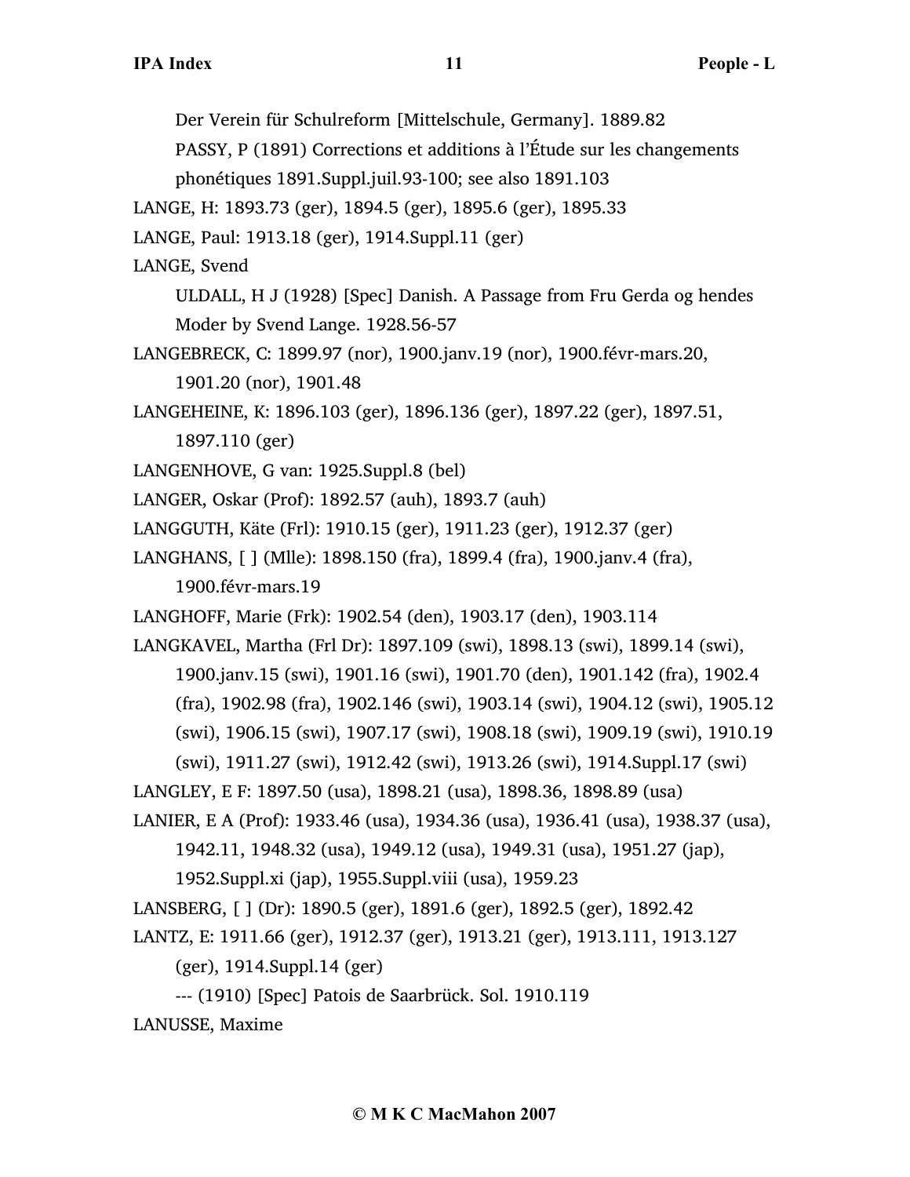Der Verein für Schulreform [Mittelschule, Germany]. 1889.82

PASSY, P (1891) Corrections et additions à l'Étude sur les changements phonétiques 1891.Suppl.juil.93-100; see also 1891.103

LANGE, H: 1893.73 (ger), 1894.5 (ger), 1895.6 (ger), 1895.33

LANGE, Paul: 1913.18 (ger), 1914.Suppl.11 (ger)

LANGE, Svend

ULDALL, H J (1928) [Spec] Danish. A Passage from Fru Gerda og hendes Moder by Svend Lange. 1928.56-57

LANGEBRECK, C: 1899.97 (nor), 1900.janv.19 (nor), 1900.févr-mars.20, 1901.20 (nor), 1901.48

LANGEHEINE, K: 1896.103 (ger), 1896.136 (ger), 1897.22 (ger), 1897.51, 1897.110 (ger)

LANGENHOVE, G van: 1925.Suppl.8 (bel)

LANGER, Oskar (Prof): 1892.57 (auh), 1893.7 (auh)

LANGGUTH, Käte (Frl): 1910.15 (ger), 1911.23 (ger), 1912.37 (ger)

LANGHANS, [ ] (Mlle): 1898.150 (fra), 1899.4 (fra), 1900.janv.4 (fra), 1900.févr-mars.19

LANGHOFF, Marie (Frk): 1902.54 (den), 1903.17 (den), 1903.114

LANGKAVEL, Martha (Frl Dr): 1897.109 (swi), 1898.13 (swi), 1899.14 (swi), 1900.janv.15 (swi), 1901.16 (swi), 1901.70 (den), 1901.142 (fra), 1902.4 (fra), 1902.98 (fra), 1902.146 (swi), 1903.14 (swi), 1904.12 (swi), 1905.12 (swi), 1906.15 (swi), 1907.17 (swi), 1908.18 (swi), 1909.19 (swi), 1910.19 (swi), 1911.27 (swi), 1912.42 (swi), 1913.26 (swi), 1914.Suppl.17 (swi)

LANGLEY, E F: 1897.50 (usa), 1898.21 (usa), 1898.36, 1898.89 (usa)

LANIER, E A (Prof): 1933.46 (usa), 1934.36 (usa), 1936.41 (usa), 1938.37 (usa), 1942.11, 1948.32 (usa), 1949.12 (usa), 1949.31 (usa), 1951.27 (jap), 1952.Suppl.xi (jap), 1955.Suppl.viii (usa), 1959.23

LANSBERG, [ ] (Dr): 1890.5 (ger), 1891.6 (ger), 1892.5 (ger), 1892.42

LANTZ, E: 1911.66 (ger), 1912.37 (ger), 1913.21 (ger), 1913.111, 1913.127 (ger), 1914.Suppl.14 (ger)

--- (1910) [Spec] Patois de Saarbrück. Sol. 1910.119

LANUSSE, Maxime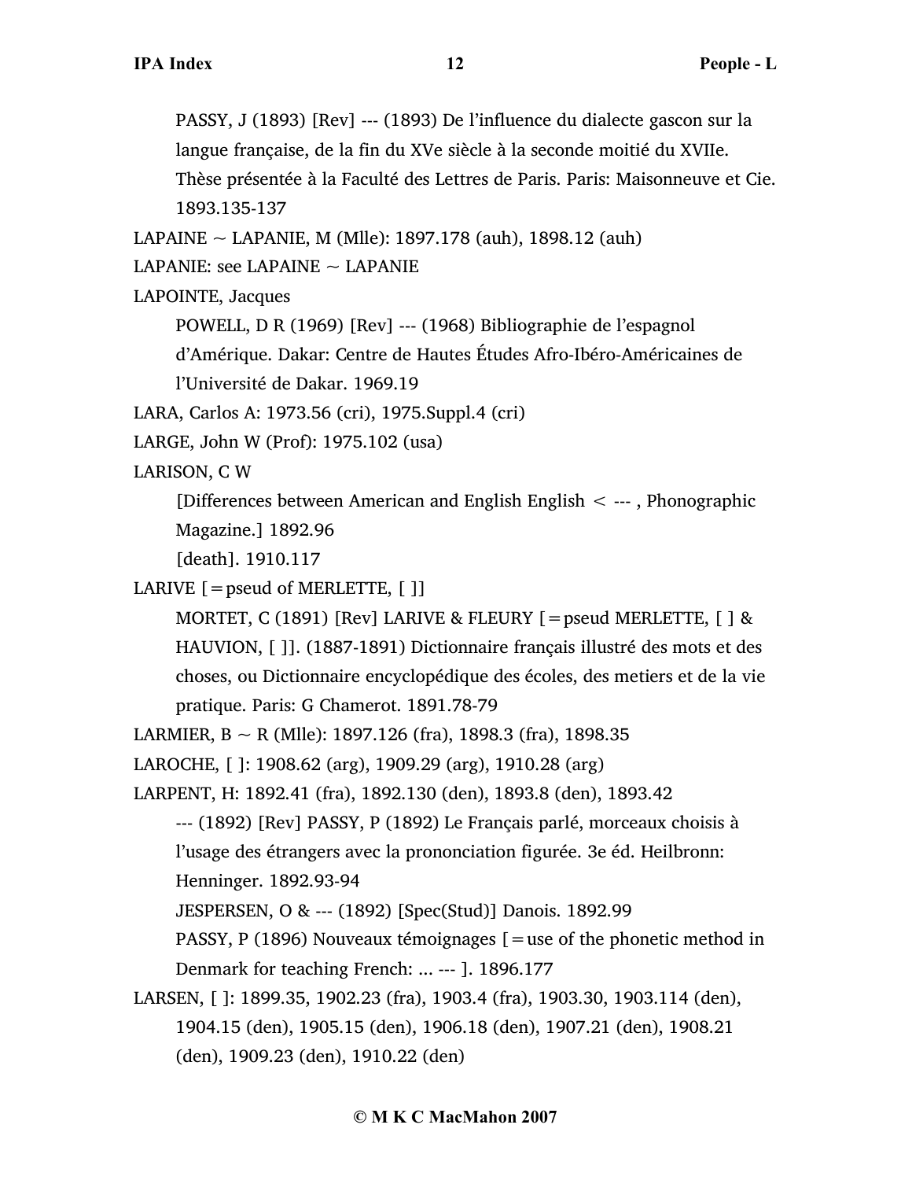PASSY, J (1893) [Rev] --- (1893) De l'influence du dialecte gascon sur la langue française, de la fin du XVe siècle à la seconde moitié du XVIIe. Thèse présentée à la Faculté des Lettres de Paris. Paris: Maisonneuve et Cie. 1893.135-137

LAPAINE ~ LAPANIE, M (Mlle): 1897.178 (auh), 1898.12 (auh)

LAPANIE: see LAPAINE ~ LAPANIE

LAPOINTE, Jacques

POWELL, D R (1969) [Rev] --- (1968) Bibliographie de l'espagnol d'Amérique. Dakar: Centre de Hautes Études Afro-Ibéro-Américaines de l'Université de Dakar. 1969.19

LARA, Carlos A: 1973.56 (cri), 1975.Suppl.4 (cri)

LARGE, John W (Prof): 1975.102 (usa)

LARISON, C W

[Differences between American and English English < --- , Phonographic Magazine.] 1892.96

[death]. 1910.117

LARIVE [=pseud of MERLETTE, [ ]]

MORTET, C (1891) [Rev] LARIVE & FLEURY [=pseud MERLETTE, [ ] & HAUVION, [ ]]. (1887-1891) Dictionnaire français illustré des mots et des choses, ou Dictionnaire encyclopédique des écoles, des metiers et de la vie pratique. Paris: G Chamerot. 1891.78-79

LARMIER, B ~ R (Mlle): 1897.126 (fra), 1898.3 (fra), 1898.35

LAROCHE, [ ]: 1908.62 (arg), 1909.29 (arg), 1910.28 (arg)

LARPENT, H: 1892.41 (fra), 1892.130 (den), 1893.8 (den), 1893.42

--- (1892) [Rev] PASSY, P (1892) Le Français parlé, morceaux choisis à l'usage des étrangers avec la prononciation figurée. 3e éd. Heilbronn: Henninger. 1892.93-94

JESPERSEN, O & --- (1892) [Spec(Stud)] Danois. 1892.99

PASSY, P (1896) Nouveaux témoignages [=use of the phonetic method in Denmark for teaching French: ... --- ]. 1896.177

LARSEN, [ ]: 1899.35, 1902.23 (fra), 1903.4 (fra), 1903.30, 1903.114 (den), 1904.15 (den), 1905.15 (den), 1906.18 (den), 1907.21 (den), 1908.21 (den), 1909.23 (den), 1910.22 (den)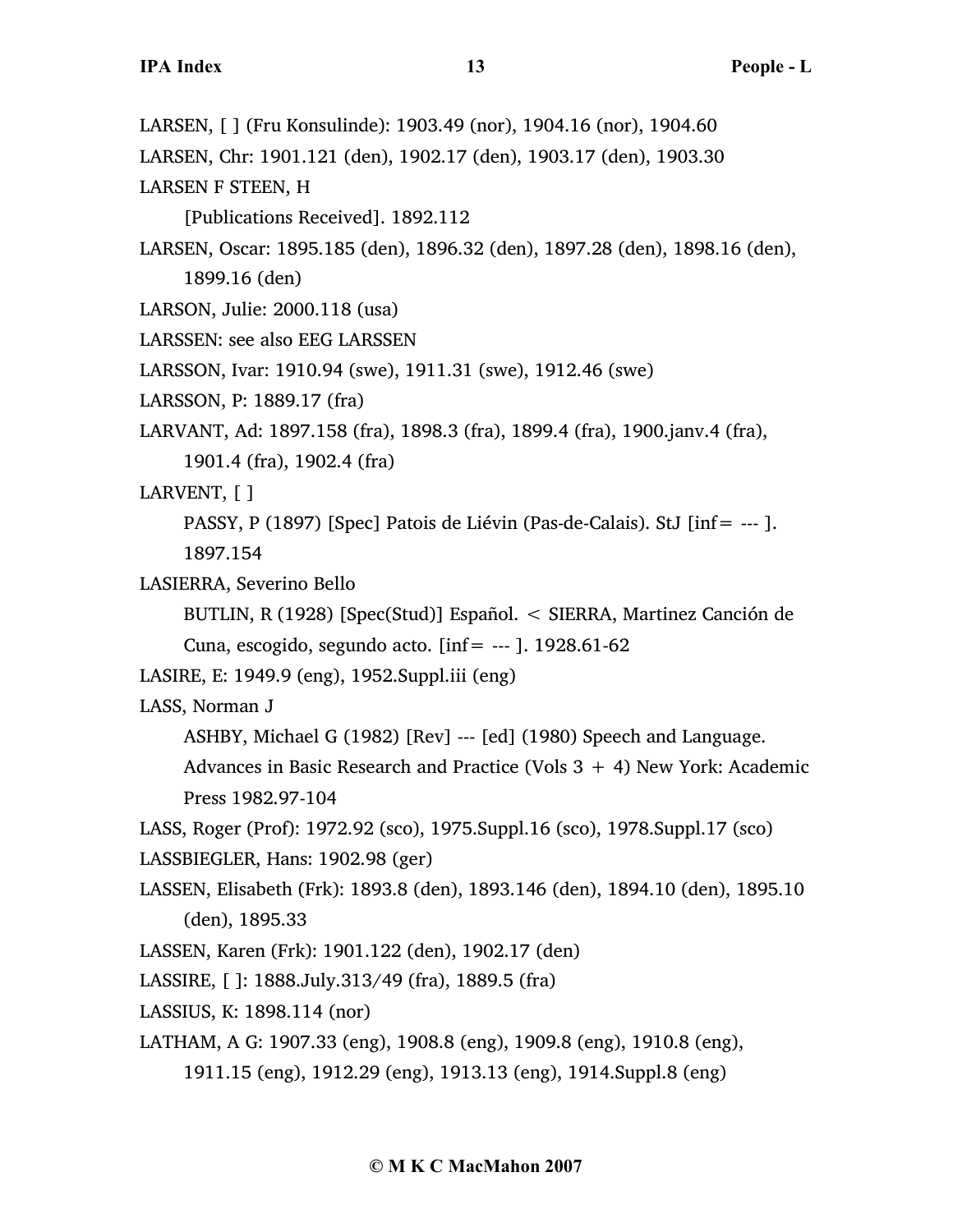LARSEN, [ ] (Fru Konsulinde): 1903.49 (nor), 1904.16 (nor), 1904.60

LARSEN, Chr: 1901.121 (den), 1902.17 (den), 1903.17 (den), 1903.30

LARSEN F STEEN, H

[Publications Received]. 1892.112

LARSEN, Oscar: 1895.185 (den), 1896.32 (den), 1897.28 (den), 1898.16 (den), 1899.16 (den)

LARSON, Julie: 2000.118 (usa)

LARSSEN: see also EEG LARSSEN

LARSSON, Ivar: 1910.94 (swe), 1911.31 (swe), 1912.46 (swe)

LARSSON, P: 1889.17 (fra)

LARVANT, Ad: 1897.158 (fra), 1898.3 (fra), 1899.4 (fra), 1900.janv.4 (fra), 1901.4 (fra), 1902.4 (fra)

LARVENT, [ ]

PASSY, P (1897) [Spec] Patois de Liévin (Pas-de-Calais). StJ [inf= --- ]. 1897.154

LASIERRA, Severino Bello

BUTLIN, R (1928) [Spec(Stud)] Español. < SIERRA, Martinez Canción de Cuna, escogido, segundo acto. [inf= --- ]. 1928.61-62

LASIRE, E: 1949.9 (eng), 1952.Suppl.iii (eng)

LASS, Norman J

ASHBY, Michael G (1982) [Rev] --- [ed] (1980) Speech and Language. Advances in Basic Research and Practice (Vols 3 + 4) New York: Academic Press 1982.97-104

LASS, Roger (Prof): 1972.92 (sco), 1975.Suppl.16 (sco), 1978.Suppl.17 (sco)

LASSBIEGLER, Hans: 1902.98 (ger)

LASSEN, Elisabeth (Frk): 1893.8 (den), 1893.146 (den), 1894.10 (den), 1895.10 (den), 1895.33

LASSEN, Karen (Frk): 1901.122 (den), 1902.17 (den)

LASSIRE, [ ]: 1888.July.313/49 (fra), 1889.5 (fra)

LASSIUS, K: 1898.114 (nor)

LATHAM, A G: 1907.33 (eng), 1908.8 (eng), 1909.8 (eng), 1910.8 (eng), 1911.15 (eng), 1912.29 (eng), 1913.13 (eng), 1914.Suppl.8 (eng)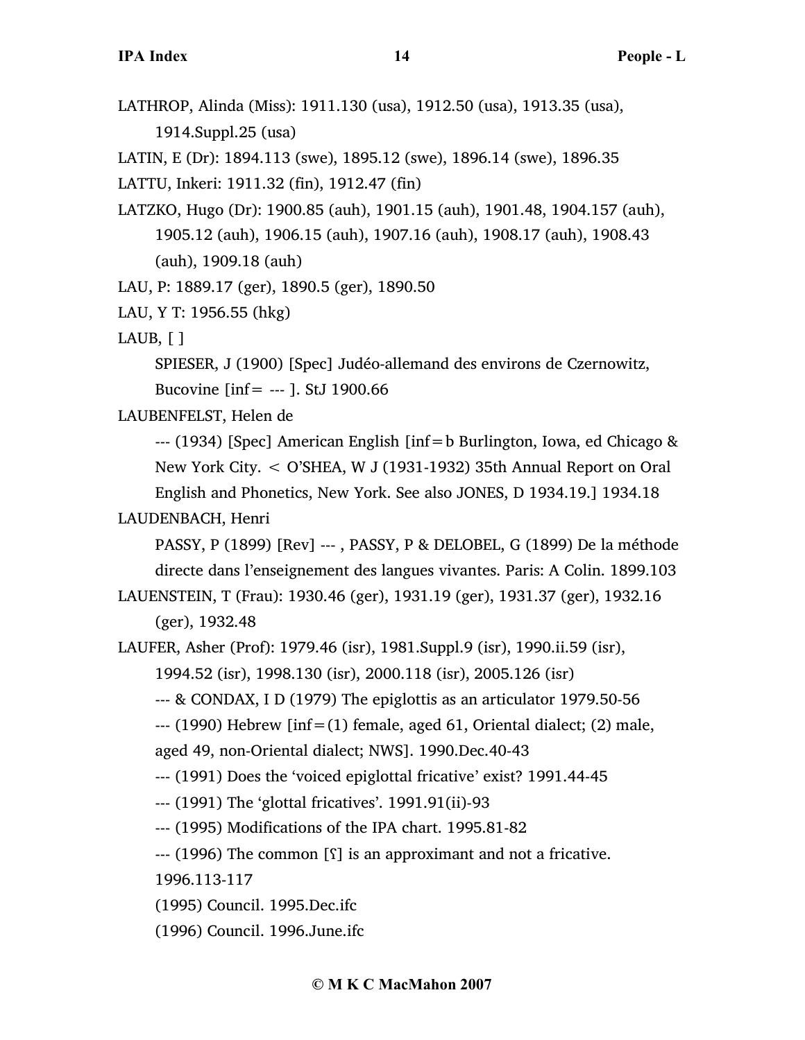LATHROP, Alinda (Miss): 1911.130 (usa), 1912.50 (usa), 1913.35 (usa), 1914.Suppl.25 (usa)

LATIN, E (Dr): 1894.113 (swe), 1895.12 (swe), 1896.14 (swe), 1896.35

LATTU, Inkeri: 1911.32 (fin), 1912.47 (fin)

LATZKO, Hugo (Dr): 1900.85 (auh), 1901.15 (auh), 1901.48, 1904.157 (auh), 1905.12 (auh), 1906.15 (auh), 1907.16 (auh), 1908.17 (auh), 1908.43 (auh), 1909.18 (auh)

LAU, P: 1889.17 (ger), 1890.5 (ger), 1890.50

LAU, Y T: 1956.55 (hkg)

LAUB, [ ]

SPIESER, J (1900) [Spec] Judéo-allemand des environs de Czernowitz, Bucovine [inf= --- ]. StJ 1900.66

LAUBENFELST, Helen de

--- (1934) [Spec] American English [inf=b Burlington, Iowa, ed Chicago & New York City. < O'SHEA, W J (1931-1932) 35th Annual Report on Oral English and Phonetics, New York. See also JONES, D 1934.19.] 1934.18

LAUDENBACH, Henri

PASSY, P (1899) [Rev] --- , PASSY, P & DELOBEL, G (1899) De la méthode directe dans l'enseignement des langues vivantes. Paris: A Colin. 1899.103

LAUENSTEIN, T (Frau): 1930.46 (ger), 1931.19 (ger), 1931.37 (ger), 1932.16 (ger), 1932.48

LAUFER, Asher (Prof): 1979.46 (isr), 1981.Suppl.9 (isr), 1990.ii.59 (isr), 1994.52 (isr), 1998.130 (isr), 2000.118 (isr), 2005.126 (isr)

--- & CONDAX, I D (1979) The epiglottis as an articulator 1979.50-56

--- (1990) Hebrew [inf=(1) female, aged 61, Oriental dialect; (2) male, aged 49, non-Oriental dialect; NWS]. 1990.Dec.40-43

--- (1991) Does the 'voiced epiglottal fricative' exist? 1991.44-45

--- (1991) The 'glottal fricatives'. 1991.91(ii)-93

--- (1995) Modifications of the IPA chart. 1995.81-82

--- (1996) The common [ʕ] is an approximant and not a fricative. 1996.113-117

(1995) Council. 1995.Dec.ifc

(1996) Council. 1996.June.ifc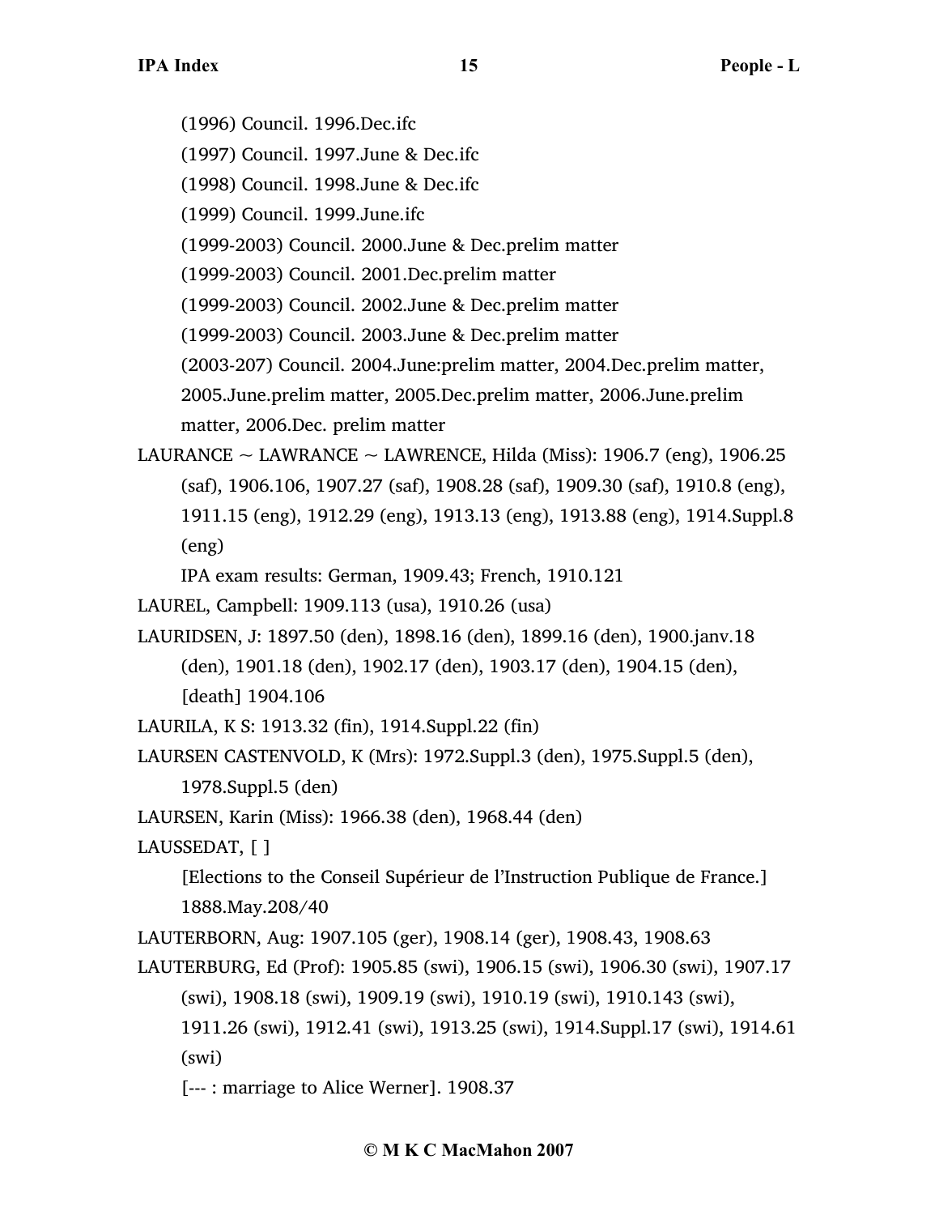(1996) Council. 1996.Dec.ifc

(1997) Council. 1997.June & Dec.ifc

(1998) Council. 1998.June & Dec.ifc

(1999) Council. 1999.June.ifc

(1999-2003) Council. 2000.June & Dec.prelim matter

(1999-2003) Council. 2001.Dec.prelim matter

(1999-2003) Council. 2002.June & Dec.prelim matter

(1999-2003) Council. 2003.June & Dec.prelim matter

(2003-207) Council. 2004.June:prelim matter, 2004.Dec.prelim matter, 2005.June.prelim matter, 2005.Dec.prelim matter, 2006.June.prelim matter, 2006.Dec. prelim matter

LAURANCE ~ LAWRANCE ~ LAWRENCE, Hilda (Miss): 1906.7 (eng), 1906.25 (saf), 1906.106, 1907.27 (saf), 1908.28 (saf), 1909.30 (saf), 1910.8 (eng), 1911.15 (eng), 1912.29 (eng), 1913.13 (eng), 1913.88 (eng), 1914.Suppl.8 (eng)

IPA exam results: German, 1909.43; French, 1910.121

LAUREL, Campbell: 1909.113 (usa), 1910.26 (usa)

LAURIDSEN, J: 1897.50 (den), 1898.16 (den), 1899.16 (den), 1900.janv.18 (den), 1901.18 (den), 1902.17 (den), 1903.17 (den), 1904.15 (den), [death] 1904.106

LAURILA, K S: 1913.32 (fin), 1914.Suppl.22 (fin)

LAURSEN CASTENVOLD, K (Mrs): 1972.Suppl.3 (den), 1975.Suppl.5 (den), 1978.Suppl.5 (den)

LAURSEN, Karin (Miss): 1966.38 (den), 1968.44 (den)

LAUSSEDAT, [ ]

[Elections to the Conseil Supérieur de l'Instruction Publique de France.] 1888.May.208/40

LAUTERBORN, Aug: 1907.105 (ger), 1908.14 (ger), 1908.43, 1908.63

LAUTERBURG, Ed (Prof): 1905.85 (swi), 1906.15 (swi), 1906.30 (swi), 1907.17 (swi), 1908.18 (swi), 1909.19 (swi), 1910.19 (swi), 1910.143 (swi), 1911.26 (swi), 1912.41 (swi), 1913.25 (swi), 1914.Suppl.17 (swi), 1914.61 (swi)

[--- : marriage to Alice Werner]. 1908.37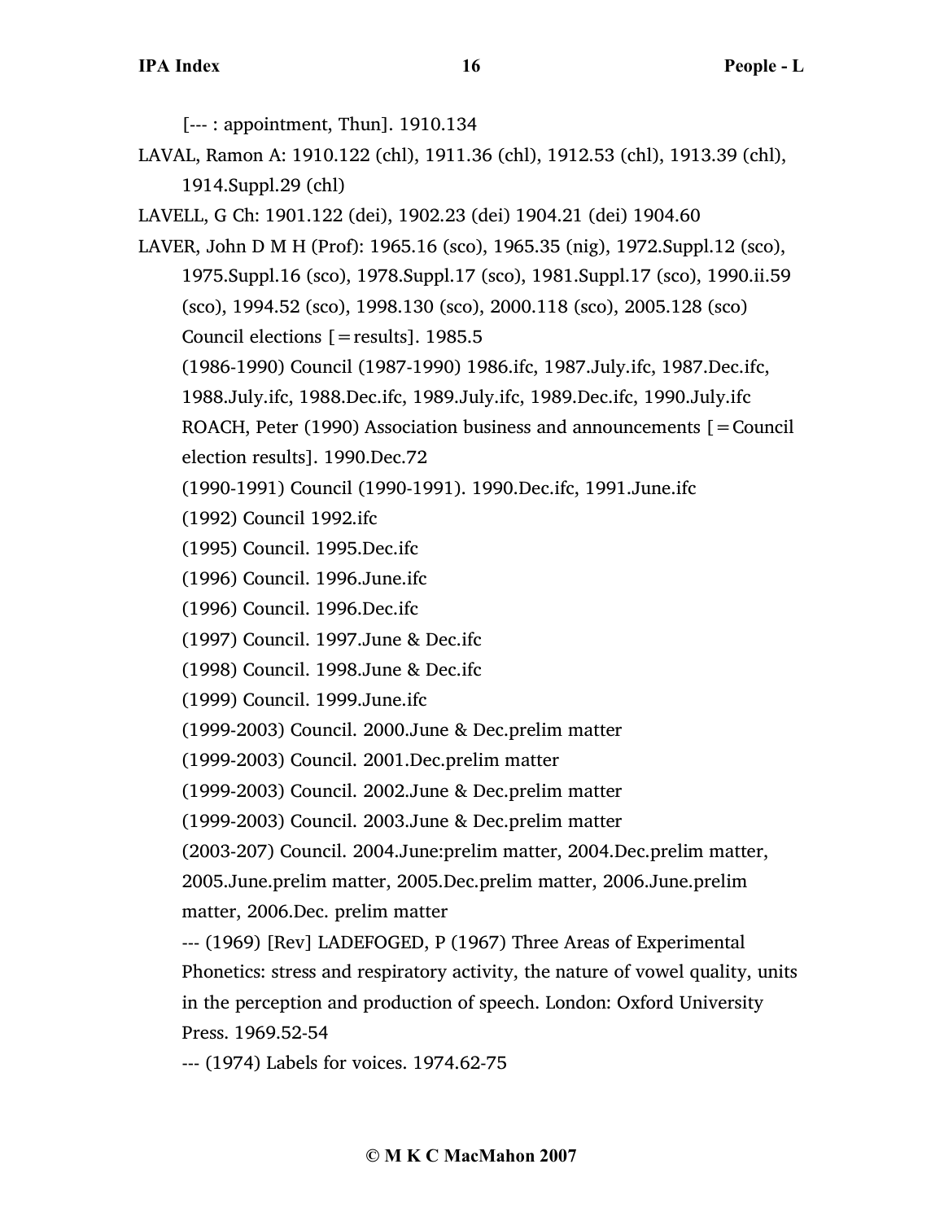[--- : appointment, Thun]. 1910.134

LAVAL, Ramon A: 1910.122 (chl), 1911.36 (chl), 1912.53 (chl), 1913.39 (chl), 1914.Suppl.29 (chl)

LAVELL, G Ch: 1901.122 (dei), 1902.23 (dei) 1904.21 (dei) 1904.60

LAVER, John D M H (Prof): 1965.16 (sco), 1965.35 (nig), 1972.Suppl.12 (sco), 1975.Suppl.16 (sco), 1978.Suppl.17 (sco), 1981.Suppl.17 (sco), 1990.ii.59 (sco), 1994.52 (sco), 1998.130 (sco), 2000.118 (sco), 2005.128 (sco)

Council elections [=results]. 1985.5

(1986-1990) Council (1987-1990) 1986.ifc, 1987.July.ifc, 1987.Dec.ifc, 1988.July.ifc, 1988.Dec.ifc, 1989.July.ifc, 1989.Dec.ifc, 1990.July.ifc

ROACH, Peter (1990) Association business and announcements [=Council election results]. 1990.Dec.72

(1990-1991) Council (1990-1991). 1990.Dec.ifc, 1991.June.ifc

(1992) Council 1992.ifc

(1995) Council. 1995.Dec.ifc

(1996) Council. 1996.June.ifc

(1996) Council. 1996.Dec.ifc

(1997) Council. 1997.June & Dec.ifc

(1998) Council. 1998.June & Dec.ifc

(1999) Council. 1999.June.ifc

(1999-2003) Council. 2000.June & Dec.prelim matter

(1999-2003) Council. 2001.Dec.prelim matter

(1999-2003) Council. 2002.June & Dec.prelim matter

(1999-2003) Council. 2003.June & Dec.prelim matter

(2003-207) Council. 2004.June:prelim matter, 2004.Dec.prelim matter, 2005.June.prelim matter, 2005.Dec.prelim matter, 2006.June.prelim matter, 2006.Dec. prelim matter

--- (1969) [Rev] LADEFOGED, P (1967) Three Areas of Experimental Phonetics: stress and respiratory activity, the nature of vowel quality, units in the perception and production of speech. London: Oxford University Press. 1969.52-54

--- (1974) Labels for voices. 1974.62-75

© M K C MacMahon 2007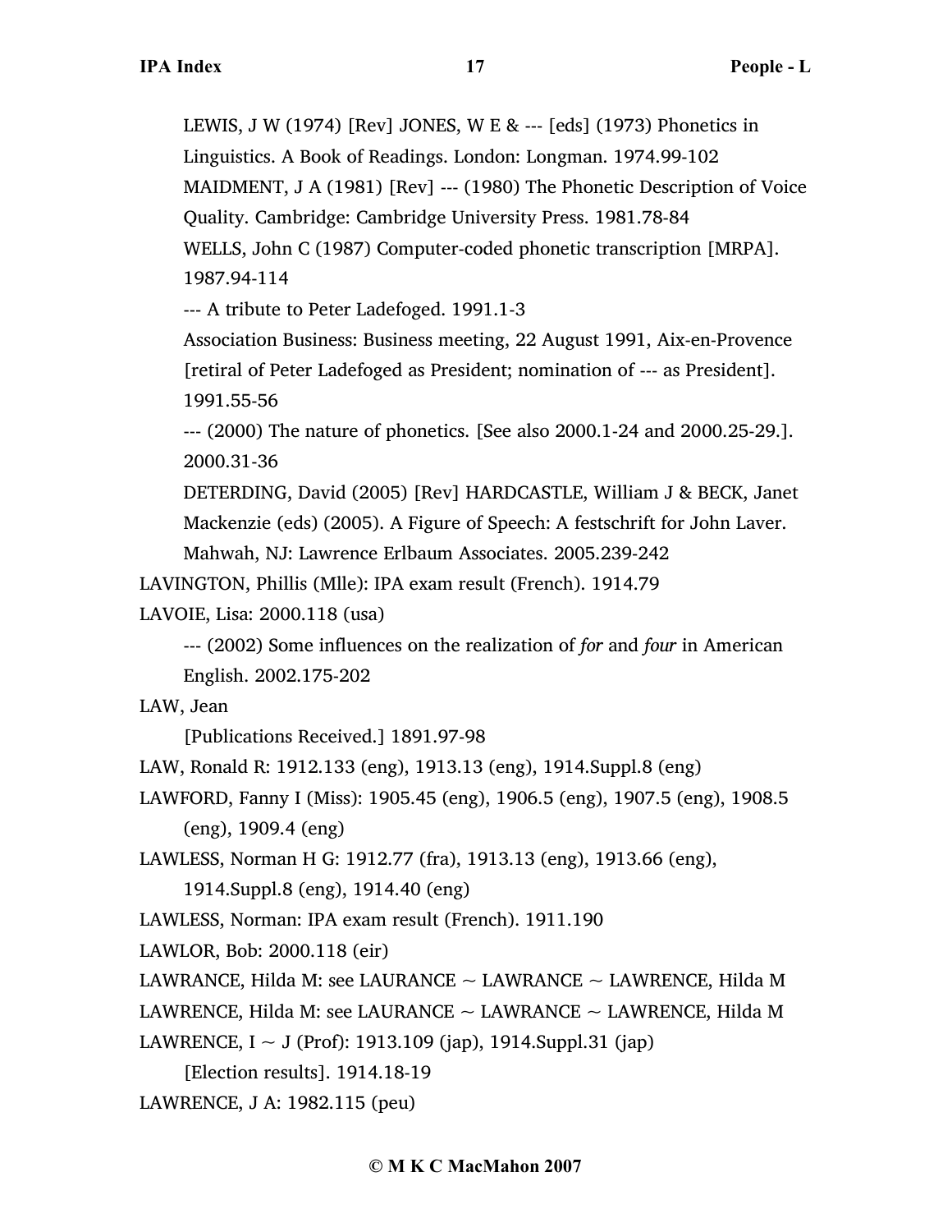LEWIS, J W (1974) [Rev] JONES, W E & --- [eds] (1973) Phonetics in Linguistics. A Book of Readings. London: Longman. 1974.99-102

MAIDMENT, J A (1981) [Rev] --- (1980) The Phonetic Description of Voice Quality. Cambridge: Cambridge University Press. 1981.78-84

WELLS, John C (1987) Computer-coded phonetic transcription [MRPA]. 1987.94-114

--- A tribute to Peter Ladefoged. 1991.1-3

Association Business: Business meeting, 22 August 1991, Aix-en-Provence [retiral of Peter Ladefoged as President; nomination of --- as President]. 1991.55-56

--- (2000) The nature of phonetics. [See also 2000.1-24 and 2000.25-29.]. 2000.31-36

DETERDING, David (2005) [Rev] HARDCASTLE, William J & BECK, Janet Mackenzie (eds) (2005). A Figure of Speech: A festschrift for John Laver. Mahwah, NJ: Lawrence Erlbaum Associates. 2005.239-242

LAVINGTON, Phillis (Mlle): IPA exam result (French). 1914.79

LAVOIE, Lisa: 2000.118 (usa)

--- (2002) Some influences on the realization of *for* and *four* in American English. 2002.175-202

LAW, Jean

[Publications Received.] 1891.97-98

LAW, Ronald R: 1912.133 (eng), 1913.13 (eng), 1914.Suppl.8 (eng)

LAWFORD, Fanny I (Miss): 1905.45 (eng), 1906.5 (eng), 1907.5 (eng), 1908.5 (eng), 1909.4 (eng)

LAWLESS, Norman H G: 1912.77 (fra), 1913.13 (eng), 1913.66 (eng), 1914.Suppl.8 (eng), 1914.40 (eng)

LAWLESS, Norman: IPA exam result (French). 1911.190

LAWLOR, Bob: 2000.118 (eir)

LAWRANCE, Hilda M: see LAURANCE ~ LAWRANCE ~ LAWRENCE, Hilda M

LAWRENCE, Hilda M: see LAURANCE ~ LAWRANCE ~ LAWRENCE, Hilda M

LAWRENCE, I ~ J (Prof): 1913.109 (jap), 1914.Suppl.31 (jap)

[Election results]. 1914.18-19

LAWRENCE, J A: 1982.115 (peu)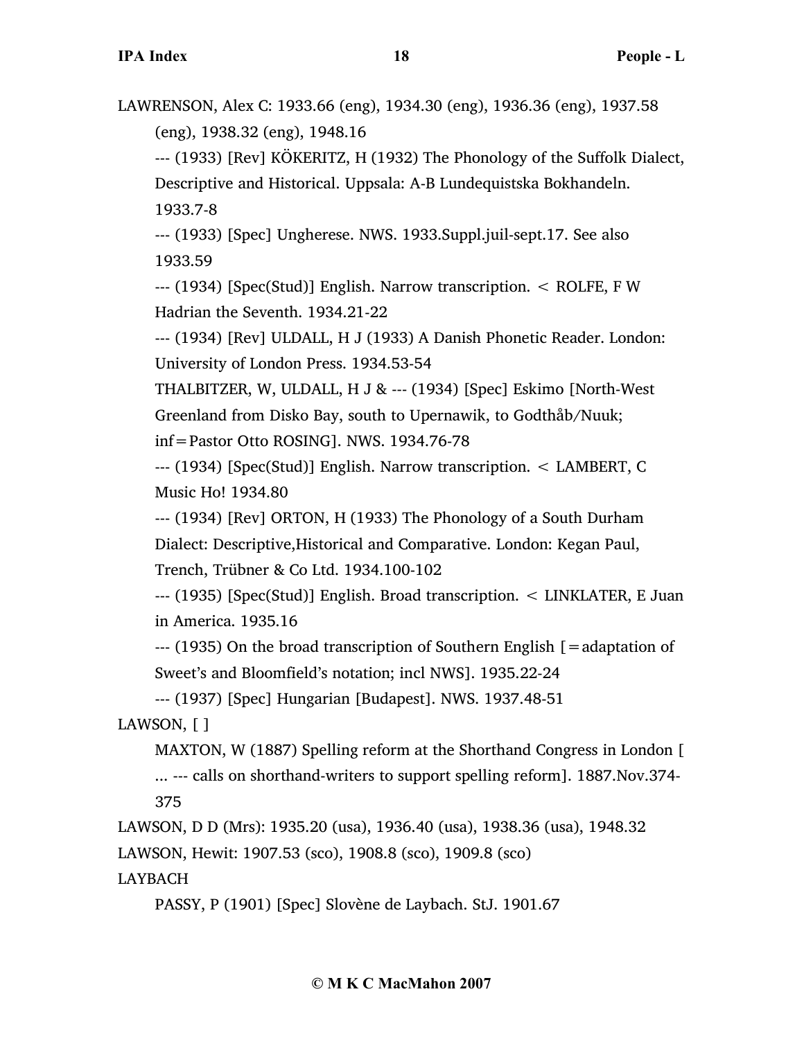LAWRENSON, Alex C: 1933.66 (eng), 1934.30 (eng), 1936.36 (eng), 1937.58 (eng), 1938.32 (eng), 1948.16

--- (1933) [Rev] KÖKERITZ, H (1932) The Phonology of the Suffolk Dialect, Descriptive and Historical. Uppsala: A-B Lundequistska Bokhandeln. 1933.7-8

--- (1933) [Spec] Ungherese. NWS. 1933.Suppl.juil-sept.17. See also 1933.59

--- (1934) [Spec(Stud)] English. Narrow transcription. < ROLFE, F W Hadrian the Seventh. 1934.21-22

--- (1934) [Rev] ULDALL, H J (1933) A Danish Phonetic Reader. London: University of London Press. 1934.53-54

THALBITZER, W, ULDALL, H J & --- (1934) [Spec] Eskimo [North-West Greenland from Disko Bay, south to Upernawik, to Godthåb/Nuuk; inf=Pastor Otto ROSING]. NWS. 1934.76-78

--- (1934) [Spec(Stud)] English. Narrow transcription. < LAMBERT, C Music Ho! 1934.80

--- (1934) [Rev] ORTON, H (1933) The Phonology of a South Durham Dialect: Descriptive,Historical and Comparative. London: Kegan Paul, Trench, Trübner & Co Ltd. 1934.100-102

--- (1935) [Spec(Stud)] English. Broad transcription. < LINKLATER, E Juan in America. 1935.16

--- (1935) On the broad transcription of Southern English [=adaptation of Sweet's and Bloomfield's notation; incl NWS]. 1935.22-24

--- (1937) [Spec] Hungarian [Budapest]. NWS. 1937.48-51

LAWSON, [ ]

MAXTON, W (1887) Spelling reform at the Shorthand Congress in London [ ... --- calls on shorthand-writers to support spelling reform]. 1887.Nov.374-375

LAWSON, D D (Mrs): 1935.20 (usa), 1936.40 (usa), 1938.36 (usa), 1948.32

LAWSON, Hewit: 1907.53 (sco), 1908.8 (sco), 1909.8 (sco)

LAYBACH

PASSY, P (1901) [Spec] Slovène de Laybach. StJ. 1901.67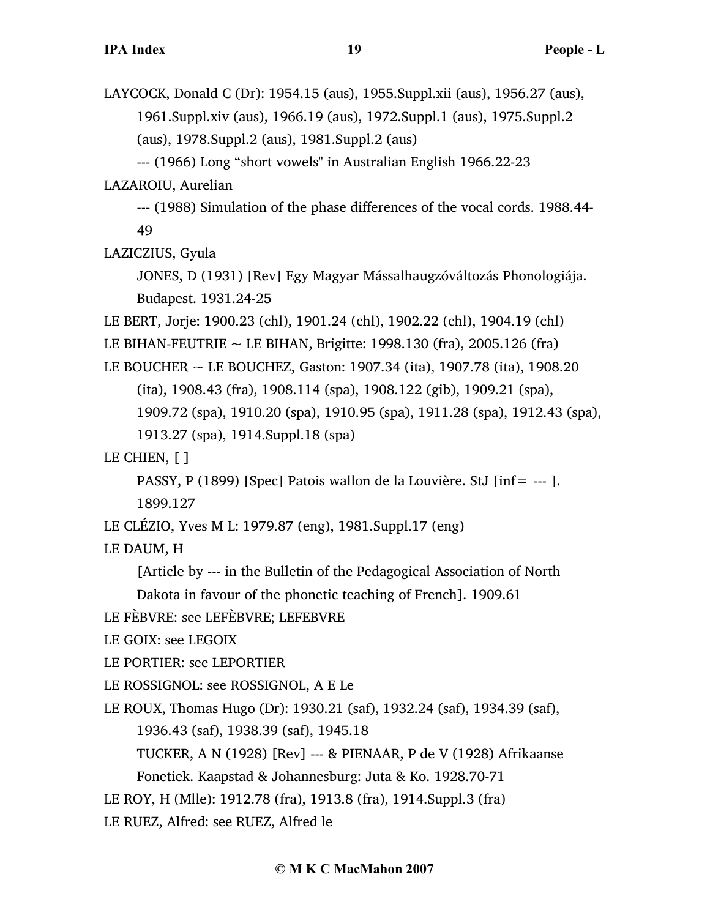LAYCOCK, Donald C (Dr): 1954.15 (aus), 1955.Suppl.xii (aus), 1956.27 (aus), 1961.Suppl.xiv (aus), 1966.19 (aus), 1972.Suppl.1 (aus), 1975.Suppl.2 (aus), 1978.Suppl.2 (aus), 1981.Suppl.2 (aus)

--- (1966) Long "short vowels" in Australian English 1966.22-23

LAZAROIU, Aurelian

--- (1988) Simulation of the phase differences of the vocal cords. 1988.44-49

LAZICZIUS, Gyula

JONES, D (1931) [Rev] Egy Magyar Mássalhaugzóváltozás Phonologiája. Budapest. 1931.24-25

LE BERT, Jorje: 1900.23 (chl), 1901.24 (chl), 1902.22 (chl), 1904.19 (chl)

LE BIHAN-FEUTRIE ~ LE BIHAN, Brigitte: 1998.130 (fra), 2005.126 (fra)

LE BOUCHER ~ LE BOUCHEZ, Gaston: 1907.34 (ita), 1907.78 (ita), 1908.20 (ita), 1908.43 (fra), 1908.114 (spa), 1908.122 (gib), 1909.21 (spa), 1909.72 (spa), 1910.20 (spa), 1910.95 (spa), 1911.28 (spa), 1912.43 (spa), 1913.27 (spa), 1914.Suppl.18 (spa)

LE CHIEN, [ ]

PASSY, P (1899) [Spec] Patois wallon de la Louvière. StJ [inf= --- ]. 1899.127

LE CLÉZIO, Yves M L: 1979.87 (eng), 1981.Suppl.17 (eng)

LE DAUM, H

[Article by --- in the Bulletin of the Pedagogical Association of North Dakota in favour of the phonetic teaching of French]. 1909.61

LE FÈBVRE: see LEFÈBVRE; LEFEBVRE

LE GOIX: see LEGOIX

LE PORTIER: see LEPORTIER

LE ROSSIGNOL: see ROSSIGNOL, A E Le

LE ROUX, Thomas Hugo (Dr): 1930.21 (saf), 1932.24 (saf), 1934.39 (saf), 1936.43 (saf), 1938.39 (saf), 1945.18

TUCKER, A N (1928) [Rev] --- & PIENAAR, P de V (1928) Afrikaanse Fonetiek. Kaapstad & Johannesburg: Juta & Ko. 1928.70-71

LE ROY, H (Mlle): 1912.78 (fra), 1913.8 (fra), 1914.Suppl.3 (fra)

LE RUEZ, Alfred: see RUEZ, Alfred le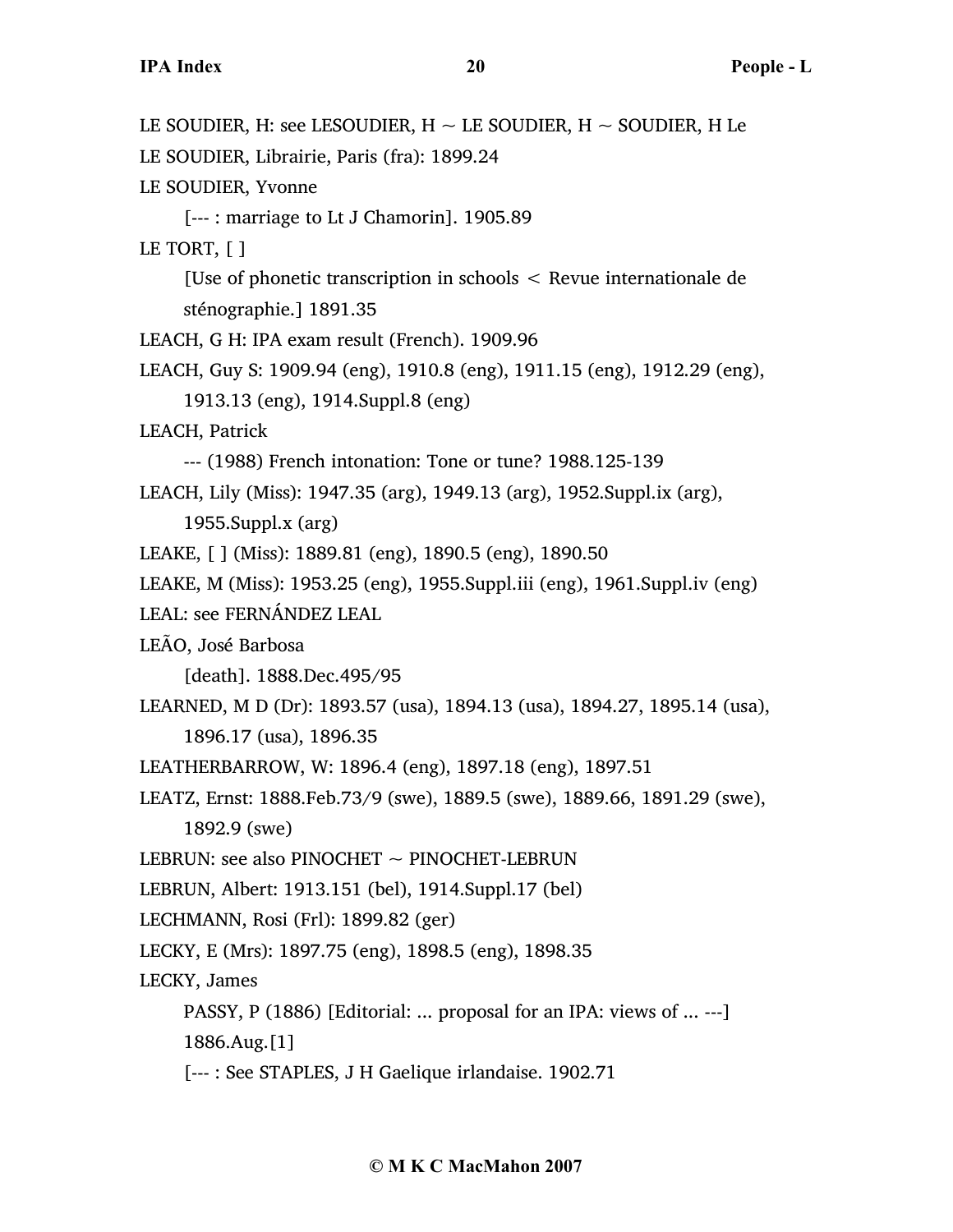LE SOUDIER, H: see LESOUDIER, H ~ LE SOUDIER, H ~ SOUDIER, H Le

LE SOUDIER, Librairie, Paris (fra): 1899.24

LE SOUDIER, Yvonne

[--- : marriage to Lt J Chamorin]. 1905.89

LE TORT, [ ]

[Use of phonetic transcription in schools < Revue internationale de sténographie.] 1891.35

LEACH, G H: IPA exam result (French). 1909.96

LEACH, Guy S: 1909.94 (eng), 1910.8 (eng), 1911.15 (eng), 1912.29 (eng), 1913.13 (eng), 1914.Suppl.8 (eng)

LEACH, Patrick

--- (1988) French intonation: Tone or tune? 1988.125-139

LEACH, Lily (Miss): 1947.35 (arg), 1949.13 (arg), 1952.Suppl.ix (arg), 1955.Suppl.x (arg)

LEAKE, [ ] (Miss): 1889.81 (eng), 1890.5 (eng), 1890.50

LEAKE, M (Miss): 1953.25 (eng), 1955.Suppl.iii (eng), 1961.Suppl.iv (eng)

LEAL: see FERNÁNDEZ LEAL

LEÃO, José Barbosa

[death]. 1888.Dec.495/95

LEARNED, M D (Dr): 1893.57 (usa), 1894.13 (usa), 1894.27, 1895.14 (usa), 1896.17 (usa), 1896.35

LEATHERBARROW, W: 1896.4 (eng), 1897.18 (eng), 1897.51

LEATZ, Ernst: 1888.Feb.73/9 (swe), 1889.5 (swe), 1889.66, 1891.29 (swe), 1892.9 (swe)

LEBRUN: see also PINOCHET ~ PINOCHET-LEBRUN

LEBRUN, Albert: 1913.151 (bel), 1914.Suppl.17 (bel)

LECHMANN, Rosi (Frl): 1899.82 (ger)

LECKY, E (Mrs): 1897.75 (eng), 1898.5 (eng), 1898.35

LECKY, James

PASSY, P (1886) [Editorial: ... proposal for an IPA: views of ... ---] 1886.Aug.[1]

[--- : See STAPLES, J H Gaelique irlandaise. 1902.71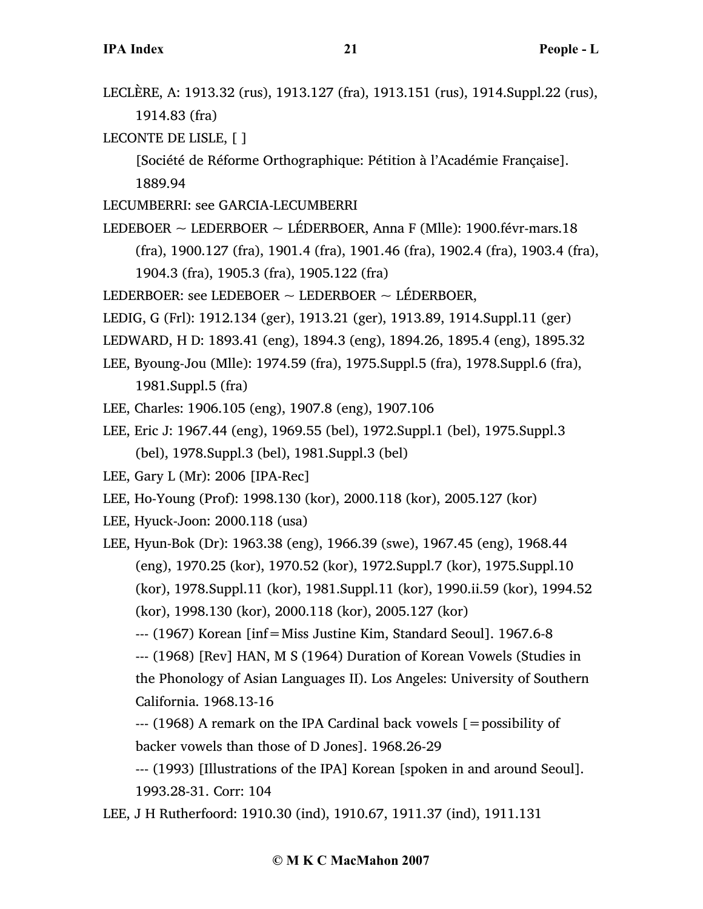LECLÈRE, A: 1913.32 (rus), 1913.127 (fra), 1913.151 (rus), 1914.Suppl.22 (rus), 1914.83 (fra)

LECONTE DE LISLE, [ ]

[Société de Réforme Orthographique: Pétition à l'Académie Française]. 1889.94

LECUMBERRI: see GARCIA-LECUMBERRI

LEDEBOER ~ LEDERBOER ~ LÉDERBOER, Anna F (Mlle): 1900.févr-mars.18 (fra), 1900.127 (fra), 1901.4 (fra), 1901.46 (fra), 1902.4 (fra), 1903.4 (fra), 1904.3 (fra), 1905.3 (fra), 1905.122 (fra)

LEDERBOER: see LEDEBOER ~ LEDERBOER ~ LÉDERBOER,

LEDIG, G (Frl): 1912.134 (ger), 1913.21 (ger), 1913.89, 1914.Suppl.11 (ger)

LEDWARD, H D: 1893.41 (eng), 1894.3 (eng), 1894.26, 1895.4 (eng), 1895.32

LEE, Byoung-Jou (Mlle): 1974.59 (fra), 1975.Suppl.5 (fra), 1978.Suppl.6 (fra), 1981.Suppl.5 (fra)

LEE, Charles: 1906.105 (eng), 1907.8 (eng), 1907.106

LEE, Eric J: 1967.44 (eng), 1969.55 (bel), 1972.Suppl.1 (bel), 1975.Suppl.3 (bel), 1978.Suppl.3 (bel), 1981.Suppl.3 (bel)

LEE, Gary L (Mr): 2006 [IPA-Rec]

LEE, Ho-Young (Prof): 1998.130 (kor), 2000.118 (kor), 2005.127 (kor)

LEE, Hyuck-Joon: 2000.118 (usa)

LEE, Hyun-Bok (Dr): 1963.38 (eng), 1966.39 (swe), 1967.45 (eng), 1968.44 (eng), 1970.25 (kor), 1970.52 (kor), 1972.Suppl.7 (kor), 1975.Suppl.10 (kor), 1978.Suppl.11 (kor), 1981.Suppl.11 (kor), 1990.ii.59 (kor), 1994.52 (kor), 1998.130 (kor), 2000.118 (kor), 2005.127 (kor)

--- (1967) Korean [inf=Miss Justine Kim, Standard Seoul]. 1967.6-8

--- (1968) [Rev] HAN, M S (1964) Duration of Korean Vowels (Studies in the Phonology of Asian Languages II). Los Angeles: University of Southern California. 1968.13-16

--- (1968) A remark on the IPA Cardinal back vowels [=possibility of backer vowels than those of D Jones]. 1968.26-29

--- (1993) [Illustrations of the IPA] Korean [spoken in and around Seoul]. 1993.28-31. Corr: 104

LEE, J H Rutherfoord: 1910.30 (ind), 1910.67, 1911.37 (ind), 1911.131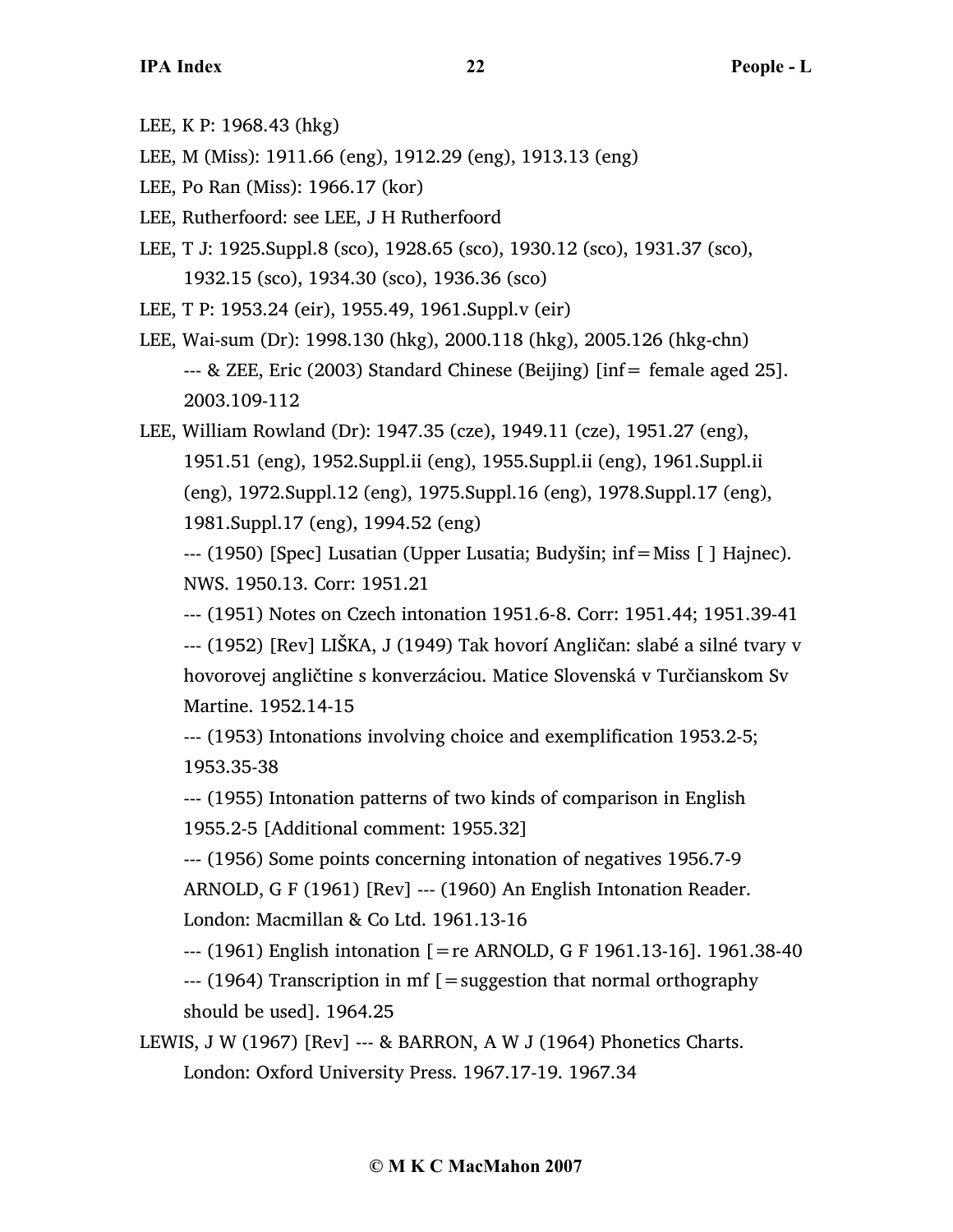LEE, K P: 1968.43 (hkg)

LEE, M (Miss): 1911.66 (eng), 1912.29 (eng), 1913.13 (eng)

LEE, Po Ran (Miss): 1966.17 (kor)

LEE, Rutherfoord: see LEE, J H Rutherfoord

LEE, T J: 1925.Suppl.8 (sco), 1928.65 (sco), 1930.12 (sco), 1931.37 (sco), 1932.15 (sco), 1934.30 (sco), 1936.36 (sco)

LEE, T P: 1953.24 (eir), 1955.49, 1961.Suppl.v (eir)

LEE, Wai-sum (Dr): 1998.130 (hkg), 2000.118 (hkg), 2005.126 (hkg-chn)
--- & ZEE, Eric (2003) Standard Chinese (Beijing) [inf= female aged 25]. 2003.109-112

LEE, William Rowland (Dr): 1947.35 (cze), 1949.11 (cze), 1951.27 (eng), 1951.51 (eng), 1952.Suppl.ii (eng), 1955.Suppl.ii (eng), 1961.Suppl.ii (eng), 1972.Suppl.12 (eng), 1975.Suppl.16 (eng), 1978.Suppl.17 (eng), 1981.Suppl.17 (eng), 1994.52 (eng)
--- (1950) [Spec] Lusatian (Upper Lusatia; Budyšin; inf=Miss [ ] Hajnec). NWS. 1950.13. Corr: 1951.21
--- (1951) Notes on Czech intonation 1951.6-8. Corr: 1951.44; 1951.39-41
--- (1952) [Rev] LIŠKA, J (1949) Tak hovorí Angličan: slabé a silné tvary v hovorovej angličtine s konverzáciou. Matice Slovenská v Turčianskom Sv Martine. 1952.14-15
--- (1953) Intonations involving choice and exemplification 1953.2-5; 1953.35-38
--- (1955) Intonation patterns of two kinds of comparison in English 1955.2-5 [Additional comment: 1955.32]
--- (1956) Some points concerning intonation of negatives 1956.7-9
ARNOLD, G F (1961) [Rev] --- (1960) An English Intonation Reader. London: Macmillan & Co Ltd. 1961.13-16
--- (1961) English intonation [=re ARNOLD, G F 1961.13-16]. 1961.38-40
--- (1964) Transcription in mf [=suggestion that normal orthography should be used]. 1964.25

LEWIS, J W (1967) [Rev] --- & BARRON, A W J (1964) Phonetics Charts. London: Oxford University Press. 1967.17-19. 1967.34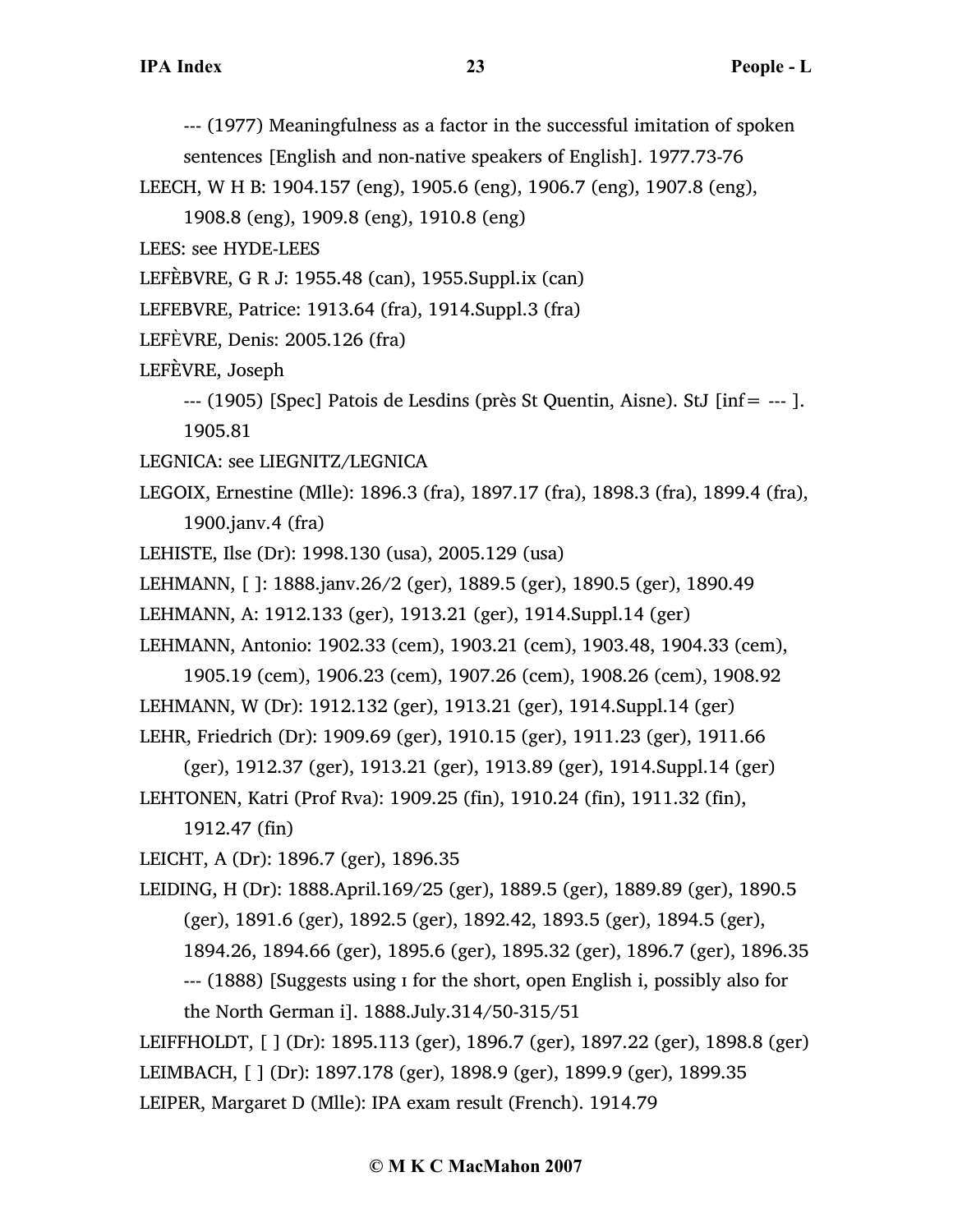--- (1977) Meaningfulness as a factor in the successful imitation of spoken sentences [English and non-native speakers of English]. 1977.73-76

LEECH, W H B: 1904.157 (eng), 1905.6 (eng), 1906.7 (eng), 1907.8 (eng), 1908.8 (eng), 1909.8 (eng), 1910.8 (eng)

LEES: see HYDE-LEES

LEFÈBVRE, G R J: 1955.48 (can), 1955.Suppl.ix (can)

LEFEBVRE, Patrice: 1913.64 (fra), 1914.Suppl.3 (fra)

LEFÈVRE, Denis: 2005.126 (fra)

LEFÈVRE, Joseph

--- (1905) [Spec] Patois de Lesdins (près St Quentin, Aisne). StJ [inf= --- ]. 1905.81

LEGNICA: see LIEGNITZ/LEGNICA

LEGOIX, Ernestine (Mlle): 1896.3 (fra), 1897.17 (fra), 1898.3 (fra), 1899.4 (fra), 1900.janv.4 (fra)

LEHISTE, Ilse (Dr): 1998.130 (usa), 2005.129 (usa)

LEHMANN, [ ]: 1888.janv.26/2 (ger), 1889.5 (ger), 1890.5 (ger), 1890.49

LEHMANN, A: 1912.133 (ger), 1913.21 (ger), 1914.Suppl.14 (ger)

LEHMANN, Antonio: 1902.33 (cem), 1903.21 (cem), 1903.48, 1904.33 (cem), 1905.19 (cem), 1906.23 (cem), 1907.26 (cem), 1908.26 (cem), 1908.92

LEHMANN, W (Dr): 1912.132 (ger), 1913.21 (ger), 1914.Suppl.14 (ger)

LEHR, Friedrich (Dr): 1909.69 (ger), 1910.15 (ger), 1911.23 (ger), 1911.66 (ger), 1912.37 (ger), 1913.21 (ger), 1913.89 (ger), 1914.Suppl.14 (ger)

LEHTONEN, Katri (Prof Rva): 1909.25 (fin), 1910.24 (fin), 1911.32 (fin), 1912.47 (fin)

LEICHT, A (Dr): 1896.7 (ger), 1896.35

LEIDING, H (Dr): 1888.April.169/25 (ger), 1889.5 (ger), 1889.89 (ger), 1890.5 (ger), 1891.6 (ger), 1892.5 (ger), 1892.42, 1893.5 (ger), 1894.5 (ger), 1894.26, 1894.66 (ger), 1895.6 (ger), 1895.32 (ger), 1896.7 (ger), 1896.35

--- (1888) [Suggests using ɪ for the short, open English i, possibly also for the North German i]. 1888.July.314/50-315/51

LEIFFHOLDT, [ ] (Dr): 1895.113 (ger), 1896.7 (ger), 1897.22 (ger), 1898.8 (ger)

LEIMBACH, [ ] (Dr): 1897.178 (ger), 1898.9 (ger), 1899.9 (ger), 1899.35

LEIPER, Margaret D (Mlle): IPA exam result (French). 1914.79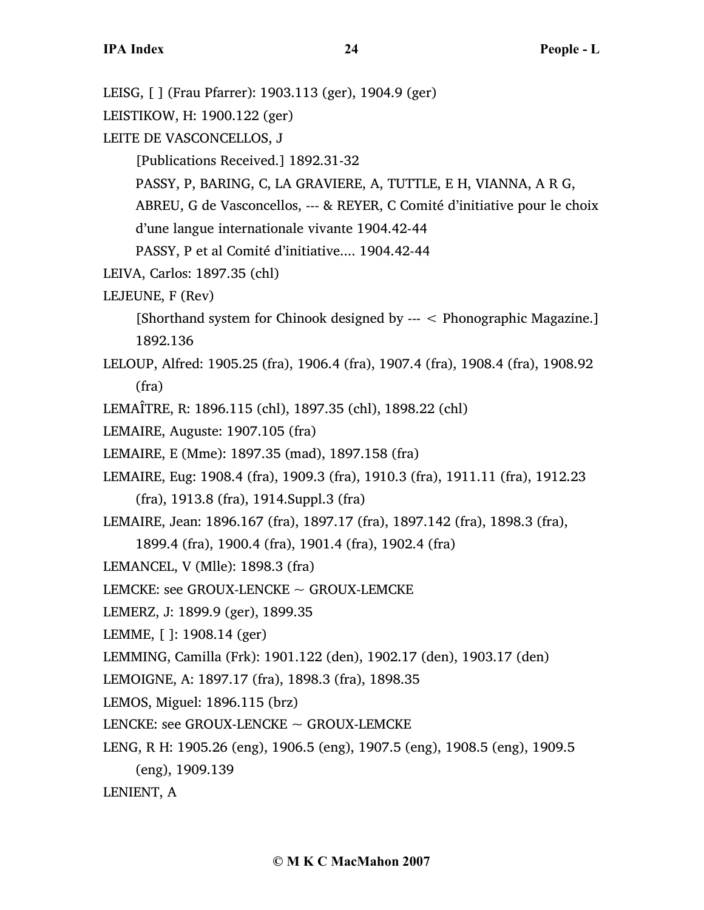LEISG, [ ] (Frau Pfarrer): 1903.113 (ger), 1904.9 (ger)

LEISTIKOW, H: 1900.122 (ger)

LEITE DE VASCONCELLOS, J

[Publications Received.] 1892.31-32

PASSY, P, BARING, C, LA GRAVIERE, A, TUTTLE, E H, VIANNA, A R G, ABREU, G de Vasconcellos, --- & REYER, C Comité d'initiative pour le choix d'une langue internationale vivante 1904.42-44

PASSY, P et al Comité d'initiative.... 1904.42-44

LEIVA, Carlos: 1897.35 (chl)

LEJEUNE, F (Rev)

[Shorthand system for Chinook designed by --- < Phonographic Magazine.] 1892.136

LELOUP, Alfred: 1905.25 (fra), 1906.4 (fra), 1907.4 (fra), 1908.4 (fra), 1908.92 (fra)

LEMAÎTRE, R: 1896.115 (chl), 1897.35 (chl), 1898.22 (chl)

LEMAIRE, Auguste: 1907.105 (fra)

LEMAIRE, E (Mme): 1897.35 (mad), 1897.158 (fra)

LEMAIRE, Eug: 1908.4 (fra), 1909.3 (fra), 1910.3 (fra), 1911.11 (fra), 1912.23 (fra), 1913.8 (fra), 1914.Suppl.3 (fra)

LEMAIRE, Jean: 1896.167 (fra), 1897.17 (fra), 1897.142 (fra), 1898.3 (fra), 1899.4 (fra), 1900.4 (fra), 1901.4 (fra), 1902.4 (fra)

LEMANCEL, V (Mlle): 1898.3 (fra)

LEMCKE: see GROUX-LENCKE ~ GROUX-LEMCKE

LEMERZ, J: 1899.9 (ger), 1899.35

LEMME, [ ]: 1908.14 (ger)

LEMMING, Camilla (Frk): 1901.122 (den), 1902.17 (den), 1903.17 (den)

LEMOIGNE, A: 1897.17 (fra), 1898.3 (fra), 1898.35

LEMOS, Miguel: 1896.115 (brz)

LENCKE: see GROUX-LENCKE ~ GROUX-LEMCKE

LENG, R H: 1905.26 (eng), 1906.5 (eng), 1907.5 (eng), 1908.5 (eng), 1909.5 (eng), 1909.139

LENIENT, A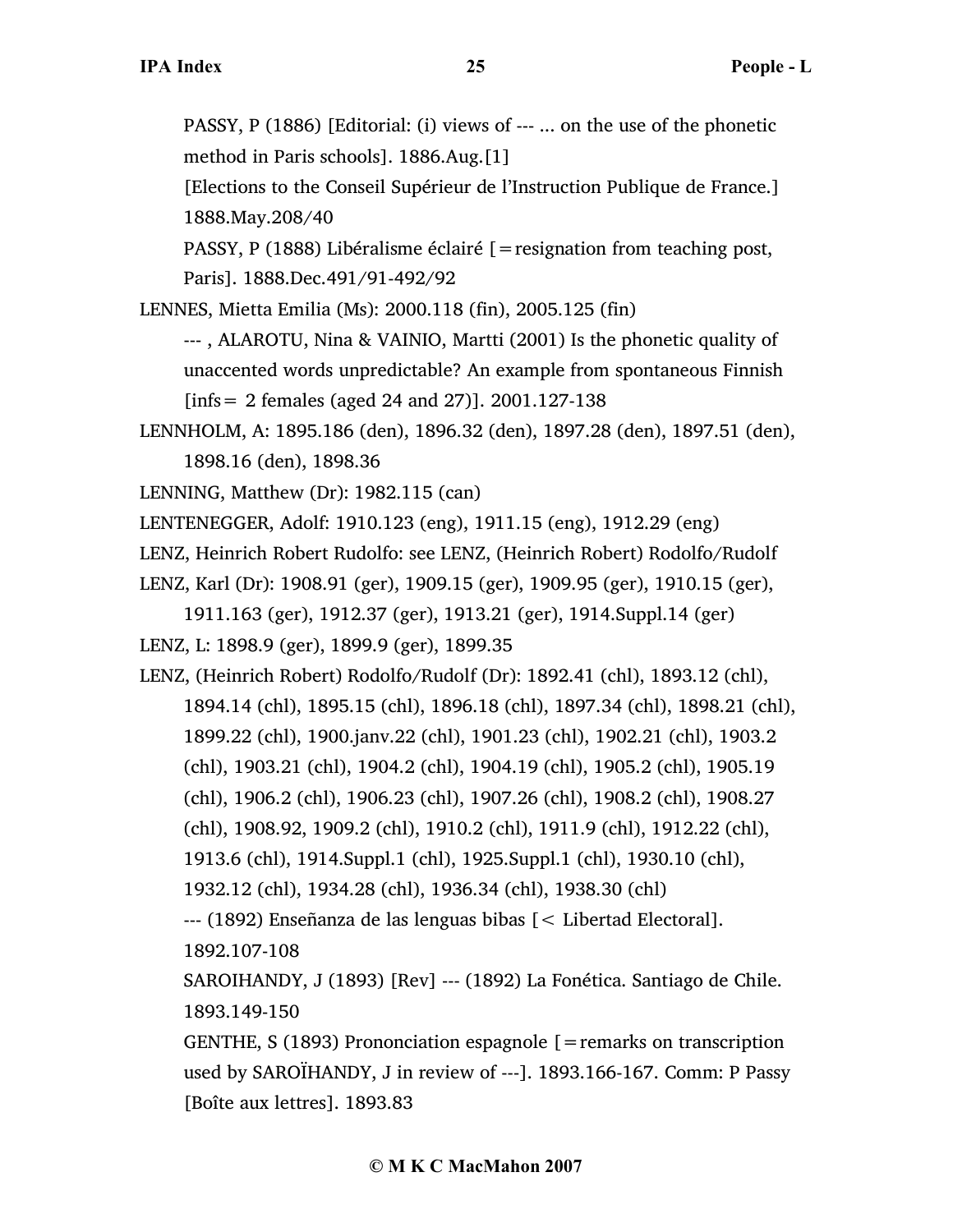PASSY, P (1886) [Editorial: (i) views of --- ... on the use of the phonetic method in Paris schools]. 1886.Aug.[1]

[Elections to the Conseil Supérieur de l'Instruction Publique de France.] 1888.May.208/40

PASSY, P (1888) Libéralisme éclairé [=resignation from teaching post, Paris]. 1888.Dec.491/91-492/92

LENNES, Mietta Emilia (Ms): 2000.118 (fin), 2005.125 (fin)

--- , ALAROTU, Nina & VAINIO, Martti (2001) Is the phonetic quality of unaccented words unpredictable? An example from spontaneous Finnish [infs= 2 females (aged 24 and 27)]. 2001.127-138

LENNHOLM, A: 1895.186 (den), 1896.32 (den), 1897.28 (den), 1897.51 (den), 1898.16 (den), 1898.36

LENNING, Matthew (Dr): 1982.115 (can)

LENTENEGGER, Adolf: 1910.123 (eng), 1911.15 (eng), 1912.29 (eng)

LENZ, Heinrich Robert Rudolfo: see LENZ, (Heinrich Robert) Rodolfo/Rudolf

LENZ, Karl (Dr): 1908.91 (ger), 1909.15 (ger), 1909.95 (ger), 1910.15 (ger), 1911.163 (ger), 1912.37 (ger), 1913.21 (ger), 1914.Suppl.14 (ger)

LENZ, L: 1898.9 (ger), 1899.9 (ger), 1899.35

LENZ, (Heinrich Robert) Rodolfo/Rudolf (Dr): 1892.41 (chl), 1893.12 (chl), 1894.14 (chl), 1895.15 (chl), 1896.18 (chl), 1897.34 (chl), 1898.21 (chl), 1899.22 (chl), 1900.janv.22 (chl), 1901.23 (chl), 1902.21 (chl), 1903.2 (chl), 1903.21 (chl), 1904.2 (chl), 1904.19 (chl), 1905.2 (chl), 1905.19 (chl), 1906.2 (chl), 1906.23 (chl), 1907.26 (chl), 1908.2 (chl), 1908.27 (chl), 1908.92, 1909.2 (chl), 1910.2 (chl), 1911.9 (chl), 1912.22 (chl), 1913.6 (chl), 1914.Suppl.1 (chl), 1925.Suppl.1 (chl), 1930.10 (chl), 1932.12 (chl), 1934.28 (chl), 1936.34 (chl), 1938.30 (chl)

--- (1892) Enseñanza de las lenguas bibas [< Libertad Electoral]. 1892.107-108

SAROIHANDY, J (1893) [Rev] --- (1892) La Fonética. Santiago de Chile. 1893.149-150

GENTHE, S (1893) Prononciation espagnole [=remarks on transcription used by SAROÏHANDY, J in review of ---]. 1893.166-167. Comm: P Passy [Boîte aux lettres]. 1893.83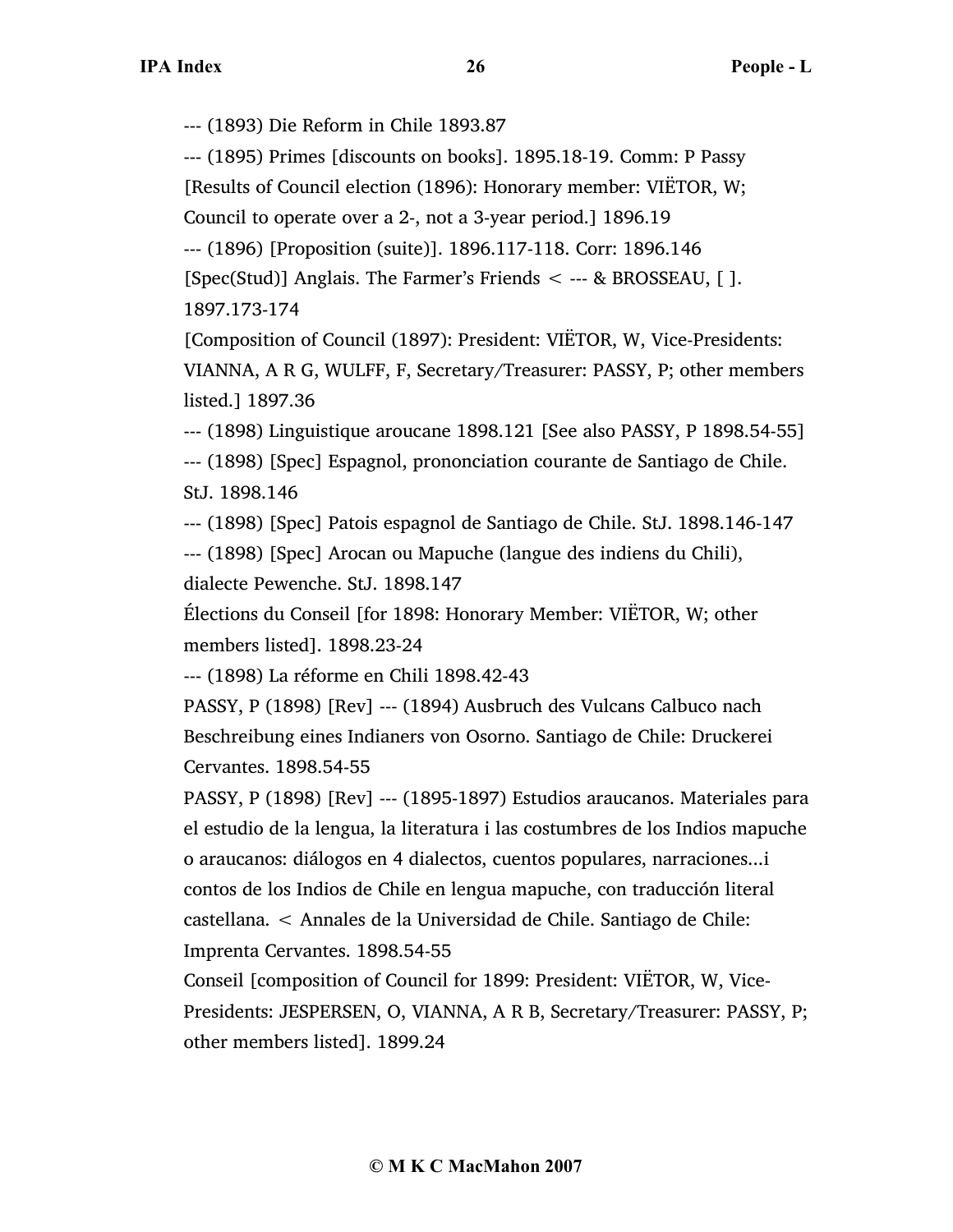--- (1893) Die Reform in Chile 1893.87

--- (1895) Primes [discounts on books]. 1895.18-19. Comm: P Passy

[Results of Council election (1896): Honorary member: VIËTOR, W; Council to operate over a 2-, not a 3-year period.] 1896.19

--- (1896) [Proposition (suite)]. 1896.117-118. Corr: 1896.146

[Spec(Stud)] Anglais. The Farmer's Friends < --- & BROSSEAU, [ ]. 1897.173-174

[Composition of Council (1897): President: VIËTOR, W, Vice-Presidents: VIANNA, A R G, WULFF, F, Secretary/Treasurer: PASSY, P; other members listed.] 1897.36

--- (1898) Linguistique aroucane 1898.121 [See also PASSY, P 1898.54-55]

--- (1898) [Spec] Espagnol, prononciation courante de Santiago de Chile. StJ. 1898.146

--- (1898) [Spec] Patois espagnol de Santiago de Chile. StJ. 1898.146-147

--- (1898) [Spec] Arocan ou Mapuche (langue des indiens du Chili), dialecte Pewenche. StJ. 1898.147

Élections du Conseil [for 1898: Honorary Member: VIËTOR, W; other members listed]. 1898.23-24

--- (1898) La réforme en Chili 1898.42-43

PASSY, P (1898) [Rev] --- (1894) Ausbruch des Vulcans Calbuco nach Beschreibung eines Indianers von Osorno. Santiago de Chile: Druckerei Cervantes. 1898.54-55

PASSY, P (1898) [Rev] --- (1895-1897) Estudios araucanos. Materiales para el estudio de la lengua, la literatura i las costumbres de los Indios mapuche o araucanos: diálogos en 4 dialectos, cuentos populares, narraciones...i contos de los Indios de Chile en lengua mapuche, con traducción literal castellana. < Annales de la Universidad de Chile. Santiago de Chile: Imprenta Cervantes. 1898.54-55

Conseil [composition of Council for 1899: President: VIËTOR, W, Vice-Presidents: JESPERSEN, O, VIANNA, A R B, Secretary/Treasurer: PASSY, P; other members listed]. 1899.24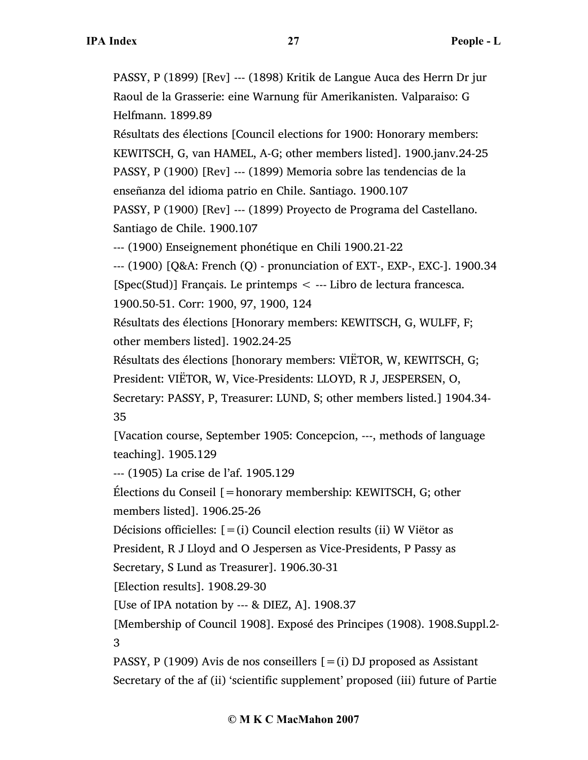PASSY, P (1899) [Rev] --- (1898) Kritik de Langue Auca des Herrn Dr jur Raoul de la Grasserie: eine Warnung für Amerikanisten. Valparaiso: G Helfmann. 1899.89

Résultats des élections [Council elections for 1900: Honorary members: KEWITSCH, G, van HAMEL, A-G; other members listed]. 1900.janv.24-25

PASSY, P (1900) [Rev] --- (1899) Memoria sobre las tendencias de la enseñanza del idioma patrio en Chile. Santiago. 1900.107

PASSY, P (1900) [Rev] --- (1899) Proyecto de Programa del Castellano. Santiago de Chile. 1900.107

--- (1900) Enseignement phonétique en Chili 1900.21-22

--- (1900) [Q&A: French (Q) - pronunciation of EXT-, EXP-, EXC-]. 1900.34

[Spec(Stud)] Français. Le printemps < --- Libro de lectura francesca. 1900.50-51. Corr: 1900, 97, 1900, 124

Résultats des élections [Honorary members: KEWITSCH, G, WULFF, F; other members listed]. 1902.24-25

Résultats des élections [honorary members: VIËTOR, W, KEWITSCH, G; President: VIËTOR, W, Vice-Presidents: LLOYD, R J, JESPERSEN, O, Secretary: PASSY, P, Treasurer: LUND, S; other members listed.] 1904.34-35

[Vacation course, September 1905: Concepcion, ---, methods of language teaching]. 1905.129

--- (1905) La crise de l'af. 1905.129

Élections du Conseil [=honorary membership: KEWITSCH, G; other members listed]. 1906.25-26

Décisions officielles: [=(i) Council election results (ii) W Viëtor as President, R J Lloyd and O Jespersen as Vice-Presidents, P Passy as Secretary, S Lund as Treasurer]. 1906.30-31

[Election results]. 1908.29-30

[Use of IPA notation by --- & DIEZ, A]. 1908.37

[Membership of Council 1908]. Exposé des Principes (1908). 1908.Suppl.2-3

PASSY, P (1909) Avis de nos conseillers [=(i) DJ proposed as Assistant Secretary of the af (ii) 'scientific supplement' proposed (iii) future of Partie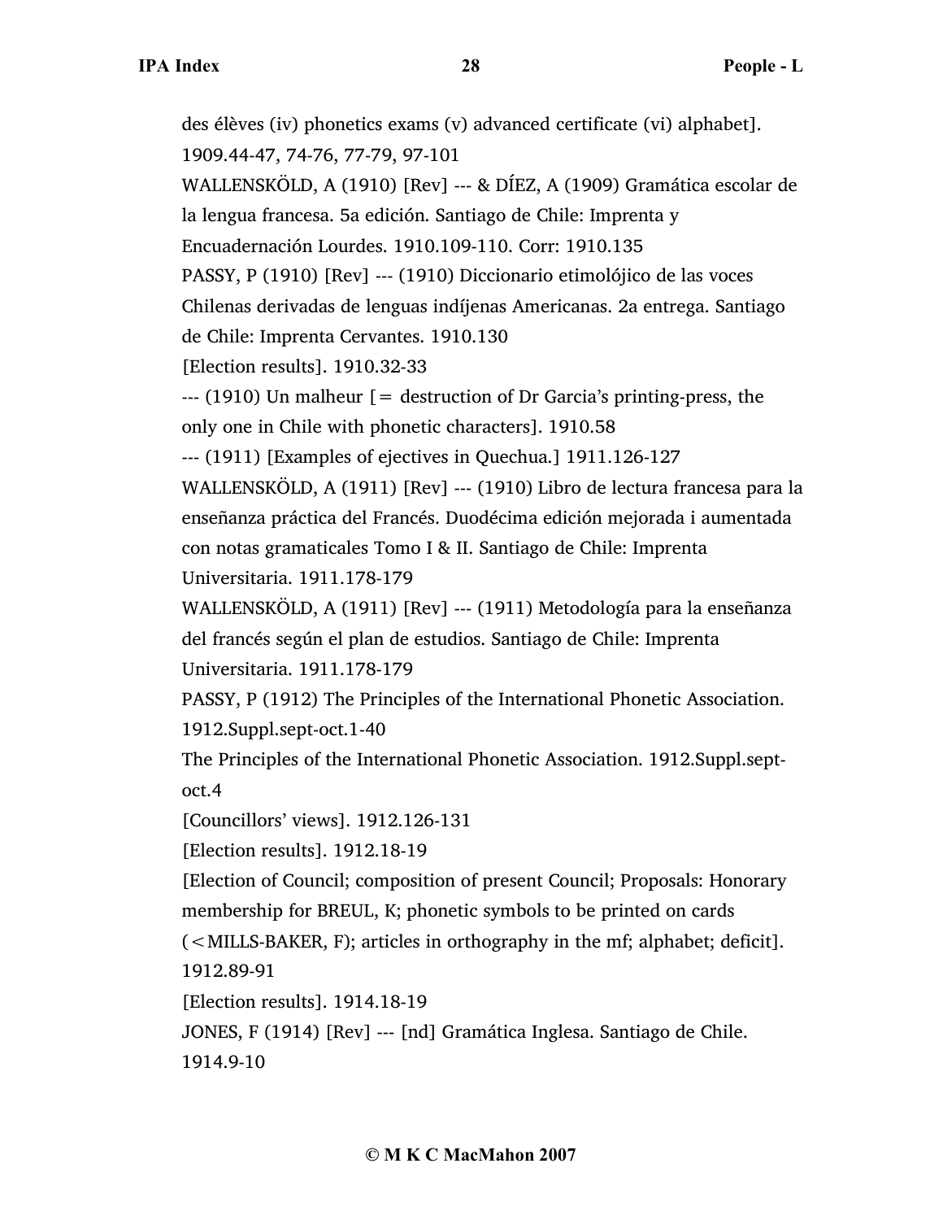des élèves (iv) phonetics exams (v) advanced certificate (vi) alphabet]. 1909.44-47, 74-76, 77-79, 97-101

WALLENSKÖLD, A (1910) [Rev] --- & DÍEZ, A (1909) Gramática escolar de la lengua francesa. 5a edición. Santiago de Chile: Imprenta y Encuadernación Lourdes. 1910.109-110. Corr: 1910.135

PASSY, P (1910) [Rev] --- (1910) Diccionario etimolójico de las voces Chilenas derivadas de lenguas indíjenas Americanas. 2a entrega. Santiago de Chile: Imprenta Cervantes. 1910.130

[Election results]. 1910.32-33

--- (1910) Un malheur [= destruction of Dr Garcia's printing-press, the only one in Chile with phonetic characters]. 1910.58

--- (1911) [Examples of ejectives in Quechua.] 1911.126-127

WALLENSKÖLD, A (1911) [Rev] --- (1910) Libro de lectura francesa para la enseñanza práctica del Francés. Duodécima edición mejorada i aumentada con notas gramaticales Tomo I & II. Santiago de Chile: Imprenta Universitaria. 1911.178-179

WALLENSKÖLD, A (1911) [Rev] --- (1911) Metodología para la enseñanza del francés según el plan de estudios. Santiago de Chile: Imprenta Universitaria. 1911.178-179

PASSY, P (1912) The Principles of the International Phonetic Association. 1912.Suppl.sept-oct.1-40

The Principles of the International Phonetic Association. 1912.Suppl.sept-oct.4

[Councillors' views]. 1912.126-131

[Election results]. 1912.18-19

[Election of Council; composition of present Council; Proposals: Honorary membership for BREUL, K; phonetic symbols to be printed on cards (<MILLS-BAKER, F); articles in orthography in the mf; alphabet; deficit]. 1912.89-91

[Election results]. 1914.18-19

JONES, F (1914) [Rev] --- [nd] Gramática Inglesa. Santiago de Chile. 1914.9-10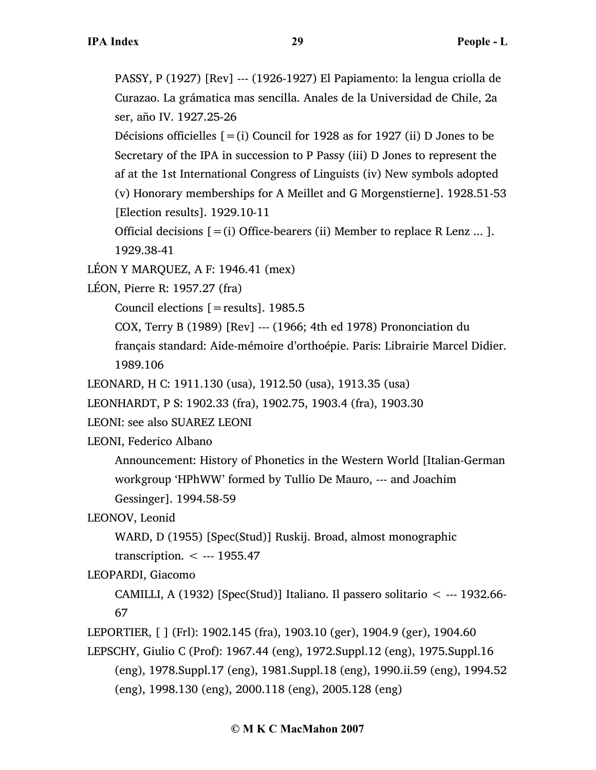PASSY, P (1927) [Rev] --- (1926-1927) El Papiamento: la lengua criolla de Curazao. La grámatica mas sencilla. Anales de la Universidad de Chile, 2a ser, año IV. 1927.25-26

Décisions officielles [=(i) Council for 1928 as for 1927 (ii) D Jones to be Secretary of the IPA in succession to P Passy (iii) D Jones to represent the af at the 1st International Congress of Linguists (iv) New symbols adopted (v) Honorary memberships for A Meillet and G Morgenstierne]. 1928.51-53

[Election results]. 1929.10-11

Official decisions [=(i) Office-bearers (ii) Member to replace R Lenz ... ]. 1929.38-41

LÉON Y MARQUEZ, A F: 1946.41 (mex)

LÉON, Pierre R: 1957.27 (fra)

Council elections [=results]. 1985.5

COX, Terry B (1989) [Rev] --- (1966; 4th ed 1978) Prononciation du français standard: Aide-mémoire d'orthoépie. Paris: Librairie Marcel Didier. 1989.106

LEONARD, H C: 1911.130 (usa), 1912.50 (usa), 1913.35 (usa)

LEONHARDT, P S: 1902.33 (fra), 1902.75, 1903.4 (fra), 1903.30

LEONI: see also SUAREZ LEONI

LEONI, Federico Albano

Announcement: History of Phonetics in the Western World [Italian-German workgroup 'HPhWW' formed by Tullio De Mauro, --- and Joachim Gessinger]. 1994.58-59

LEONOV, Leonid

WARD, D (1955) [Spec(Stud)] Ruskij. Broad, almost monographic transcription. < --- 1955.47

LEOPARDI, Giacomo

CAMILLI, A (1932) [Spec(Stud)] Italiano. Il passero solitario < --- 1932.66-67

LEPORTIER, [ ] (Frl): 1902.145 (fra), 1903.10 (ger), 1904.9 (ger), 1904.60

LEPSCHY, Giulio C (Prof): 1967.44 (eng), 1972.Suppl.12 (eng), 1975.Suppl.16 (eng), 1978.Suppl.17 (eng), 1981.Suppl.18 (eng), 1990.ii.59 (eng), 1994.52 (eng), 1998.130 (eng), 2000.118 (eng), 2005.128 (eng)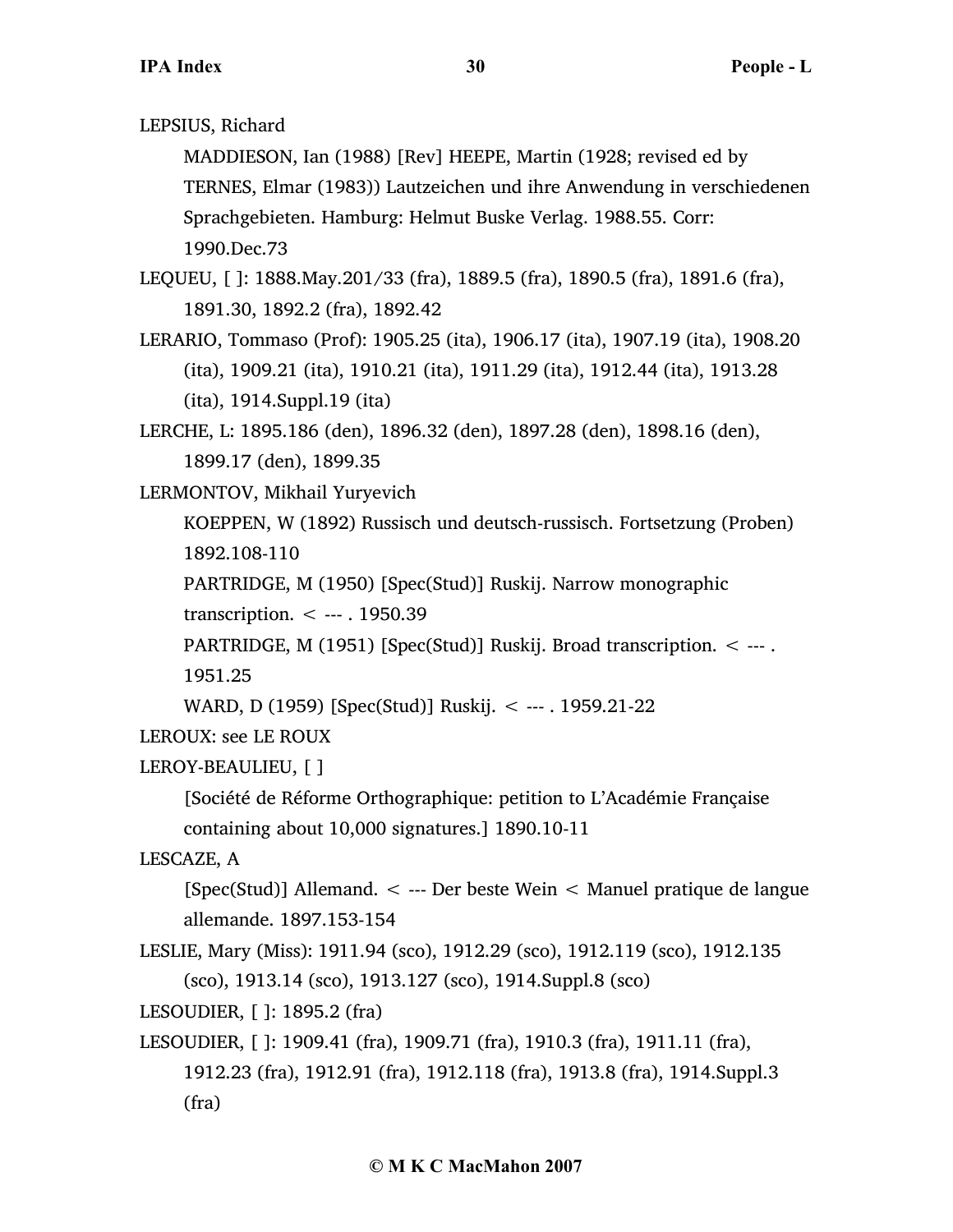LEPSIUS, Richard

MADDIESON, Ian (1988) [Rev] HEEPE, Martin (1928; revised ed by TERNES, Elmar (1983)) Lautzeichen und ihre Anwendung in verschiedenen Sprachgebieten. Hamburg: Helmut Buske Verlag. 1988.55. Corr: 1990.Dec.73

LEQUEU, [ ]: 1888.May.201/33 (fra), 1889.5 (fra), 1890.5 (fra), 1891.6 (fra), 1891.30, 1892.2 (fra), 1892.42

LERARIO, Tommaso (Prof): 1905.25 (ita), 1906.17 (ita), 1907.19 (ita), 1908.20 (ita), 1909.21 (ita), 1910.21 (ita), 1911.29 (ita), 1912.44 (ita), 1913.28 (ita), 1914.Suppl.19 (ita)

LERCHE, L: 1895.186 (den), 1896.32 (den), 1897.28 (den), 1898.16 (den), 1899.17 (den), 1899.35

LERMONTOV, Mikhail Yuryevich

KOEPPEN, W (1892) Russisch und deutsch-russisch. Fortsetzung (Proben) 1892.108-110

PARTRIDGE, M (1950) [Spec(Stud)] Ruskij. Narrow monographic transcription. < --- . 1950.39

PARTRIDGE, M (1951) [Spec(Stud)] Ruskij. Broad transcription. < --- . 1951.25

WARD, D (1959) [Spec(Stud)] Ruskij. < --- . 1959.21-22

LEROUX: see LE ROUX

LEROY-BEAULIEU, [ ]

[Société de Réforme Orthographique: petition to L'Académie Française containing about 10,000 signatures.] 1890.10-11

LESCAZE, A

[Spec(Stud)] Allemand. < --- Der beste Wein < Manuel pratique de langue allemande. 1897.153-154

LESLIE, Mary (Miss): 1911.94 (sco), 1912.29 (sco), 1912.119 (sco), 1912.135 (sco), 1913.14 (sco), 1913.127 (sco), 1914.Suppl.8 (sco)

LESOUDIER, [ ]: 1895.2 (fra)

LESOUDIER, [ ]: 1909.41 (fra), 1909.71 (fra), 1910.3 (fra), 1911.11 (fra), 1912.23 (fra), 1912.91 (fra), 1912.118 (fra), 1913.8 (fra), 1914.Suppl.3 (fra)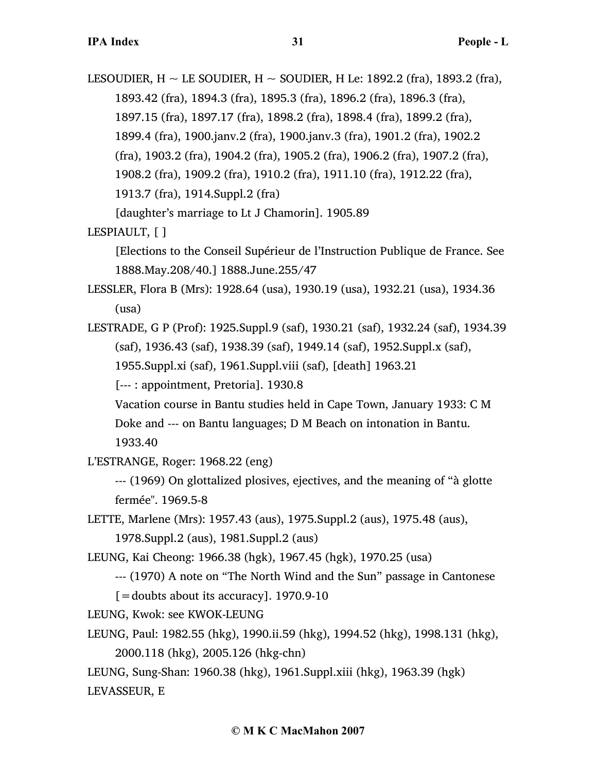LESOUDIER, H ~ LE SOUDIER, H ~ SOUDIER, H Le: 1892.2 (fra), 1893.2 (fra), 1893.42 (fra), 1894.3 (fra), 1895.3 (fra), 1896.2 (fra), 1896.3 (fra), 1897.15 (fra), 1897.17 (fra), 1898.2 (fra), 1898.4 (fra), 1899.2 (fra), 1899.4 (fra), 1900.janv.2 (fra), 1900.janv.3 (fra), 1901.2 (fra), 1902.2 (fra), 1903.2 (fra), 1904.2 (fra), 1905.2 (fra), 1906.2 (fra), 1907.2 (fra), 1908.2 (fra), 1909.2 (fra), 1910.2 (fra), 1911.10 (fra), 1912.22 (fra), 1913.7 (fra), 1914.Suppl.2 (fra)

[daughter's marriage to Lt J Chamorin]. 1905.89

LESPIAULT, [ ]

[Elections to the Conseil Supérieur de l'Instruction Publique de France. See 1888.May.208/40.] 1888.June.255/47

LESSLER, Flora B (Mrs): 1928.64 (usa), 1930.19 (usa), 1932.21 (usa), 1934.36 (usa)

LESTRADE, G P (Prof): 1925.Suppl.9 (saf), 1930.21 (saf), 1932.24 (saf), 1934.39 (saf), 1936.43 (saf), 1938.39 (saf), 1949.14 (saf), 1952.Suppl.x (saf), 1955.Suppl.xi (saf), 1961.Suppl.viii (saf), [death] 1963.21

[--- : appointment, Pretoria]. 1930.8

Vacation course in Bantu studies held in Cape Town, January 1933: C M Doke and --- on Bantu languages; D M Beach on intonation in Bantu. 1933.40

L'ESTRANGE, Roger: 1968.22 (eng)

--- (1969) On glottalized plosives, ejectives, and the meaning of "à glotte fermée". 1969.5-8

LETTE, Marlene (Mrs): 1957.43 (aus), 1975.Suppl.2 (aus), 1975.48 (aus), 1978.Suppl.2 (aus), 1981.Suppl.2 (aus)

LEUNG, Kai Cheong: 1966.38 (hgk), 1967.45 (hgk), 1970.25 (usa)

--- (1970) A note on "The North Wind and the Sun" passage in Cantonese [=doubts about its accuracy]. 1970.9-10

LEUNG, Kwok: see KWOK-LEUNG

LEUNG, Paul: 1982.55 (hkg), 1990.ii.59 (hkg), 1994.52 (hkg), 1998.131 (hkg), 2000.118 (hkg), 2005.126 (hkg-chn)

LEUNG, Sung-Shan: 1960.38 (hkg), 1961.Suppl.xiii (hkg), 1963.39 (hgk)

LEVASSEUR, E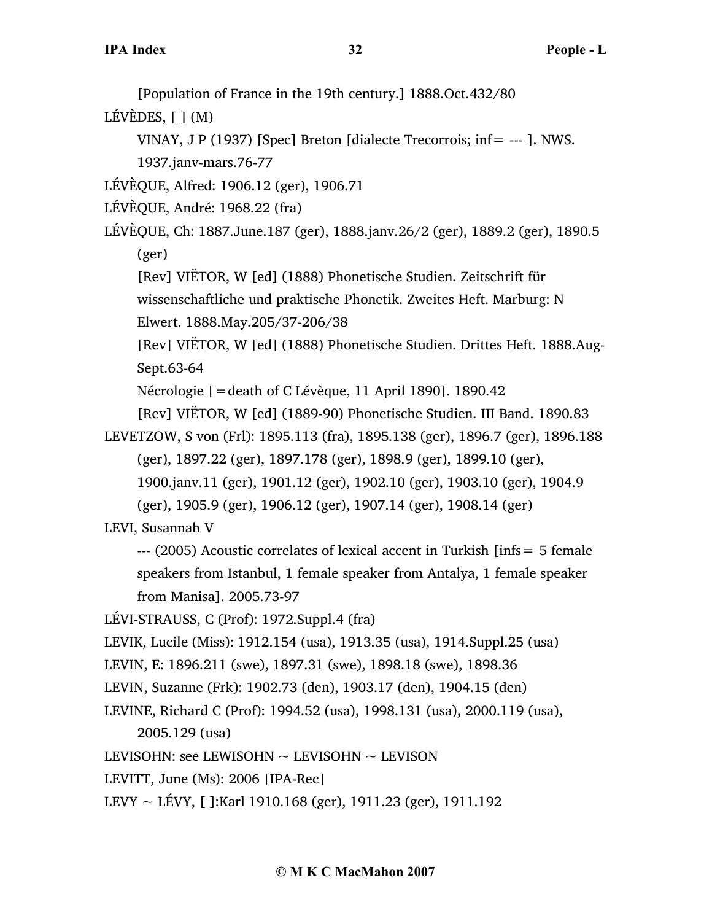[Population of France in the 19th century.] 1888.Oct.432/80

LÉVÈDES, [ ] (M)

VINAY, J P (1937) [Spec] Breton [dialecte Trecorrois; inf= --- ]. NWS. 1937.janv-mars.76-77

LÉVÈQUE, Alfred: 1906.12 (ger), 1906.71

LÉVÈQUE, André: 1968.22 (fra)

LÉVÈQUE, Ch: 1887.June.187 (ger), 1888.janv.26/2 (ger), 1889.2 (ger), 1890.5 (ger)

[Rev] VIËTOR, W [ed] (1888) Phonetische Studien. Zeitschrift für wissenschaftliche und praktische Phonetik. Zweites Heft. Marburg: N Elwert. 1888.May.205/37-206/38

[Rev] VIËTOR, W [ed] (1888) Phonetische Studien. Drittes Heft. 1888.Aug-Sept.63-64

Nécrologie [=death of C Lévèque, 11 April 1890]. 1890.42

[Rev] VIËTOR, W [ed] (1889-90) Phonetische Studien. III Band. 1890.83

LEVETZOW, S von (Frl): 1895.113 (fra), 1895.138 (ger), 1896.7 (ger), 1896.188 (ger), 1897.22 (ger), 1897.178 (ger), 1898.9 (ger), 1899.10 (ger), 1900.janv.11 (ger), 1901.12 (ger), 1902.10 (ger), 1903.10 (ger), 1904.9 (ger), 1905.9 (ger), 1906.12 (ger), 1907.14 (ger), 1908.14 (ger)

LEVI, Susannah V

--- (2005) Acoustic correlates of lexical accent in Turkish [infs= 5 female speakers from Istanbul, 1 female speaker from Antalya, 1 female speaker from Manisa]. 2005.73-97

LÉVI-STRAUSS, C (Prof): 1972.Suppl.4 (fra)

LEVIK, Lucile (Miss): 1912.154 (usa), 1913.35 (usa), 1914.Suppl.25 (usa)

LEVIN, E: 1896.211 (swe), 1897.31 (swe), 1898.18 (swe), 1898.36

LEVIN, Suzanne (Frk): 1902.73 (den), 1903.17 (den), 1904.15 (den)

LEVINE, Richard C (Prof): 1994.52 (usa), 1998.131 (usa), 2000.119 (usa), 2005.129 (usa)

LEVISOHN: see LEWISOHN ~ LEVISOHN ~ LEVISON

LEVITT, June (Ms): 2006 [IPA-Rec]

LEVY ~ LÉVY, [ ]:Karl 1910.168 (ger), 1911.23 (ger), 1911.192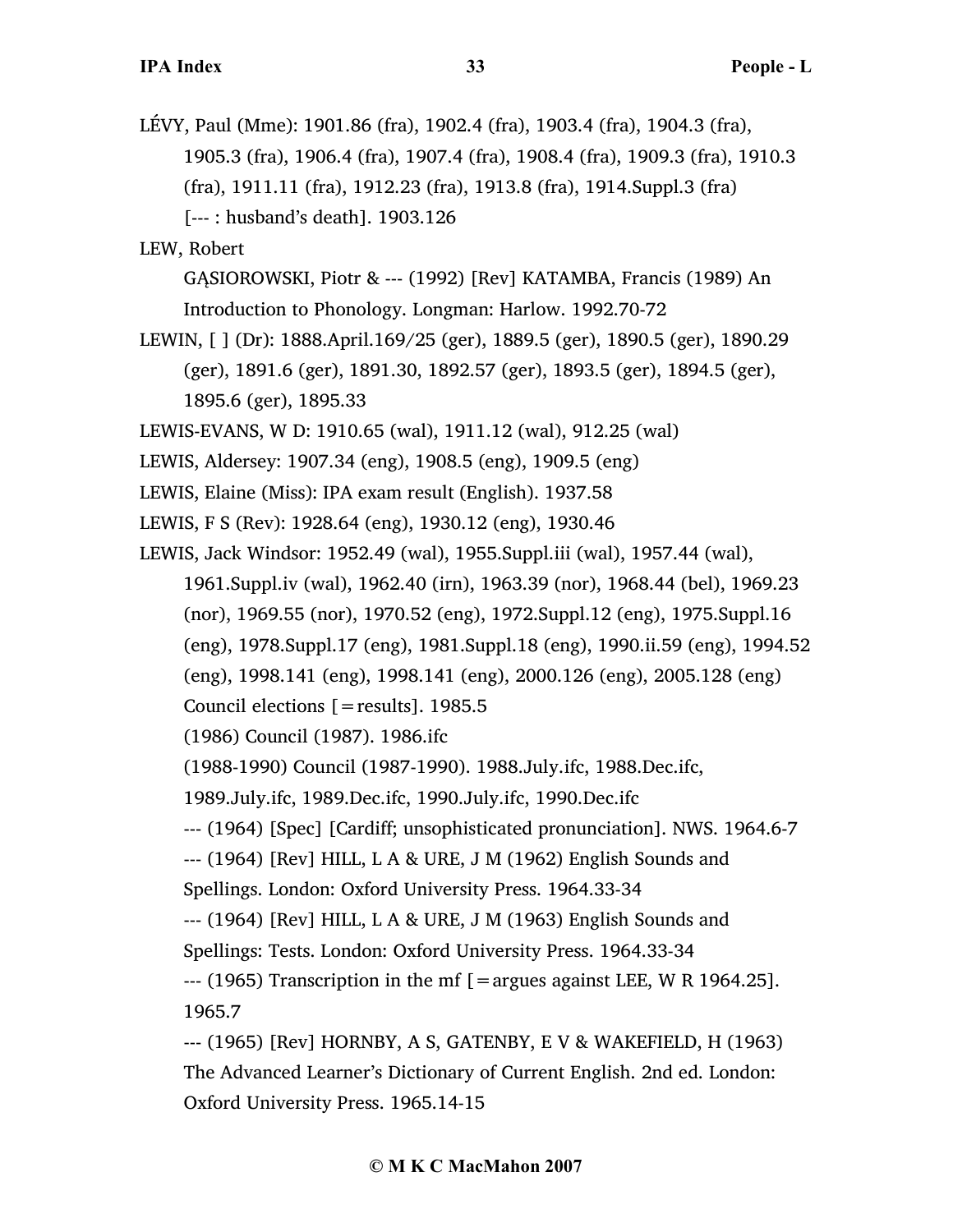LÉVY, Paul (Mme): 1901.86 (fra), 1902.4 (fra), 1903.4 (fra), 1904.3 (fra), 1905.3 (fra), 1906.4 (fra), 1907.4 (fra), 1908.4 (fra), 1909.3 (fra), 1910.3 (fra), 1911.11 (fra), 1912.23 (fra), 1913.8 (fra), 1914.Suppl.3 (fra)

[--- : husband's death]. 1903.126

LEW, Robert

GĄSIOROWSKI, Piotr & --- (1992) [Rev] KATAMBA, Francis (1989) An Introduction to Phonology. Longman: Harlow. 1992.70-72

LEWIN, [ ] (Dr): 1888.April.169/25 (ger), 1889.5 (ger), 1890.5 (ger), 1890.29 (ger), 1891.6 (ger), 1891.30, 1892.57 (ger), 1893.5 (ger), 1894.5 (ger), 1895.6 (ger), 1895.33

LEWIS-EVANS, W D: 1910.65 (wal), 1911.12 (wal), 912.25 (wal)

LEWIS, Aldersey: 1907.34 (eng), 1908.5 (eng), 1909.5 (eng)

LEWIS, Elaine (Miss): IPA exam result (English). 1937.58

LEWIS, F S (Rev): 1928.64 (eng), 1930.12 (eng), 1930.46

LEWIS, Jack Windsor: 1952.49 (wal), 1955.Suppl.iii (wal), 1957.44 (wal), 1961.Suppl.iv (wal), 1962.40 (irn), 1963.39 (nor), 1968.44 (bel), 1969.23 (nor), 1969.55 (nor), 1970.52 (eng), 1972.Suppl.12 (eng), 1975.Suppl.16 (eng), 1978.Suppl.17 (eng), 1981.Suppl.18 (eng), 1990.ii.59 (eng), 1994.52 (eng), 1998.141 (eng), 1998.141 (eng), 2000.126 (eng), 2005.128 (eng)

Council elections [=results]. 1985.5

(1986) Council (1987). 1986.ifc

(1988-1990) Council (1987-1990). 1988.July.ifc, 1988.Dec.ifc, 1989.July.ifc, 1989.Dec.ifc, 1990.July.ifc, 1990.Dec.ifc

--- (1964) [Spec] [Cardiff; unsophisticated pronunciation]. NWS. 1964.6-7

--- (1964) [Rev] HILL, L A & URE, J M (1962) English Sounds and Spellings. London: Oxford University Press. 1964.33-34

--- (1964) [Rev] HILL, L A & URE, J M (1963) English Sounds and Spellings: Tests. London: Oxford University Press. 1964.33-34

--- (1965) Transcription in the mf [=argues against LEE, W R 1964.25]. 1965.7

--- (1965) [Rev] HORNBY, A S, GATENBY, E V & WAKEFIELD, H (1963) The Advanced Learner's Dictionary of Current English. 2nd ed. London: Oxford University Press. 1965.14-15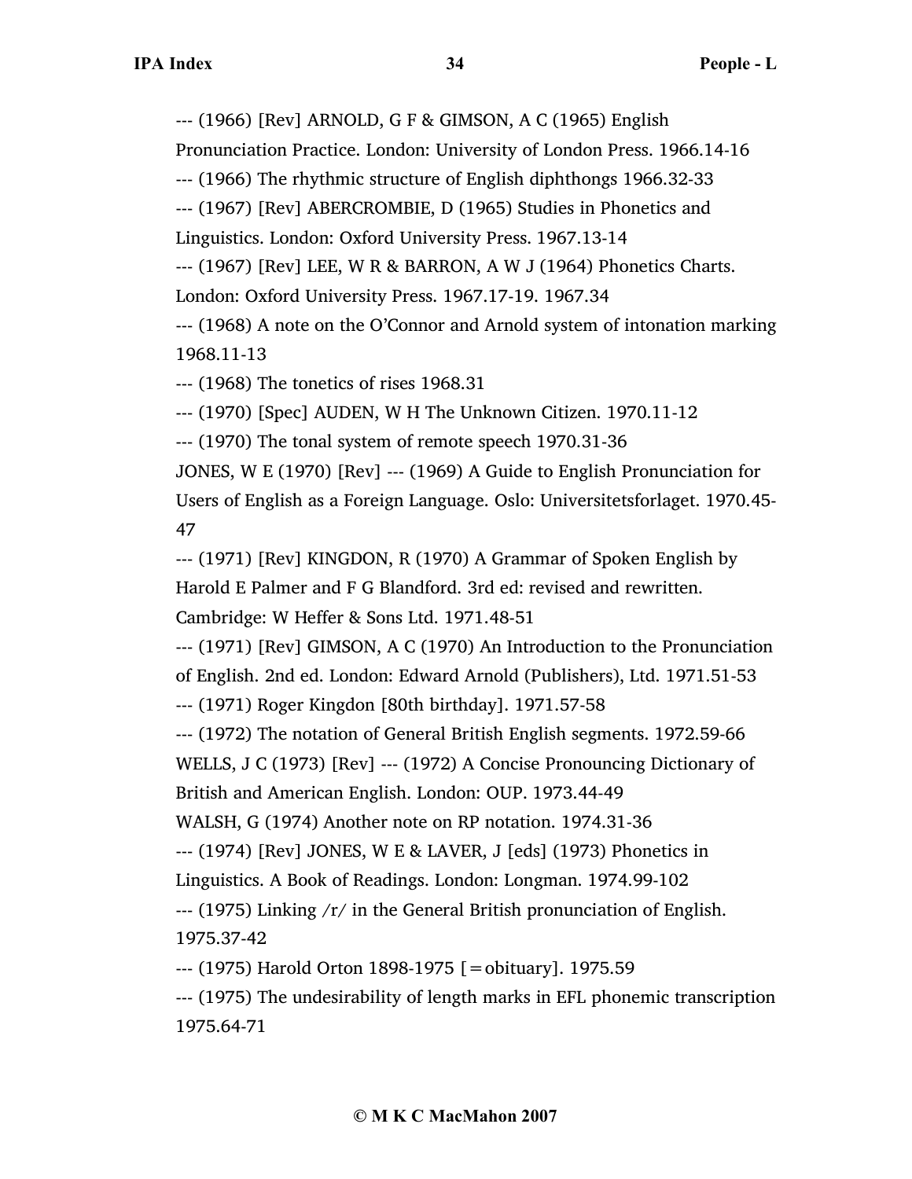--- (1966) [Rev] ARNOLD, G F & GIMSON, A C (1965) English Pronunciation Practice. London: University of London Press. 1966.14-16

--- (1966) The rhythmic structure of English diphthongs 1966.32-33

--- (1967) [Rev] ABERCROMBIE, D (1965) Studies in Phonetics and Linguistics. London: Oxford University Press. 1967.13-14

--- (1967) [Rev] LEE, W R & BARRON, A W J (1964) Phonetics Charts. London: Oxford University Press. 1967.17-19. 1967.34

--- (1968) A note on the O'Connor and Arnold system of intonation marking 1968.11-13

--- (1968) The tonetics of rises 1968.31

--- (1970) [Spec] AUDEN, W H The Unknown Citizen. 1970.11-12

--- (1970) The tonal system of remote speech 1970.31-36

JONES, W E (1970) [Rev] --- (1969) A Guide to English Pronunciation for Users of English as a Foreign Language. Oslo: Universitetsforlaget. 1970.45-47

--- (1971) [Rev] KINGDON, R (1970) A Grammar of Spoken English by Harold E Palmer and F G Blandford. 3rd ed: revised and rewritten. Cambridge: W Heffer & Sons Ltd. 1971.48-51

--- (1971) [Rev] GIMSON, A C (1970) An Introduction to the Pronunciation of English. 2nd ed. London: Edward Arnold (Publishers), Ltd. 1971.51-53

--- (1971) Roger Kingdon [80th birthday]. 1971.57-58

--- (1972) The notation of General British English segments. 1972.59-66

WELLS, J C (1973) [Rev] --- (1972) A Concise Pronouncing Dictionary of British and American English. London: OUP. 1973.44-49

WALSH, G (1974) Another note on RP notation. 1974.31-36

--- (1974) [Rev] JONES, W E & LAVER, J [eds] (1973) Phonetics in Linguistics. A Book of Readings. London: Longman. 1974.99-102

--- (1975) Linking /r/ in the General British pronunciation of English. 1975.37-42

--- (1975) Harold Orton 1898-1975 [=obituary]. 1975.59

--- (1975) The undesirability of length marks in EFL phonemic transcription 1975.64-71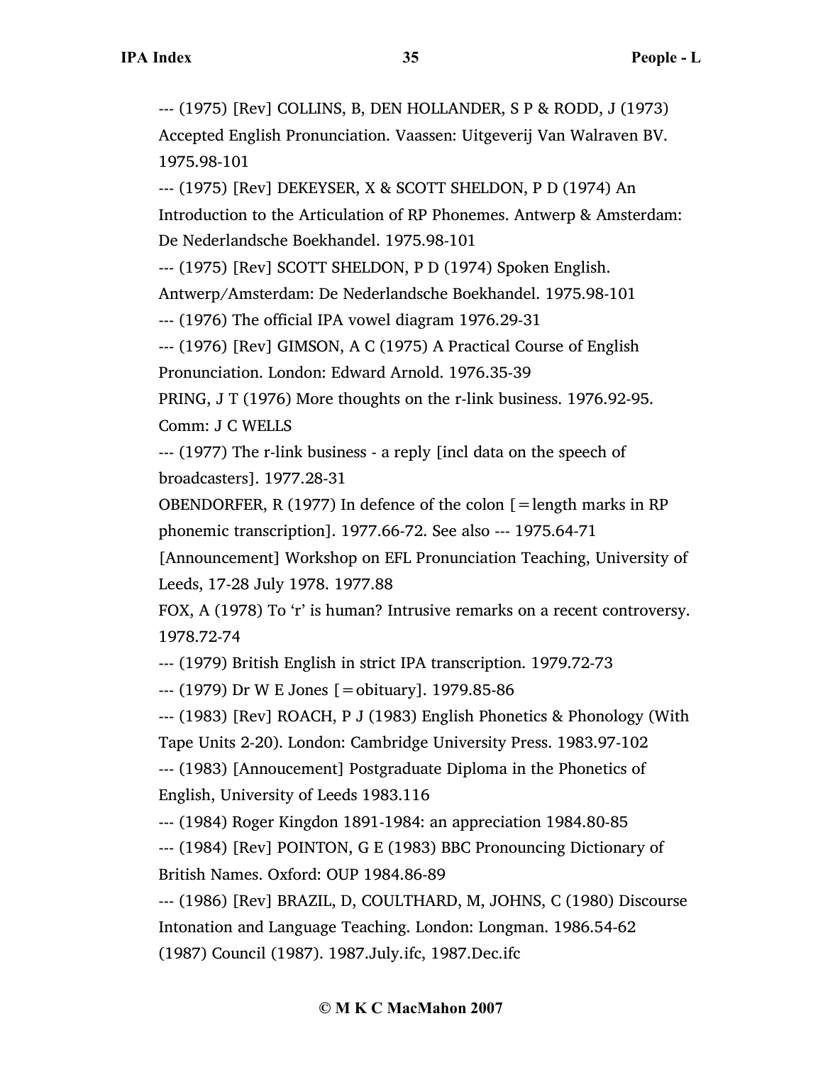--- (1975) [Rev] COLLINS, B, DEN HOLLANDER, S P & RODD, J (1973) Accepted English Pronunciation. Vaassen: Uitgeverij Van Walraven BV. 1975.98-101

--- (1975) [Rev] DEKEYSER, X & SCOTT SHELDON, P D (1974) An Introduction to the Articulation of RP Phonemes. Antwerp & Amsterdam: De Nederlandsche Boekhandel. 1975.98-101

--- (1975) [Rev] SCOTT SHELDON, P D (1974) Spoken English. Antwerp/Amsterdam: De Nederlandsche Boekhandel. 1975.98-101

--- (1976) The official IPA vowel diagram 1976.29-31

--- (1976) [Rev] GIMSON, A C (1975) A Practical Course of English Pronunciation. London: Edward Arnold. 1976.35-39

PRING, J T (1976) More thoughts on the r-link business. 1976.92-95. Comm: J C WELLS

--- (1977) The r-link business - a reply [incl data on the speech of broadcasters]. 1977.28-31

OBENDORFER, R (1977) In defence of the colon [=length marks in RP phonemic transcription]. 1977.66-72. See also --- 1975.64-71

[Announcement] Workshop on EFL Pronunciation Teaching, University of Leeds, 17-28 July 1978. 1977.88

FOX, A (1978) To ‘r’ is human? Intrusive remarks on a recent controversy. 1978.72-74

--- (1979) British English in strict IPA transcription. 1979.72-73

--- (1979) Dr W E Jones [=obituary]. 1979.85-86

--- (1983) [Rev] ROACH, P J (1983) English Phonetics & Phonology (With Tape Units 2-20). London: Cambridge University Press. 1983.97-102

--- (1983) [Annoucement] Postgraduate Diploma in the Phonetics of English, University of Leeds 1983.116

--- (1984) Roger Kingdon 1891-1984: an appreciation 1984.80-85

--- (1984) [Rev] POINTON, G E (1983) BBC Pronouncing Dictionary of British Names. Oxford: OUP 1984.86-89

--- (1986) [Rev] BRAZIL, D, COULTHARD, M, JOHNS, C (1980) Discourse Intonation and Language Teaching. London: Longman. 1986.54-62

(1987) Council (1987). 1987.July.ifc, 1987.Dec.ifc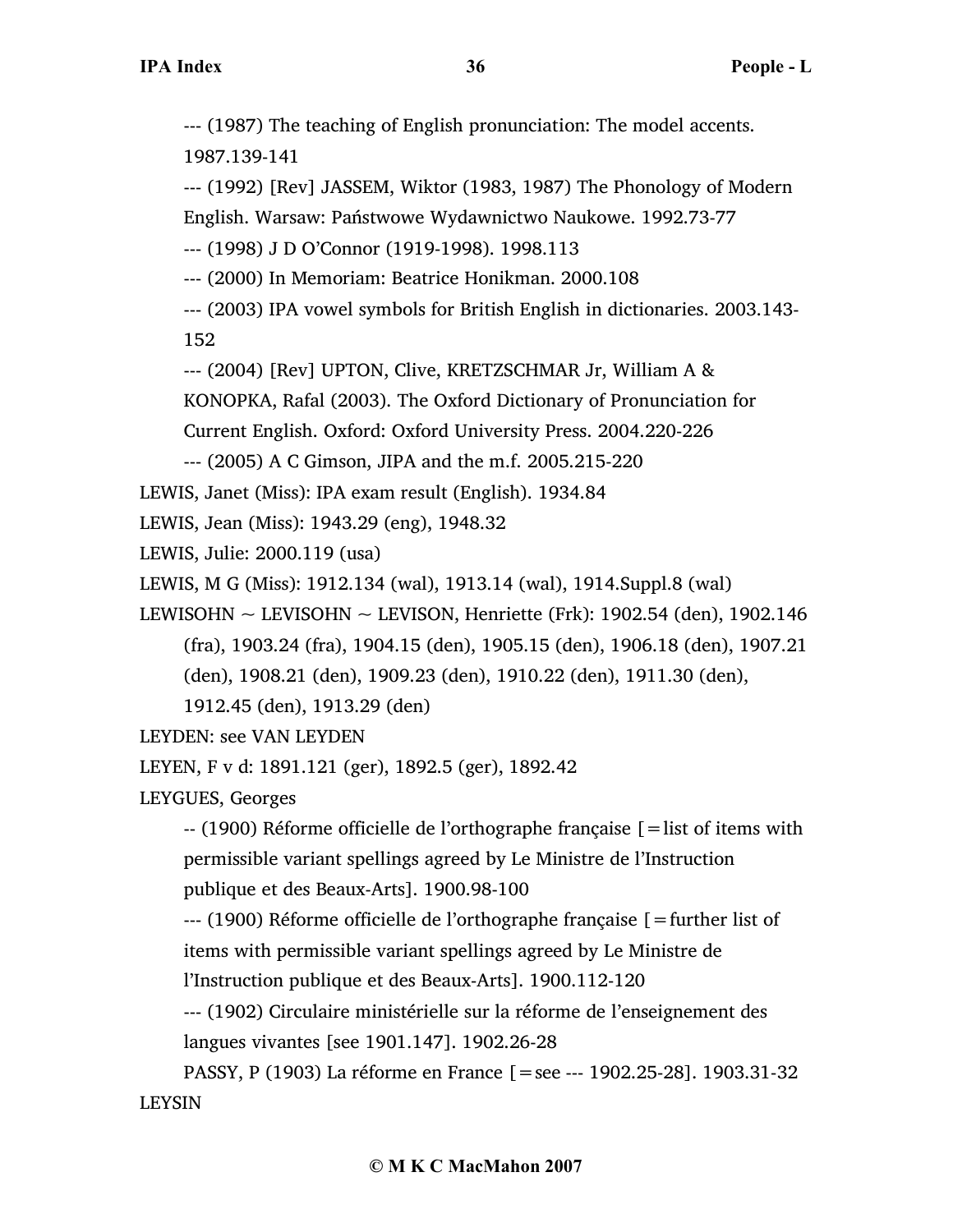--- (1987) The teaching of English pronunciation: The model accents. 1987.139-141

--- (1992) [Rev] JASSEM, Wiktor (1983, 1987) The Phonology of Modern English. Warsaw: Państwowe Wydawnictwo Naukowe. 1992.73-77

--- (1998) J D O'Connor (1919-1998). 1998.113

--- (2000) In Memoriam: Beatrice Honikman. 2000.108

--- (2003) IPA vowel symbols for British English in dictionaries. 2003.143-152

--- (2004) [Rev] UPTON, Clive, KRETZSCHMAR Jr, William A & KONOPKA, Rafal (2003). The Oxford Dictionary of Pronunciation for Current English. Oxford: Oxford University Press. 2004.220-226

--- (2005) A C Gimson, JIPA and the m.f. 2005.215-220

LEWIS, Janet (Miss): IPA exam result (English). 1934.84

LEWIS, Jean (Miss): 1943.29 (eng), 1948.32

LEWIS, Julie: 2000.119 (usa)

LEWIS, M G (Miss): 1912.134 (wal), 1913.14 (wal), 1914.Suppl.8 (wal)

LEWISOHN ~ LEVISOHN ~ LEVISON, Henriette (Frk): 1902.54 (den), 1902.146 (fra), 1903.24 (fra), 1904.15 (den), 1905.15 (den), 1906.18 (den), 1907.21 (den), 1908.21 (den), 1909.23 (den), 1910.22 (den), 1911.30 (den), 1912.45 (den), 1913.29 (den)

LEYDEN: see VAN LEYDEN

LEYEN, F v d: 1891.121 (ger), 1892.5 (ger), 1892.42

LEYGUES, Georges

-- (1900) Réforme officielle de l'orthographe française [=list of items with permissible variant spellings agreed by Le Ministre de l'Instruction publique et des Beaux-Arts]. 1900.98-100

--- (1900) Réforme officielle de l'orthographe française [=further list of items with permissible variant spellings agreed by Le Ministre de l'Instruction publique et des Beaux-Arts]. 1900.112-120

--- (1902) Circulaire ministérielle sur la réforme de l'enseignement des langues vivantes [see 1901.147]. 1902.26-28

PASSY, P (1903) La réforme en France [=see --- 1902.25-28]. 1903.31-32

LEYSIN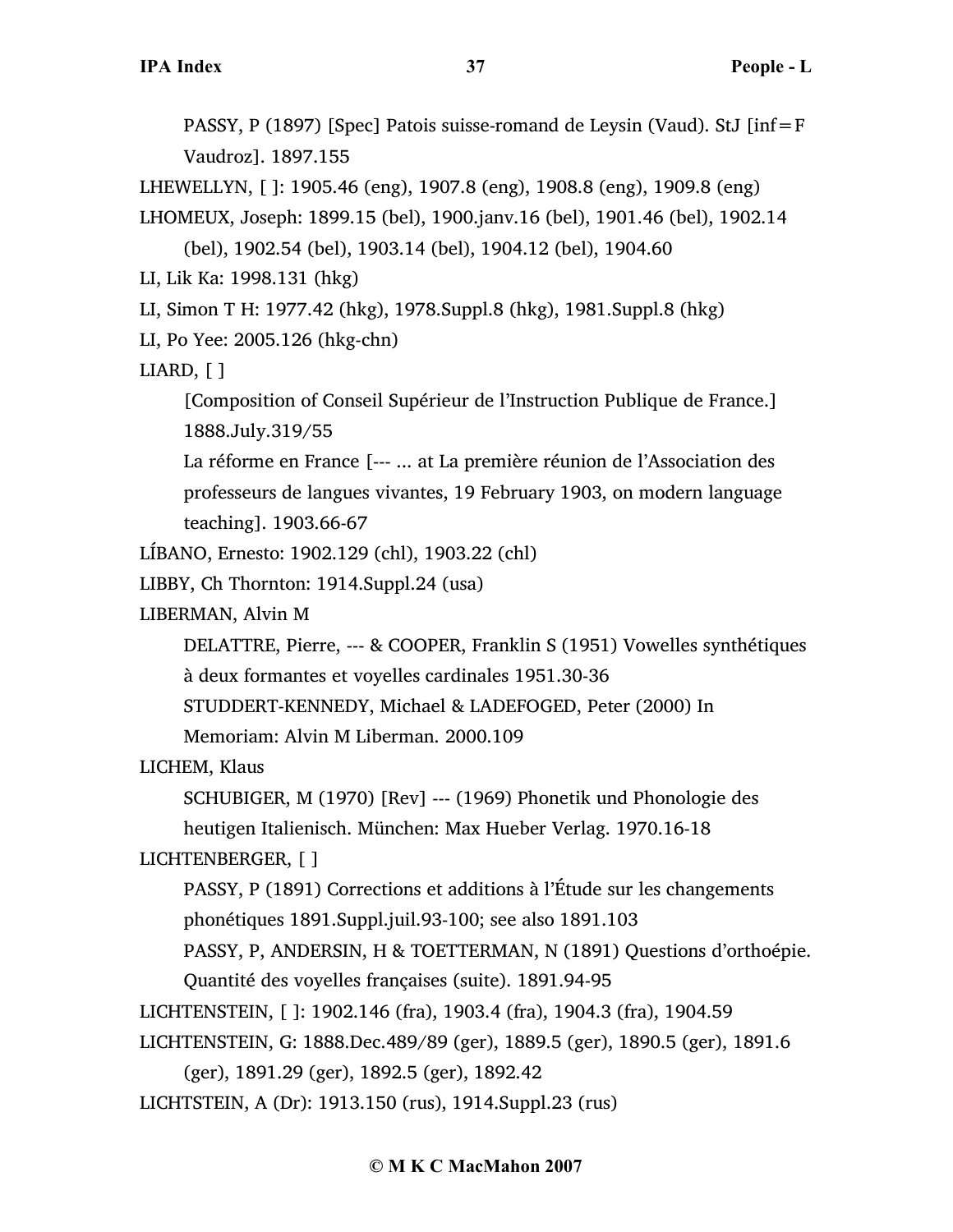PASSY, P (1897) [Spec] Patois suisse-romand de Leysin (Vaud). StJ [inf=F Vaudroz]. 1897.155

LHEWELLYN, [ ]: 1905.46 (eng), 1907.8 (eng), 1908.8 (eng), 1909.8 (eng)

LHOMEUX, Joseph: 1899.15 (bel), 1900.janv.16 (bel), 1901.46 (bel), 1902.14 (bel), 1902.54 (bel), 1903.14 (bel), 1904.12 (bel), 1904.60

LI, Lik Ka: 1998.131 (hkg)

LI, Simon T H: 1977.42 (hkg), 1978.Suppl.8 (hkg), 1981.Suppl.8 (hkg)

LI, Po Yee: 2005.126 (hkg-chn)

LIARD, [ ]

[Composition of Conseil Supérieur de l'Instruction Publique de France.] 1888.July.319/55

La réforme en France [--- ... at La première réunion de l'Association des professeurs de langues vivantes, 19 February 1903, on modern language teaching]. 1903.66-67

LÍBANO, Ernesto: 1902.129 (chl), 1903.22 (chl)

LIBBY, Ch Thornton: 1914.Suppl.24 (usa)

LIBERMAN, Alvin M

DELATTRE, Pierre, --- & COOPER, Franklin S (1951) Vowelles synthétiques à deux formantes et voyelles cardinales 1951.30-36

STUDDERT-KENNEDY, Michael & LADEFOGED, Peter (2000) In Memoriam: Alvin M Liberman. 2000.109

LICHEM, Klaus

SCHUBIGER, M (1970) [Rev] --- (1969) Phonetik und Phonologie des heutigen Italienisch. München: Max Hueber Verlag. 1970.16-18

LICHTENBERGER, [ ]

PASSY, P (1891) Corrections et additions à l'Étude sur les changements phonétiques 1891.Suppl.juil.93-100; see also 1891.103

PASSY, P, ANDERSIN, H & TOETTERMAN, N (1891) Questions d'orthoépie. Quantité des voyelles françaises (suite). 1891.94-95

LICHTENSTEIN, [ ]: 1902.146 (fra), 1903.4 (fra), 1904.3 (fra), 1904.59

LICHTENSTEIN, G: 1888.Dec.489/89 (ger), 1889.5 (ger), 1890.5 (ger), 1891.6 (ger), 1891.29 (ger), 1892.5 (ger), 1892.42

LICHTSTEIN, A (Dr): 1913.150 (rus), 1914.Suppl.23 (rus)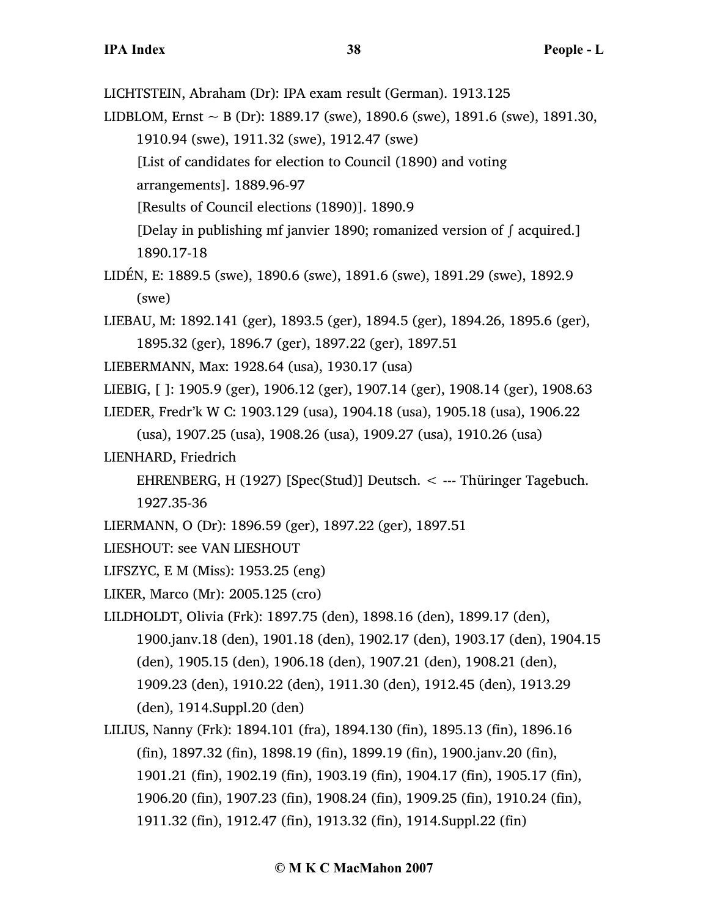LICHTSTEIN, Abraham (Dr): IPA exam result (German). 1913.125

LIDBLOM, Ernst ~ B (Dr): 1889.17 (swe), 1890.6 (swe), 1891.6 (swe), 1891.30, 1910.94 (swe), 1911.32 (swe), 1912.47 (swe)
[List of candidates for election to Council (1890) and voting arrangements]. 1889.96-97
[Results of Council elections (1890)]. 1890.9
[Delay in publishing mf janvier 1890; romanized version of ʃ acquired.] 1890.17-18

LIDÉN, E: 1889.5 (swe), 1890.6 (swe), 1891.6 (swe), 1891.29 (swe), 1892.9 (swe)

LIEBAU, M: 1892.141 (ger), 1893.5 (ger), 1894.5 (ger), 1894.26, 1895.6 (ger), 1895.32 (ger), 1896.7 (ger), 1897.22 (ger), 1897.51

LIEBERMANN, Max: 1928.64 (usa), 1930.17 (usa)

LIEBIG, [ ]: 1905.9 (ger), 1906.12 (ger), 1907.14 (ger), 1908.14 (ger), 1908.63

LIEDER, Fredr'k W C: 1903.129 (usa), 1904.18 (usa), 1905.18 (usa), 1906.22 (usa), 1907.25 (usa), 1908.26 (usa), 1909.27 (usa), 1910.26 (usa)

LIENHARD, Friedrich
EHRENBERG, H (1927) [Spec(Stud)] Deutsch. < --- Thüringer Tagebuch. 1927.35-36

LIERMANN, O (Dr): 1896.59 (ger), 1897.22 (ger), 1897.51

LIESHOUT: see VAN LIESHOUT

LIFSZYC, E M (Miss): 1953.25 (eng)

LIKER, Marco (Mr): 2005.125 (cro)

LILDHOLDT, Olivia (Frk): 1897.75 (den), 1898.16 (den), 1899.17 (den), 1900.janv.18 (den), 1901.18 (den), 1902.17 (den), 1903.17 (den), 1904.15 (den), 1905.15 (den), 1906.18 (den), 1907.21 (den), 1908.21 (den), 1909.23 (den), 1910.22 (den), 1911.30 (den), 1912.45 (den), 1913.29 (den), 1914.Suppl.20 (den)

LILIUS, Nanny (Frk): 1894.101 (fra), 1894.130 (fin), 1895.13 (fin), 1896.16 (fin), 1897.32 (fin), 1898.19 (fin), 1899.19 (fin), 1900.janv.20 (fin), 1901.21 (fin), 1902.19 (fin), 1903.19 (fin), 1904.17 (fin), 1905.17 (fin), 1906.20 (fin), 1907.23 (fin), 1908.24 (fin), 1909.25 (fin), 1910.24 (fin), 1911.32 (fin), 1912.47 (fin), 1913.32 (fin), 1914.Suppl.22 (fin)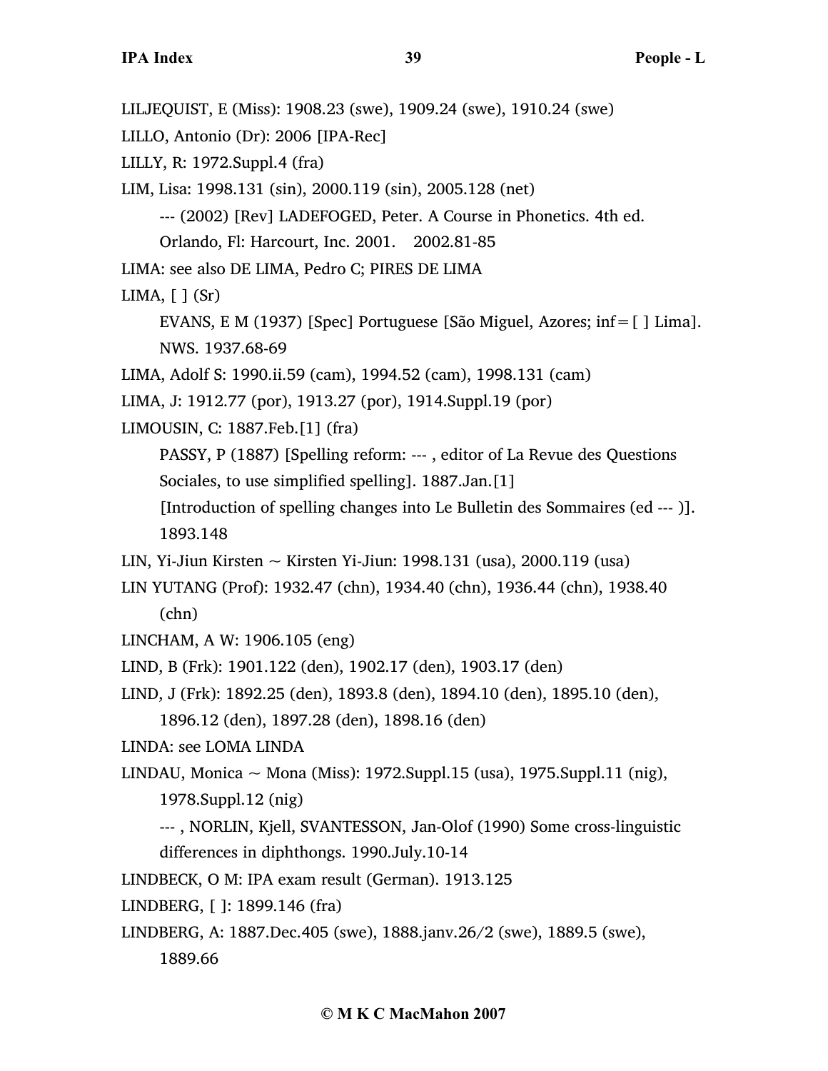LILJEQUIST, E (Miss): 1908.23 (swe), 1909.24 (swe), 1910.24 (swe)

LILLO, Antonio (Dr): 2006 [IPA-Rec]

LILLY, R: 1972.Suppl.4 (fra)

LIM, Lisa: 1998.131 (sin), 2000.119 (sin), 2005.128 (net)

   --- (2002) [Rev] LADEFOGED, Peter. A Course in Phonetics. 4th ed. Orlando, Fl: Harcourt, Inc. 2001.    2002.81-85

LIMA: see also DE LIMA, Pedro C; PIRES DE LIMA

LIMA, [ ] (Sr)

   EVANS, E M (1937) [Spec] Portuguese [São Miguel, Azores; inf= [ ] Lima]. NWS. 1937.68-69

LIMA, Adolf S: 1990.ii.59 (cam), 1994.52 (cam), 1998.131 (cam)

LIMA, J: 1912.77 (por), 1913.27 (por), 1914.Suppl.19 (por)

LIMOUSIN, C: 1887.Feb.[1] (fra)

   PASSY, P (1887) [Spelling reform: --- , editor of La Revue des Questions Sociales, to use simplified spelling]. 1887.Jan.[1]

   [Introduction of spelling changes into Le Bulletin des Sommaires (ed --- )]. 1893.148

LIN, Yi-Jiun Kirsten ~ Kirsten Yi-Jiun: 1998.131 (usa), 2000.119 (usa)

LIN YUTANG (Prof): 1932.47 (chn), 1934.40 (chn), 1936.44 (chn), 1938.40 (chn)

LINCHAM, A W: 1906.105 (eng)

LIND, B (Frk): 1901.122 (den), 1902.17 (den), 1903.17 (den)

LIND, J (Frk): 1892.25 (den), 1893.8 (den), 1894.10 (den), 1895.10 (den), 1896.12 (den), 1897.28 (den), 1898.16 (den)

LINDA: see LOMA LINDA

LINDAU, Monica ~ Mona (Miss): 1972.Suppl.15 (usa), 1975.Suppl.11 (nig), 1978.Suppl.12 (nig)

   --- , NORLIN, Kjell, SVANTESSON, Jan-Olof (1990) Some cross-linguistic differences in diphthongs. 1990.July.10-14

LINDBECK, O M: IPA exam result (German). 1913.125

LINDBERG, [ ]: 1899.146 (fra)

LINDBERG, A: 1887.Dec.405 (swe), 1888.janv.26/2 (swe), 1889.5 (swe), 1889.66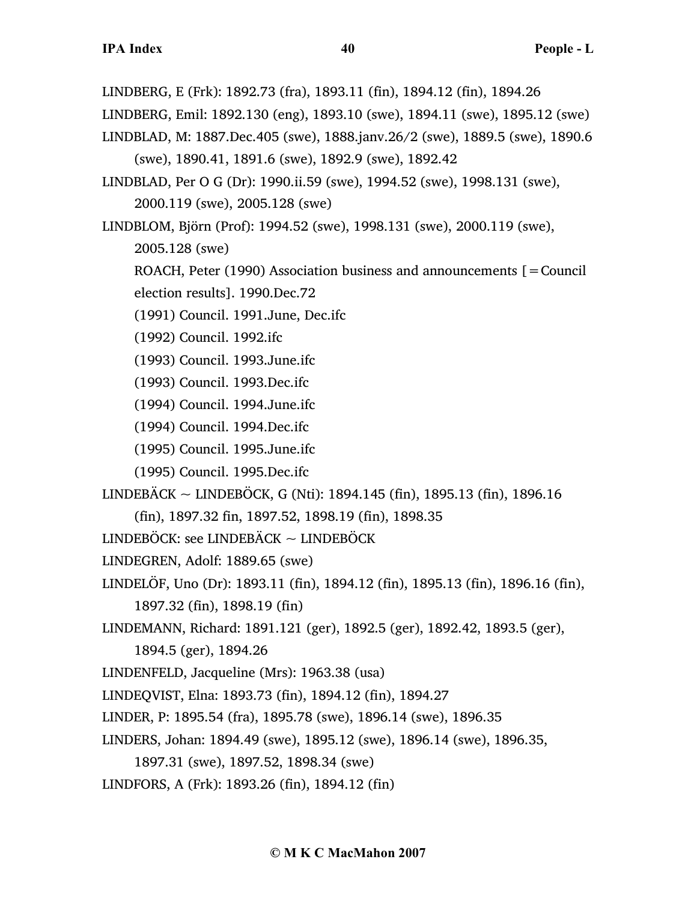LINDBERG, E (Frk): 1892.73 (fra), 1893.11 (fin), 1894.12 (fin), 1894.26

LINDBERG, Emil: 1892.130 (eng), 1893.10 (swe), 1894.11 (swe), 1895.12 (swe)

LINDBLAD, M: 1887.Dec.405 (swe), 1888.janv.26/2 (swe), 1889.5 (swe), 1890.6 (swe), 1890.41, 1891.6 (swe), 1892.9 (swe), 1892.42

LINDBLAD, Per O G (Dr): 1990.ii.59 (swe), 1994.52 (swe), 1998.131 (swe), 2000.119 (swe), 2005.128 (swe)

LINDBLOM, Björn (Prof): 1994.52 (swe), 1998.131 (swe), 2000.119 (swe), 2005.128 (swe)

ROACH, Peter (1990) Association business and announcements [=Council election results]. 1990.Dec.72

(1991) Council. 1991.June, Dec.ifc

(1992) Council. 1992.ifc

(1993) Council. 1993.June.ifc

(1993) Council. 1993.Dec.ifc

(1994) Council. 1994.June.ifc

(1994) Council. 1994.Dec.ifc

(1995) Council. 1995.June.ifc

(1995) Council. 1995.Dec.ifc

LINDEBÄCK ~ LINDEBÖCK, G (Nti): 1894.145 (fin), 1895.13 (fin), 1896.16 (fin), 1897.32 fin, 1897.52, 1898.19 (fin), 1898.35

LINDEBÖCK: see LINDEBÄCK ~ LINDEBÖCK

LINDEGREN, Adolf: 1889.65 (swe)

LINDELÖF, Uno (Dr): 1893.11 (fin), 1894.12 (fin), 1895.13 (fin), 1896.16 (fin), 1897.32 (fin), 1898.19 (fin)

LINDEMANN, Richard: 1891.121 (ger), 1892.5 (ger), 1892.42, 1893.5 (ger), 1894.5 (ger), 1894.26

LINDENFELD, Jacqueline (Mrs): 1963.38 (usa)

LINDEQVIST, Elna: 1893.73 (fin), 1894.12 (fin), 1894.27

LINDER, P: 1895.54 (fra), 1895.78 (swe), 1896.14 (swe), 1896.35

LINDERS, Johan: 1894.49 (swe), 1895.12 (swe), 1896.14 (swe), 1896.35, 1897.31 (swe), 1897.52, 1898.34 (swe)

LINDFORS, A (Frk): 1893.26 (fin), 1894.12 (fin)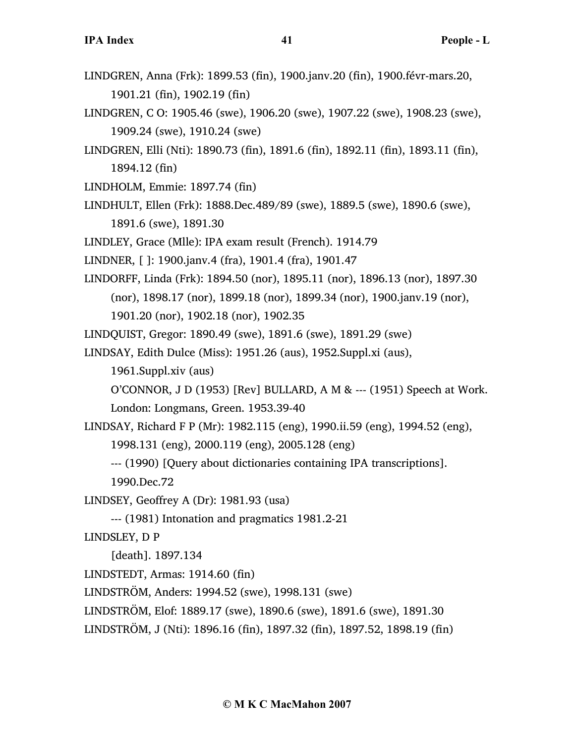LINDGREN, Anna (Frk): 1899.53 (fin), 1900.janv.20 (fin), 1900.févr-mars.20, 1901.21 (fin), 1902.19 (fin)

LINDGREN, C O: 1905.46 (swe), 1906.20 (swe), 1907.22 (swe), 1908.23 (swe), 1909.24 (swe), 1910.24 (swe)

LINDGREN, Elli (Nti): 1890.73 (fin), 1891.6 (fin), 1892.11 (fin), 1893.11 (fin), 1894.12 (fin)

LINDHOLM, Emmie: 1897.74 (fin)

LINDHULT, Ellen (Frk): 1888.Dec.489/89 (swe), 1889.5 (swe), 1890.6 (swe), 1891.6 (swe), 1891.30

LINDLEY, Grace (Mlle): IPA exam result (French). 1914.79

LINDNER, [ ]: 1900.janv.4 (fra), 1901.4 (fra), 1901.47

LINDORFF, Linda (Frk): 1894.50 (nor), 1895.11 (nor), 1896.13 (nor), 1897.30 (nor), 1898.17 (nor), 1899.18 (nor), 1899.34 (nor), 1900.janv.19 (nor), 1901.20 (nor), 1902.18 (nor), 1902.35

LINDQUIST, Gregor: 1890.49 (swe), 1891.6 (swe), 1891.29 (swe)

LINDSAY, Edith Dulce (Miss): 1951.26 (aus), 1952.Suppl.xi (aus), 1961.Suppl.xiv (aus)

O'CONNOR, J D (1953) [Rev] BULLARD, A M & --- (1951) Speech at Work. London: Longmans, Green. 1953.39-40

LINDSAY, Richard F P (Mr): 1982.115 (eng), 1990.ii.59 (eng), 1994.52 (eng), 1998.131 (eng), 2000.119 (eng), 2005.128 (eng)

--- (1990) [Query about dictionaries containing IPA transcriptions]. 1990.Dec.72

LINDSEY, Geoffrey A (Dr): 1981.93 (usa)

--- (1981) Intonation and pragmatics 1981.2-21

LINDSLEY, D P

[death]. 1897.134

LINDSTEDT, Armas: 1914.60 (fin)

LINDSTRÖM, Anders: 1994.52 (swe), 1998.131 (swe)

LINDSTRÖM, Elof: 1889.17 (swe), 1890.6 (swe), 1891.6 (swe), 1891.30

LINDSTRÖM, J (Nti): 1896.16 (fin), 1897.32 (fin), 1897.52, 1898.19 (fin)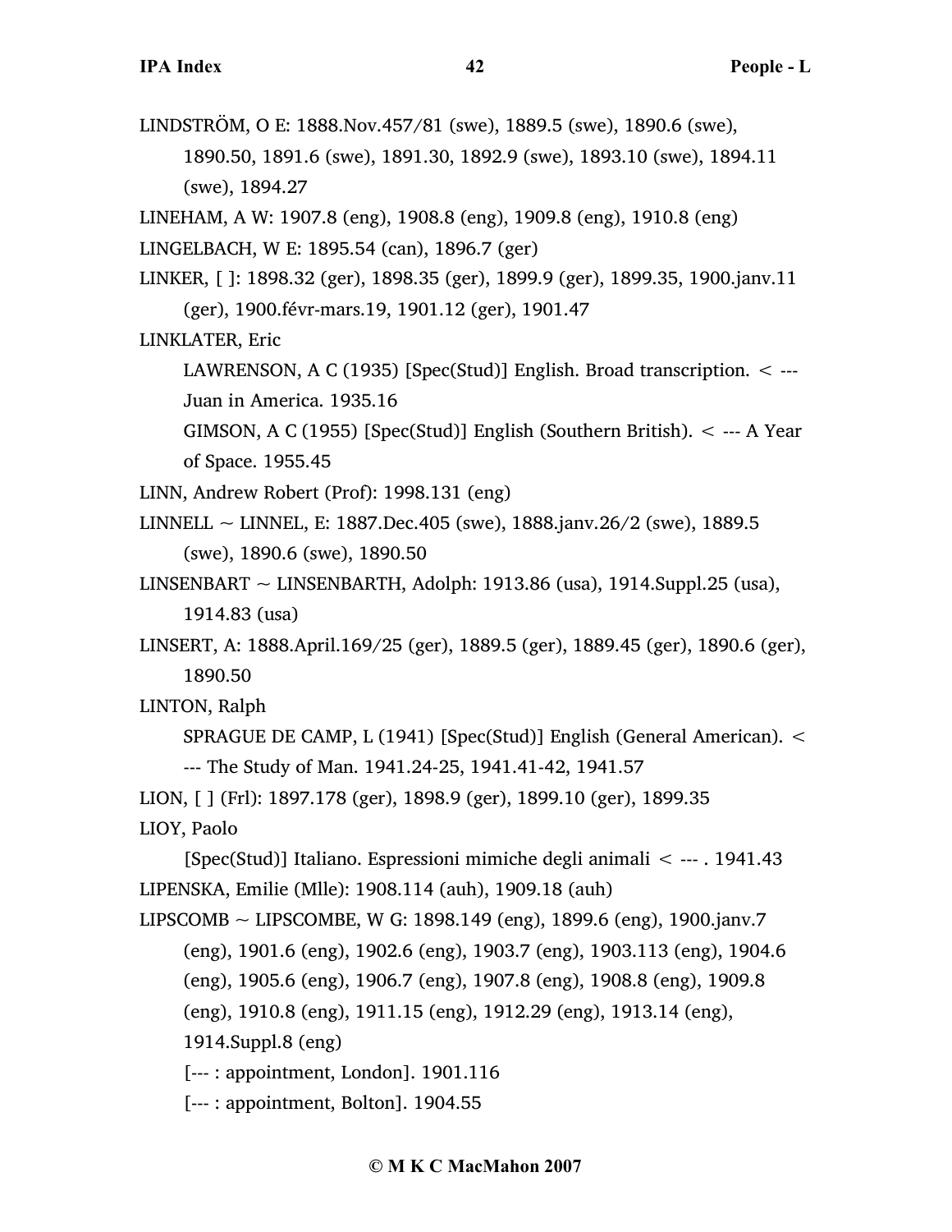LINDSTRÖM, O E: 1888.Nov.457/81 (swe), 1889.5 (swe), 1890.6 (swe), 1890.50, 1891.6 (swe), 1891.30, 1892.9 (swe), 1893.10 (swe), 1894.11 (swe), 1894.27

LINEHAM, A W: 1907.8 (eng), 1908.8 (eng), 1909.8 (eng), 1910.8 (eng)

LINGELBACH, W E: 1895.54 (can), 1896.7 (ger)

LINKER, [ ]: 1898.32 (ger), 1898.35 (ger), 1899.9 (ger), 1899.35, 1900.janv.11 (ger), 1900.févr-mars.19, 1901.12 (ger), 1901.47

LINKLATER, Eric

LAWRENSON, A C (1935) [Spec(Stud)] English. Broad transcription. < --- Juan in America. 1935.16

GIMSON, A C (1955) [Spec(Stud)] English (Southern British). < --- A Year of Space. 1955.45

LINN, Andrew Robert (Prof): 1998.131 (eng)

LINNELL ~ LINNEL, E: 1887.Dec.405 (swe), 1888.janv.26/2 (swe), 1889.5 (swe), 1890.6 (swe), 1890.50

LINSENBART ~ LINSENBARTH, Adolph: 1913.86 (usa), 1914.Suppl.25 (usa), 1914.83 (usa)

LINSERT, A: 1888.April.169/25 (ger), 1889.5 (ger), 1889.45 (ger), 1890.6 (ger), 1890.50

LINTON, Ralph

SPRAGUE DE CAMP, L (1941) [Spec(Stud)] English (General American). < --- The Study of Man. 1941.24-25, 1941.41-42, 1941.57

LION, [ ] (Frl): 1897.178 (ger), 1898.9 (ger), 1899.10 (ger), 1899.35

LIOY, Paolo

[Spec(Stud)] Italiano. Espressioni mimiche degli animali < --- . 1941.43

LIPENSKA, Emilie (Mlle): 1908.114 (auh), 1909.18 (auh)

LIPSCOMB ~ LIPSCOMBE, W G: 1898.149 (eng), 1899.6 (eng), 1900.janv.7 (eng), 1901.6 (eng), 1902.6 (eng), 1903.7 (eng), 1903.113 (eng), 1904.6 (eng), 1905.6 (eng), 1906.7 (eng), 1907.8 (eng), 1908.8 (eng), 1909.8 (eng), 1910.8 (eng), 1911.15 (eng), 1912.29 (eng), 1913.14 (eng), 1914.Suppl.8 (eng)

[--- : appointment, London]. 1901.116

[--- : appointment, Bolton]. 1904.55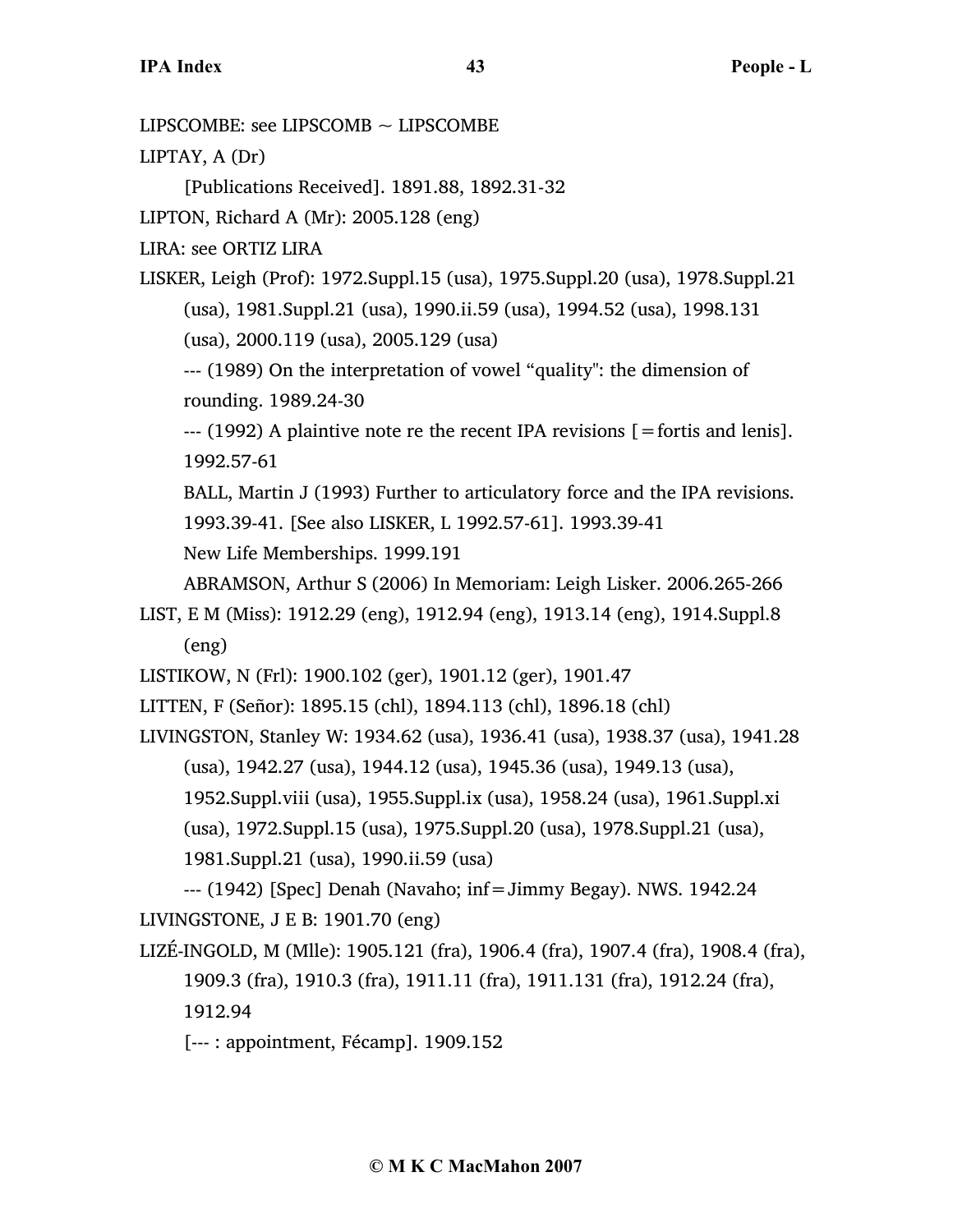LIPSCOMBE: see LIPSCOMB ~ LIPSCOMBE

LIPTAY, A (Dr)

[Publications Received]. 1891.88, 1892.31-32

LIPTON, Richard A (Mr): 2005.128 (eng)

LIRA: see ORTIZ LIRA

LISKER, Leigh (Prof): 1972.Suppl.15 (usa), 1975.Suppl.20 (usa), 1978.Suppl.21 (usa), 1981.Suppl.21 (usa), 1990.ii.59 (usa), 1994.52 (usa), 1998.131 (usa), 2000.119 (usa), 2005.129 (usa)

--- (1989) On the interpretation of vowel “quality": the dimension of rounding. 1989.24-30

--- (1992) A plaintive note re the recent IPA revisions [=fortis and lenis]. 1992.57-61

BALL, Martin J (1993) Further to articulatory force and the IPA revisions. 1993.39-41. [See also LISKER, L 1992.57-61]. 1993.39-41

New Life Memberships. 1999.191

ABRAMSON, Arthur S (2006) In Memoriam: Leigh Lisker. 2006.265-266

LIST, E M (Miss): 1912.29 (eng), 1912.94 (eng), 1913.14 (eng), 1914.Suppl.8 (eng)

LISTIKOW, N (Frl): 1900.102 (ger), 1901.12 (ger), 1901.47

LITTEN, F (Señor): 1895.15 (chl), 1894.113 (chl), 1896.18 (chl)

LIVINGSTON, Stanley W: 1934.62 (usa), 1936.41 (usa), 1938.37 (usa), 1941.28 (usa), 1942.27 (usa), 1944.12 (usa), 1945.36 (usa), 1949.13 (usa), 1952.Suppl.viii (usa), 1955.Suppl.ix (usa), 1958.24 (usa), 1961.Suppl.xi (usa), 1972.Suppl.15 (usa), 1975.Suppl.20 (usa), 1978.Suppl.21 (usa), 1981.Suppl.21 (usa), 1990.ii.59 (usa)

--- (1942) [Spec] Denah (Navaho; inf=Jimmy Begay). NWS. 1942.24

LIVINGSTONE, J E B: 1901.70 (eng)

LIZÉ-INGOLD, M (Mlle): 1905.121 (fra), 1906.4 (fra), 1907.4 (fra), 1908.4 (fra), 1909.3 (fra), 1910.3 (fra), 1911.11 (fra), 1911.131 (fra), 1912.24 (fra), 1912.94

[--- : appointment, Fécamp]. 1909.152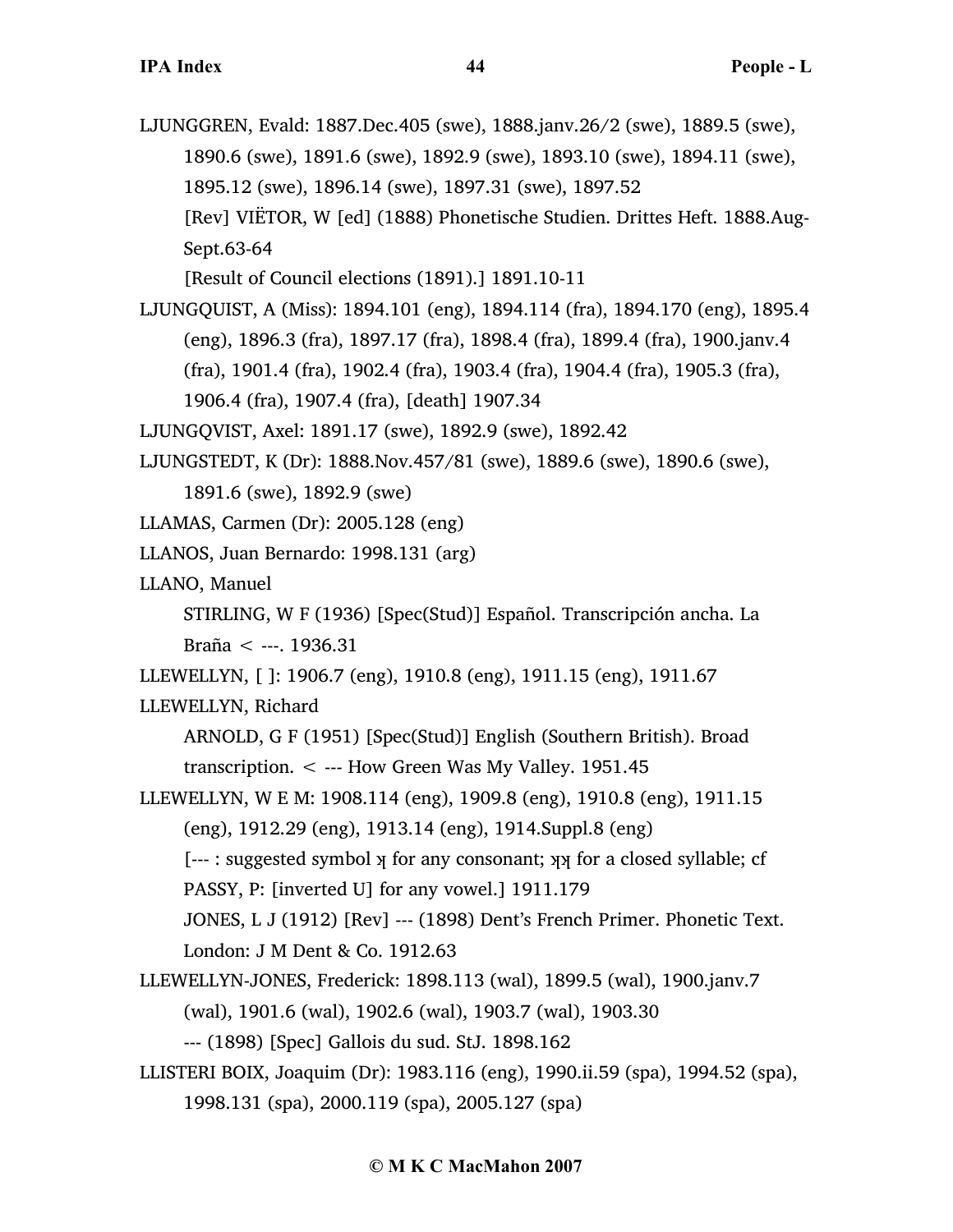LJUNGGREN, Evald: 1887.Dec.405 (swe), 1888.janv.26/2 (swe), 1889.5 (swe), 1890.6 (swe), 1891.6 (swe), 1892.9 (swe), 1893.10 (swe), 1894.11 (swe), 1895.12 (swe), 1896.14 (swe), 1897.31 (swe), 1897.52

[Rev] VIËTOR, W [ed] (1888) Phonetische Studien. Drittes Heft. 1888.Aug-Sept.63-64

[Result of Council elections (1891).] 1891.10-11

LJUNGQUIST, A (Miss): 1894.101 (eng), 1894.114 (fra), 1894.170 (eng), 1895.4 (eng), 1896.3 (fra), 1897.17 (fra), 1898.4 (fra), 1899.4 (fra), 1900.janv.4 (fra), 1901.4 (fra), 1902.4 (fra), 1903.4 (fra), 1904.4 (fra), 1905.3 (fra), 1906.4 (fra), 1907.4 (fra), [death] 1907.34

LJUNGQVIST, Axel: 1891.17 (swe), 1892.9 (swe), 1892.42

LJUNGSTEDT, K (Dr): 1888.Nov.457/81 (swe), 1889.6 (swe), 1890.6 (swe), 1891.6 (swe), 1892.9 (swe)

LLAMAS, Carmen (Dr): 2005.128 (eng)

LLANOS, Juan Bernardo: 1998.131 (arg)

LLANO, Manuel

STIRLING, W F (1936) [Spec(Stud)] Español. Transcripción ancha. La Braña < ---. 1936.31

LLEWELLYN, [ ]: 1906.7 (eng), 1910.8 (eng), 1911.15 (eng), 1911.67

LLEWELLYN, Richard

ARNOLD, G F (1951) [Spec(Stud)] English (Southern British). Broad transcription. < --- How Green Was My Valley. 1951.45

LLEWELLYN, W E M: 1908.114 (eng), 1909.8 (eng), 1910.8 (eng), 1911.15 (eng), 1912.29 (eng), 1913.14 (eng), 1914.Suppl.8 (eng)

[--- : suggested symbol ʞ for any consonant; ʞʞ for a closed syllable; cf PASSY, P: [inverted U] for any vowel.] 1911.179

JONES, L J (1912) [Rev] --- (1898) Dent’s French Primer. Phonetic Text. London: J M Dent & Co. 1912.63

LLEWELLYN-JONES, Frederick: 1898.113 (wal), 1899.5 (wal), 1900.janv.7 (wal), 1901.6 (wal), 1902.6 (wal), 1903.7 (wal), 1903.30

--- (1898) [Spec] Gallois du sud. StJ. 1898.162

LLISTERI BOIX, Joaquim (Dr): 1983.116 (eng), 1990.ii.59 (spa), 1994.52 (spa), 1998.131 (spa), 2000.119 (spa), 2005.127 (spa)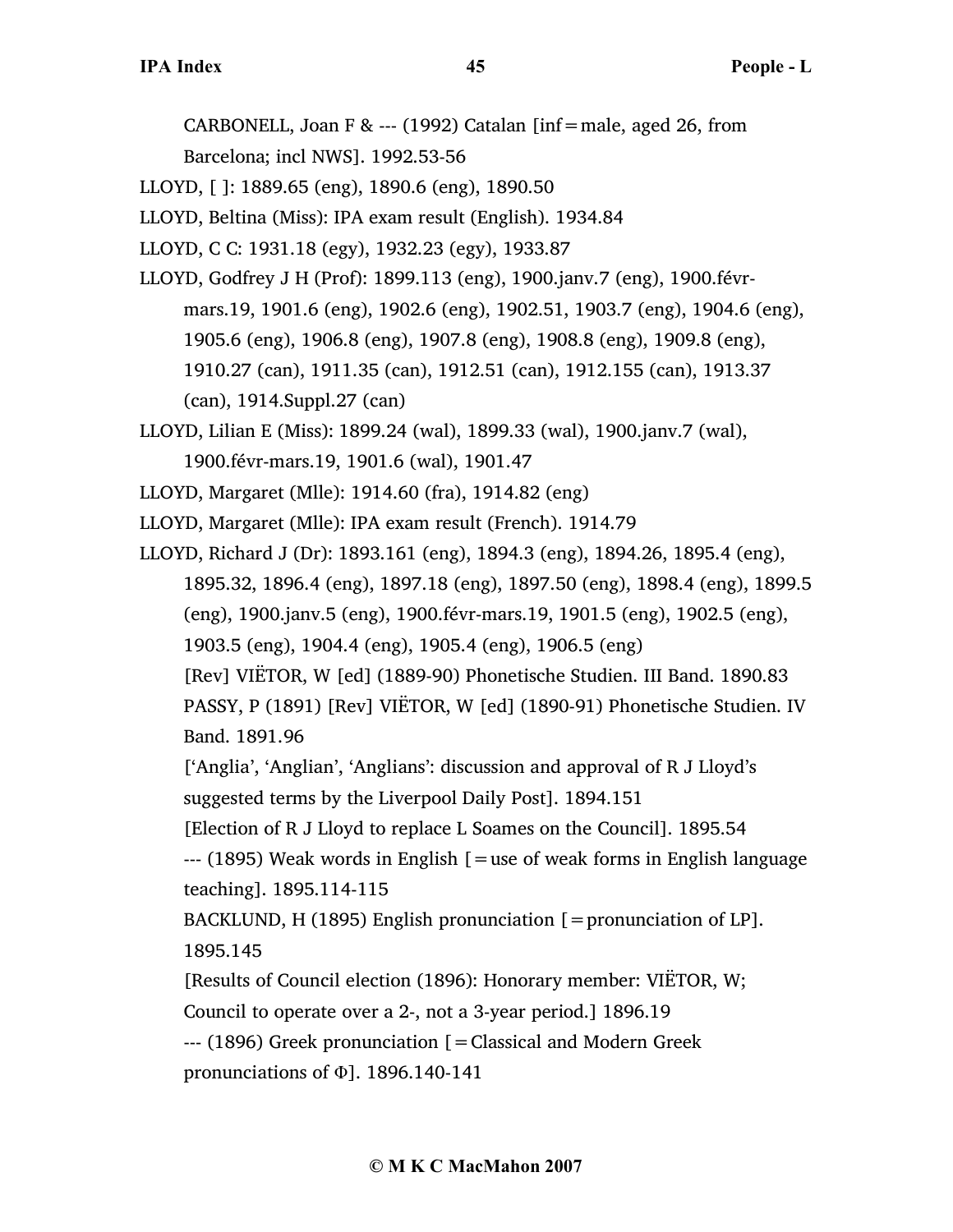CARBONELL, Joan F & --- (1992) Catalan [inf=male, aged 26, from Barcelona; incl NWS]. 1992.53-56

LLOYD, [ ]: 1889.65 (eng), 1890.6 (eng), 1890.50

LLOYD, Beltina (Miss): IPA exam result (English). 1934.84

LLOYD, C C: 1931.18 (egy), 1932.23 (egy), 1933.87

LLOYD, Godfrey J H (Prof): 1899.113 (eng), 1900.janv.7 (eng), 1900.févr-mars.19, 1901.6 (eng), 1902.6 (eng), 1902.51, 1903.7 (eng), 1904.6 (eng), 1905.6 (eng), 1906.8 (eng), 1907.8 (eng), 1908.8 (eng), 1909.8 (eng), 1910.27 (can), 1911.35 (can), 1912.51 (can), 1912.155 (can), 1913.37 (can), 1914.Suppl.27 (can)

LLOYD, Lilian E (Miss): 1899.24 (wal), 1899.33 (wal), 1900.janv.7 (wal), 1900.févr-mars.19, 1901.6 (wal), 1901.47

LLOYD, Margaret (Mlle): 1914.60 (fra), 1914.82 (eng)

LLOYD, Margaret (Mlle): IPA exam result (French). 1914.79

LLOYD, Richard J (Dr): 1893.161 (eng), 1894.3 (eng), 1894.26, 1895.4 (eng), 1895.32, 1896.4 (eng), 1897.18 (eng), 1897.50 (eng), 1898.4 (eng), 1899.5 (eng), 1900.janv.5 (eng), 1900.févr-mars.19, 1901.5 (eng), 1902.5 (eng), 1903.5 (eng), 1904.4 (eng), 1905.4 (eng), 1906.5 (eng)

[Rev] VIËTOR, W [ed] (1889-90) Phonetische Studien. III Band. 1890.83

PASSY, P (1891) [Rev] VIËTOR, W [ed] (1890-91) Phonetische Studien. IV Band. 1891.96

['Anglia', 'Anglian', 'Anglians': discussion and approval of R J Lloyd's suggested terms by the Liverpool Daily Post]. 1894.151

[Election of R J Lloyd to replace L Soames on the Council]. 1895.54

--- (1895) Weak words in English [=use of weak forms in English language teaching]. 1895.114-115

BACKLUND, H (1895) English pronunciation [=pronunciation of LP]. 1895.145

[Results of Council election (1896): Honorary member: VIËTOR, W; Council to operate over a 2-, not a 3-year period.] 1896.19

--- (1896) Greek pronunciation [=Classical and Modern Greek pronunciations of Φ]. 1896.140-141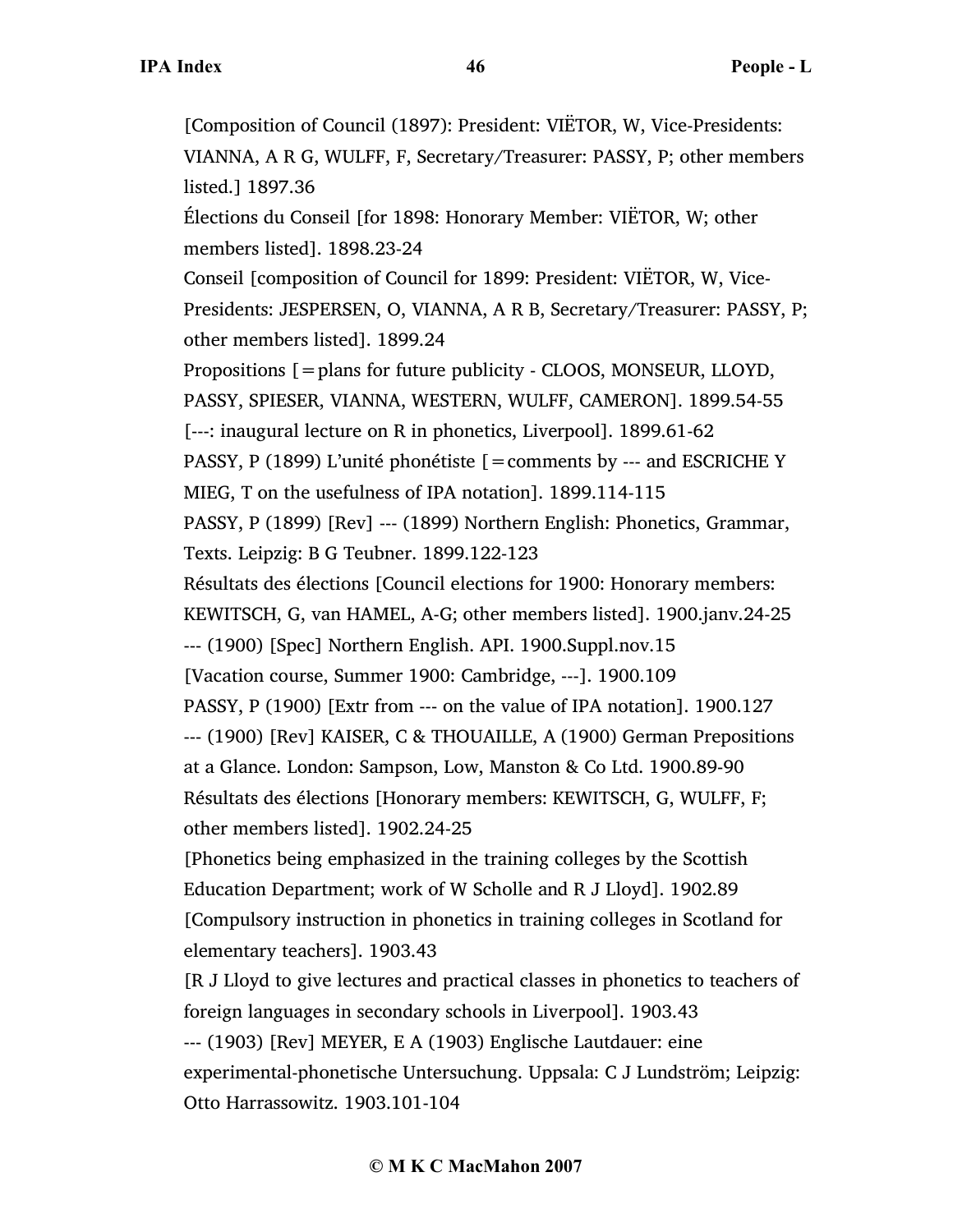[Composition of Council (1897): President: VIËTOR, W, Vice-Presidents: VIANNA, A R G, WULFF, F, Secretary/Treasurer: PASSY, P; other members listed.] 1897.36

Élections du Conseil [for 1898: Honorary Member: VIËTOR, W; other members listed]. 1898.23-24

Conseil [composition of Council for 1899: President: VIËTOR, W, Vice-Presidents: JESPERSEN, O, VIANNA, A R B, Secretary/Treasurer: PASSY, P; other members listed]. 1899.24

Propositions [=plans for future publicity - CLOOS, MONSEUR, LLOYD, PASSY, SPIESER, VIANNA, WESTERN, WULFF, CAMERON]. 1899.54-55

[---: inaugural lecture on R in phonetics, Liverpool]. 1899.61-62

PASSY, P (1899) L'unité phonétiste [=comments by --- and ESCRICHE Y MIEG, T on the usefulness of IPA notation]. 1899.114-115

PASSY, P (1899) [Rev] --- (1899) Northern English: Phonetics, Grammar, Texts. Leipzig: B G Teubner. 1899.122-123

Résultats des élections [Council elections for 1900: Honorary members: KEWITSCH, G, van HAMEL, A-G; other members listed]. 1900.janv.24-25

--- (1900) [Spec] Northern English. API. 1900.Suppl.nov.15

[Vacation course, Summer 1900: Cambridge, ---]. 1900.109

PASSY, P (1900) [Extr from --- on the value of IPA notation]. 1900.127

--- (1900) [Rev] KAISER, C & THOUAILLE, A (1900) German Prepositions at a Glance. London: Sampson, Low, Manston & Co Ltd. 1900.89-90

Résultats des élections [Honorary members: KEWITSCH, G, WULFF, F; other members listed]. 1902.24-25

[Phonetics being emphasized in the training colleges by the Scottish Education Department; work of W Scholle and R J Lloyd]. 1902.89

[Compulsory instruction in phonetics in training colleges in Scotland for elementary teachers]. 1903.43

[R J Lloyd to give lectures and practical classes in phonetics to teachers of foreign languages in secondary schools in Liverpool]. 1903.43

--- (1903) [Rev] MEYER, E A (1903) Englische Lautdauer: eine experimental-phonetische Untersuchung. Uppsala: C J Lundström; Leipzig: Otto Harrassowitz. 1903.101-104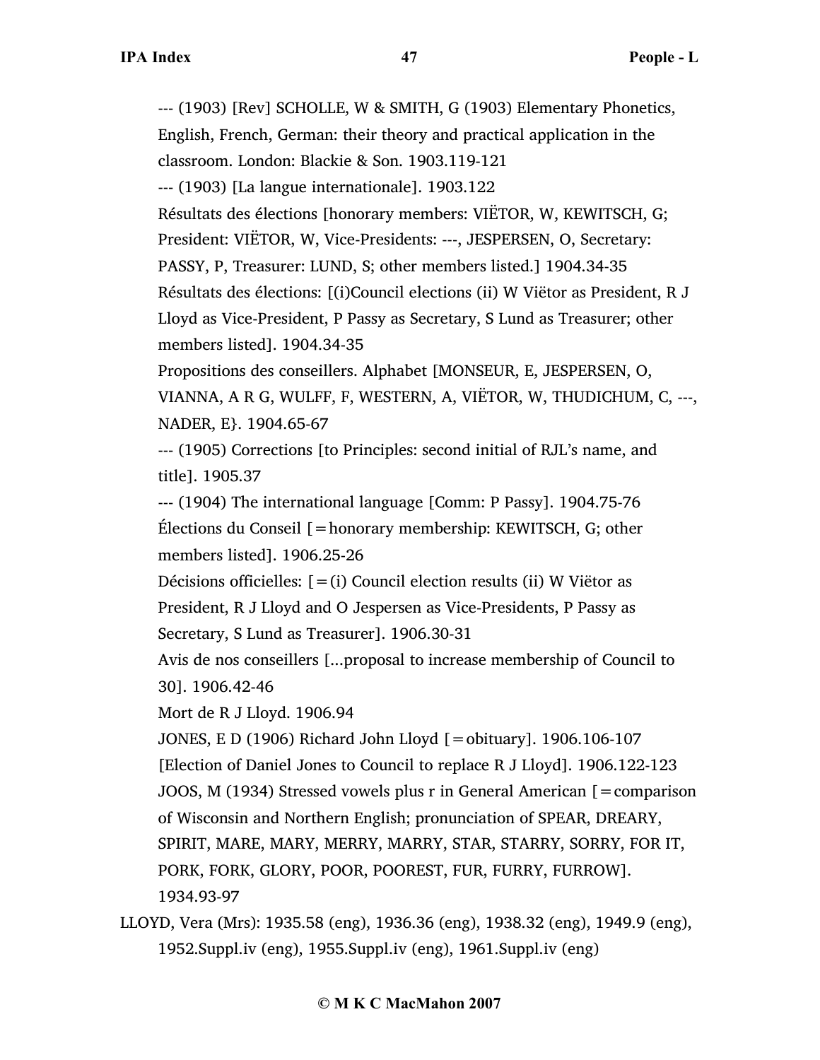--- (1903) [Rev] SCHOLLE, W & SMITH, G (1903) Elementary Phonetics, English, French, German: their theory and practical application in the classroom. London: Blackie & Son. 1903.119-121

--- (1903) [La langue internationale]. 1903.122

Résultats des élections [honorary members: VIËTOR, W, KEWITSCH, G; President: VIËTOR, W, Vice-Presidents: ---, JESPERSEN, O, Secretary: PASSY, P, Treasurer: LUND, S; other members listed.] 1904.34-35

Résultats des élections: [(i)Council elections (ii) W Viëtor as President, R J Lloyd as Vice-President, P Passy as Secretary, S Lund as Treasurer; other members listed]. 1904.34-35

Propositions des conseillers. Alphabet [MONSEUR, E, JESPERSEN, O, VIANNA, A R G, WULFF, F, WESTERN, A, VIËTOR, W, THUDICHUM, C, ---, NADER, E}. 1904.65-67

--- (1905) Corrections [to Principles: second initial of RJL's name, and title]. 1905.37

--- (1904) The international language [Comm: P Passy]. 1904.75-76

Élections du Conseil [=honorary membership: KEWITSCH, G; other members listed]. 1906.25-26

Décisions officielles: [=(i) Council election results (ii) W Viëtor as President, R J Lloyd and O Jespersen as Vice-Presidents, P Passy as Secretary, S Lund as Treasurer]. 1906.30-31

Avis de nos conseillers [...proposal to increase membership of Council to 30]. 1906.42-46

Mort de R J Lloyd. 1906.94

JONES, E D (1906) Richard John Lloyd [=obituary]. 1906.106-107

[Election of Daniel Jones to Council to replace R J Lloyd]. 1906.122-123

JOOS, M (1934) Stressed vowels plus r in General American [=comparison of Wisconsin and Northern English; pronunciation of SPEAR, DREARY, SPIRIT, MARE, MARY, MERRY, MARRY, STAR, STARRY, SORRY, FOR IT, PORK, FORK, GLORY, POOR, POOREST, FUR, FURRY, FURROW]. 1934.93-97

LLOYD, Vera (Mrs): 1935.58 (eng), 1936.36 (eng), 1938.32 (eng), 1949.9 (eng), 1952.Suppl.iv (eng), 1955.Suppl.iv (eng), 1961.Suppl.iv (eng)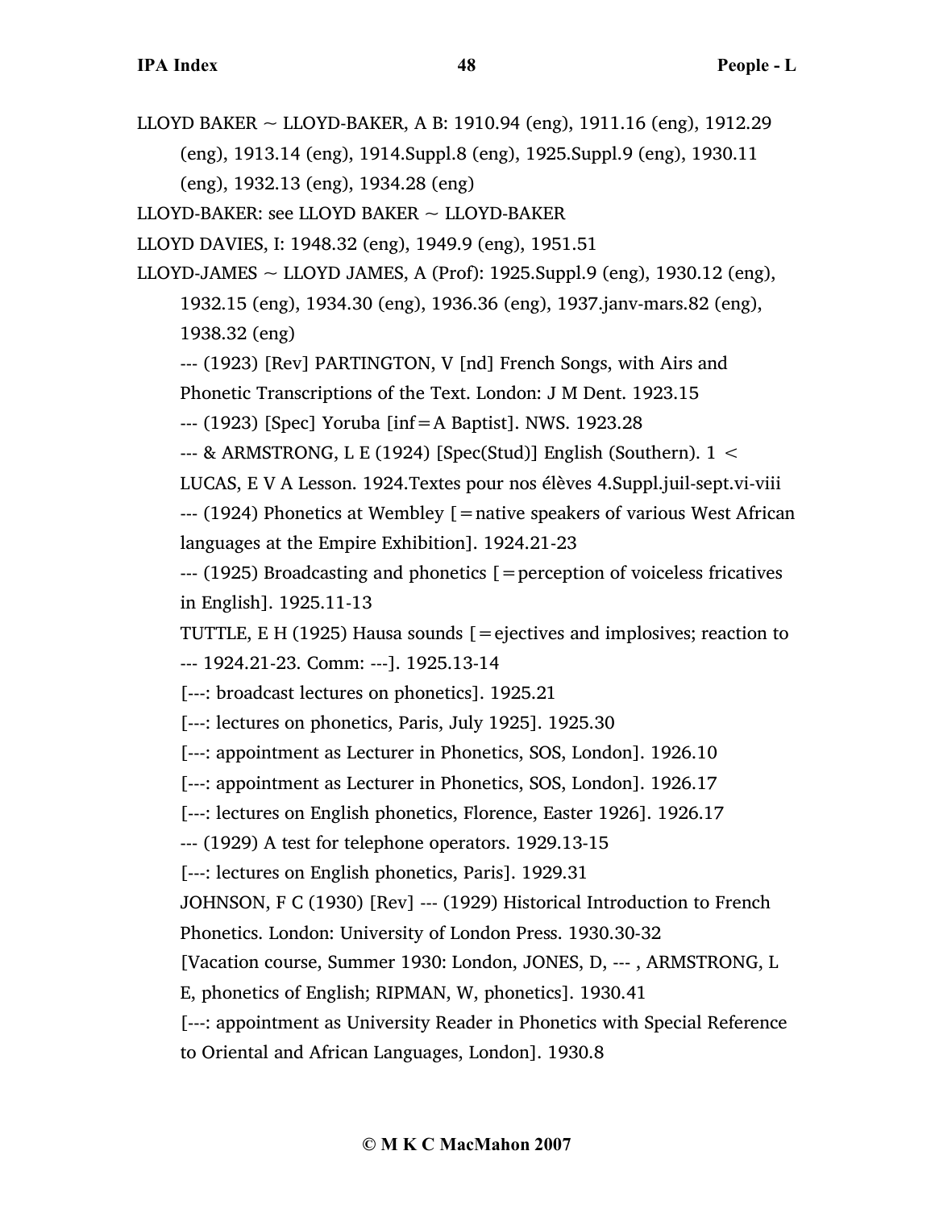LLOYD BAKER ~ LLOYD-BAKER, A B: 1910.94 (eng), 1911.16 (eng), 1912.29 (eng), 1913.14 (eng), 1914.Suppl.8 (eng), 1925.Suppl.9 (eng), 1930.11 (eng), 1932.13 (eng), 1934.28 (eng)

LLOYD-BAKER: see LLOYD BAKER ~ LLOYD-BAKER

LLOYD DAVIES, I: 1948.32 (eng), 1949.9 (eng), 1951.51

LLOYD-JAMES ~ LLOYD JAMES, A (Prof): 1925.Suppl.9 (eng), 1930.12 (eng), 1932.15 (eng), 1934.30 (eng), 1936.36 (eng), 1937.janv-mars.82 (eng), 1938.32 (eng)

--- (1923) [Rev] PARTINGTON, V [nd] French Songs, with Airs and Phonetic Transcriptions of the Text. London: J M Dent. 1923.15

--- (1923) [Spec] Yoruba [inf=A Baptist]. NWS. 1923.28

--- & ARMSTRONG, L E (1924) [Spec(Stud)] English (Southern). 1 < LUCAS, E V A Lesson. 1924.Textes pour nos élèves 4.Suppl.juil-sept.vi-viii

--- (1924) Phonetics at Wembley [=native speakers of various West African languages at the Empire Exhibition]. 1924.21-23

--- (1925) Broadcasting and phonetics [=perception of voiceless fricatives in English]. 1925.11-13

TUTTLE, E H (1925) Hausa sounds [=ejectives and implosives; reaction to --- 1924.21-23. Comm: ---]. 1925.13-14

[---: broadcast lectures on phonetics]. 1925.21

[---: lectures on phonetics, Paris, July 1925]. 1925.30

[---: appointment as Lecturer in Phonetics, SOS, London]. 1926.10

[---: appointment as Lecturer in Phonetics, SOS, London]. 1926.17

[---: lectures on English phonetics, Florence, Easter 1926]. 1926.17

--- (1929) A test for telephone operators. 1929.13-15

[---: lectures on English phonetics, Paris]. 1929.31

JOHNSON, F C (1930) [Rev] --- (1929) Historical Introduction to French Phonetics. London: University of London Press. 1930.30-32

[Vacation course, Summer 1930: London, JONES, D, --- , ARMSTRONG, L E, phonetics of English; RIPMAN, W, phonetics]. 1930.41

[---: appointment as University Reader in Phonetics with Special Reference to Oriental and African Languages, London]. 1930.8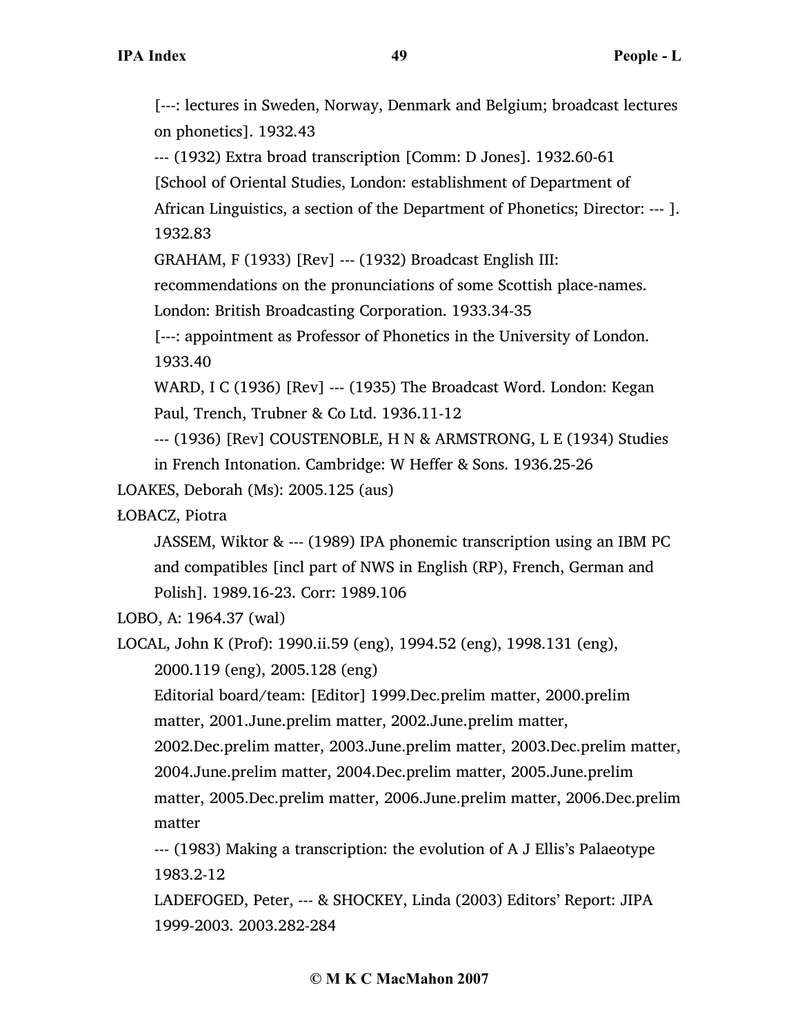[---: lectures in Sweden, Norway, Denmark and Belgium; broadcast lectures on phonetics]. 1932.43

--- (1932) Extra broad transcription [Comm: D Jones]. 1932.60-61

[School of Oriental Studies, London: establishment of Department of African Linguistics, a section of the Department of Phonetics; Director: --- ]. 1932.83

GRAHAM, F (1933) [Rev] --- (1932) Broadcast English III: recommendations on the pronunciations of some Scottish place-names. London: British Broadcasting Corporation. 1933.34-35

[---: appointment as Professor of Phonetics in the University of London. 1933.40

WARD, I C (1936) [Rev] --- (1935) The Broadcast Word. London: Kegan Paul, Trench, Trubner & Co Ltd. 1936.11-12

--- (1936) [Rev] COUSTENOBLE, H N & ARMSTRONG, L E (1934) Studies in French Intonation. Cambridge: W Heffer & Sons. 1936.25-26

LOAKES, Deborah (Ms): 2005.125 (aus)

ŁOBACZ, Piotra

JASSEM, Wiktor & --- (1989) IPA phonemic transcription using an IBM PC and compatibles [incl part of NWS in English (RP), French, German and Polish]. 1989.16-23. Corr: 1989.106

LOBO, A: 1964.37 (wal)

LOCAL, John K (Prof): 1990.ii.59 (eng), 1994.52 (eng), 1998.131 (eng), 2000.119 (eng), 2005.128 (eng)

Editorial board/team: [Editor] 1999.Dec.prelim matter, 2000.prelim matter, 2001.June.prelim matter, 2002.June.prelim matter, 2002.Dec.prelim matter, 2003.June.prelim matter, 2003.Dec.prelim matter, 2004.June.prelim matter, 2004.Dec.prelim matter, 2005.June.prelim matter, 2005.Dec.prelim matter, 2006.June.prelim matter, 2006.Dec.prelim matter

--- (1983) Making a transcription: the evolution of A J Ellis's Palaeotype 1983.2-12

LADEFOGED, Peter, --- & SHOCKEY, Linda (2003) Editors' Report: JIPA 1999-2003. 2003.282-284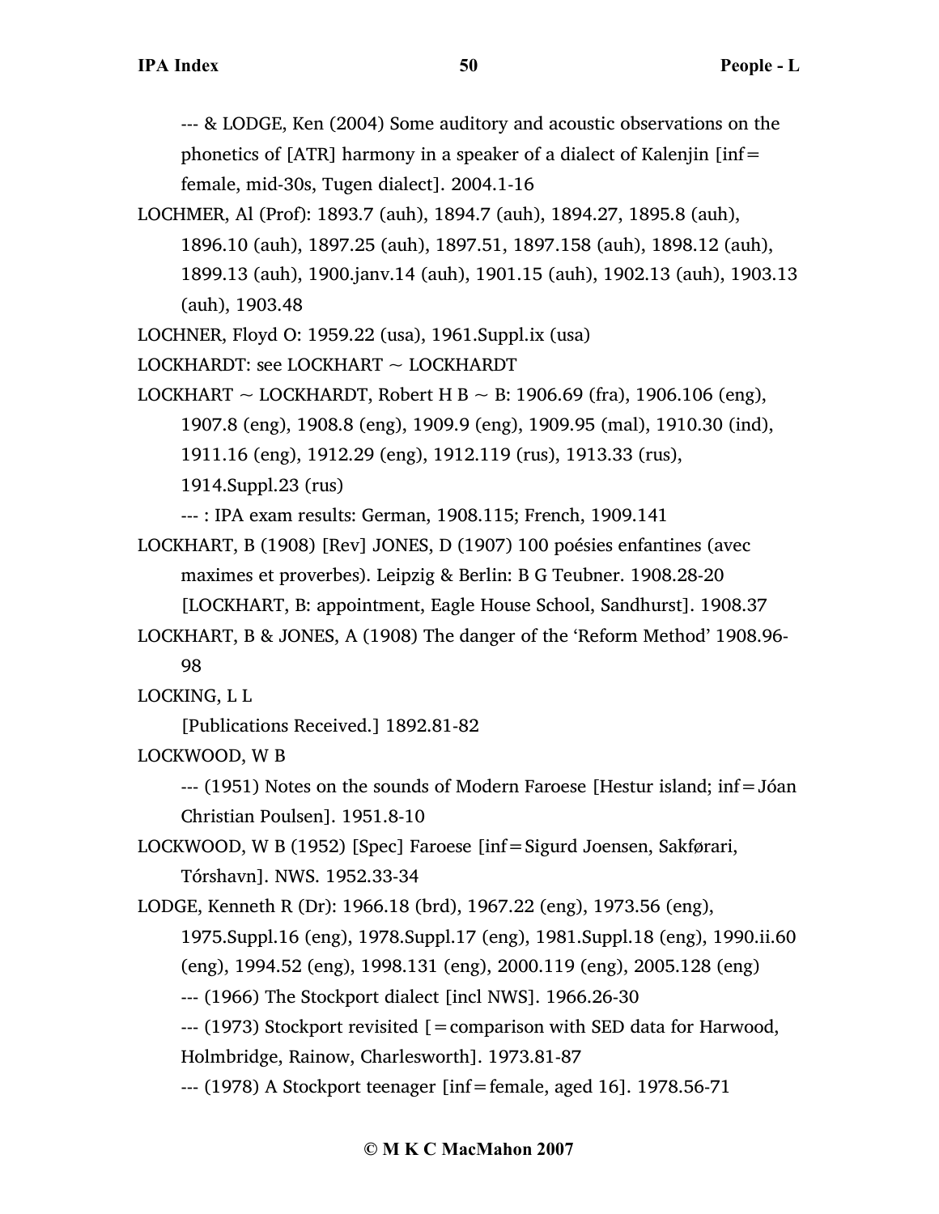--- & LODGE, Ken (2004) Some auditory and acoustic observations on the phonetics of [ATR] harmony in a speaker of a dialect of Kalenjin [inf= female, mid-30s, Tugen dialect]. 2004.1-16

LOCHMER, Al (Prof): 1893.7 (auh), 1894.7 (auh), 1894.27, 1895.8 (auh), 1896.10 (auh), 1897.25 (auh), 1897.51, 1897.158 (auh), 1898.12 (auh), 1899.13 (auh), 1900.janv.14 (auh), 1901.15 (auh), 1902.13 (auh), 1903.13 (auh), 1903.48

LOCHNER, Floyd O: 1959.22 (usa), 1961.Suppl.ix (usa)

LOCKHARDT: see LOCKHART ~ LOCKHARDT

LOCKHART ~ LOCKHARDT, Robert H B ~ B: 1906.69 (fra), 1906.106 (eng), 1907.8 (eng), 1908.8 (eng), 1909.9 (eng), 1909.95 (mal), 1910.30 (ind), 1911.16 (eng), 1912.29 (eng), 1912.119 (rus), 1913.33 (rus), 1914.Suppl.23 (rus)

--- : IPA exam results: German, 1908.115; French, 1909.141

LOCKHART, B (1908) [Rev] JONES, D (1907) 100 poésies enfantines (avec maximes et proverbes). Leipzig & Berlin: B G Teubner. 1908.28-20

[LOCKHART, B: appointment, Eagle House School, Sandhurst]. 1908.37

LOCKHART, B & JONES, A (1908) The danger of the 'Reform Method' 1908.96-98

LOCKING, L L

[Publications Received.] 1892.81-82

LOCKWOOD, W B

--- (1951) Notes on the sounds of Modern Faroese [Hestur island; inf=Jóan Christian Poulsen]. 1951.8-10

LOCKWOOD, W B (1952) [Spec] Faroese [inf=Sigurd Joensen, Sakførari, Tórshavn]. NWS. 1952.33-34

LODGE, Kenneth R (Dr): 1966.18 (brd), 1967.22 (eng), 1973.56 (eng), 1975.Suppl.16 (eng), 1978.Suppl.17 (eng), 1981.Suppl.18 (eng), 1990.ii.60 (eng), 1994.52 (eng), 1998.131 (eng), 2000.119 (eng), 2005.128 (eng)

--- (1966) The Stockport dialect [incl NWS]. 1966.26-30

--- (1973) Stockport revisited [=comparison with SED data for Harwood, Holmbridge, Rainow, Charlesworth]. 1973.81-87

--- (1978) A Stockport teenager [inf=female, aged 16]. 1978.56-71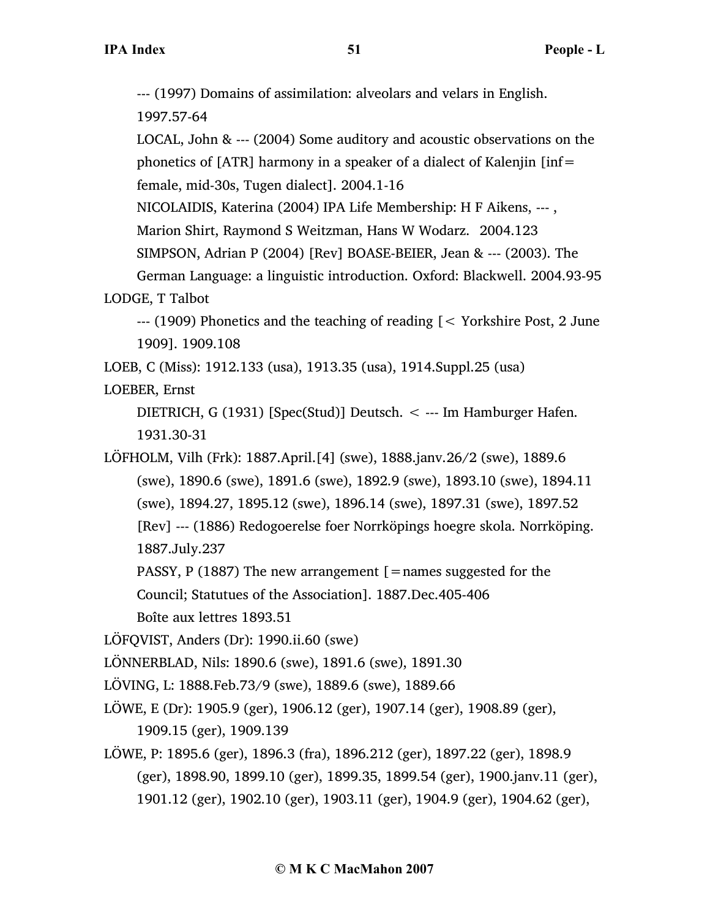--- (1997) Domains of assimilation: alveolars and velars in English. 1997.57-64

LOCAL, John & --- (2004) Some auditory and acoustic observations on the phonetics of [ATR] harmony in a speaker of a dialect of Kalenjin [inf= female, mid-30s, Tugen dialect]. 2004.1-16

NICOLAIDIS, Katerina (2004) IPA Life Membership: H F Aikens, --- , Marion Shirt, Raymond S Weitzman, Hans W Wodarz. 2004.123

SIMPSON, Adrian P (2004) [Rev] BOASE-BEIER, Jean & --- (2003). The German Language: a linguistic introduction. Oxford: Blackwell. 2004.93-95

LODGE, T Talbot

--- (1909) Phonetics and the teaching of reading [< Yorkshire Post, 2 June 1909]. 1909.108

LOEB, C (Miss): 1912.133 (usa), 1913.35 (usa), 1914.Suppl.25 (usa)

LOEBER, Ernst

DIETRICH, G (1931) [Spec(Stud)] Deutsch. < --- Im Hamburger Hafen. 1931.30-31

LÖFHOLM, Vilh (Frk): 1887.April.[4] (swe), 1888.janv.26/2 (swe), 1889.6 (swe), 1890.6 (swe), 1891.6 (swe), 1892.9 (swe), 1893.10 (swe), 1894.11 (swe), 1894.27, 1895.12 (swe), 1896.14 (swe), 1897.31 (swe), 1897.52

[Rev] --- (1886) Redogoerelse foer Norrköpings hoegre skola. Norrköping. 1887.July.237

PASSY, P (1887) The new arrangement [=names suggested for the Council; Statutues of the Association]. 1887.Dec.405-406

Boîte aux lettres 1893.51

LÖFQVIST, Anders (Dr): 1990.ii.60 (swe)

LÖNNERBLAD, Nils: 1890.6 (swe), 1891.6 (swe), 1891.30

LÖVING, L: 1888.Feb.73/9 (swe), 1889.6 (swe), 1889.66

LÖWE, E (Dr): 1905.9 (ger), 1906.12 (ger), 1907.14 (ger), 1908.89 (ger), 1909.15 (ger), 1909.139

LÖWE, P: 1895.6 (ger), 1896.3 (fra), 1896.212 (ger), 1897.22 (ger), 1898.9 (ger), 1898.90, 1899.10 (ger), 1899.35, 1899.54 (ger), 1900.janv.11 (ger), 1901.12 (ger), 1902.10 (ger), 1903.11 (ger), 1904.9 (ger), 1904.62 (ger),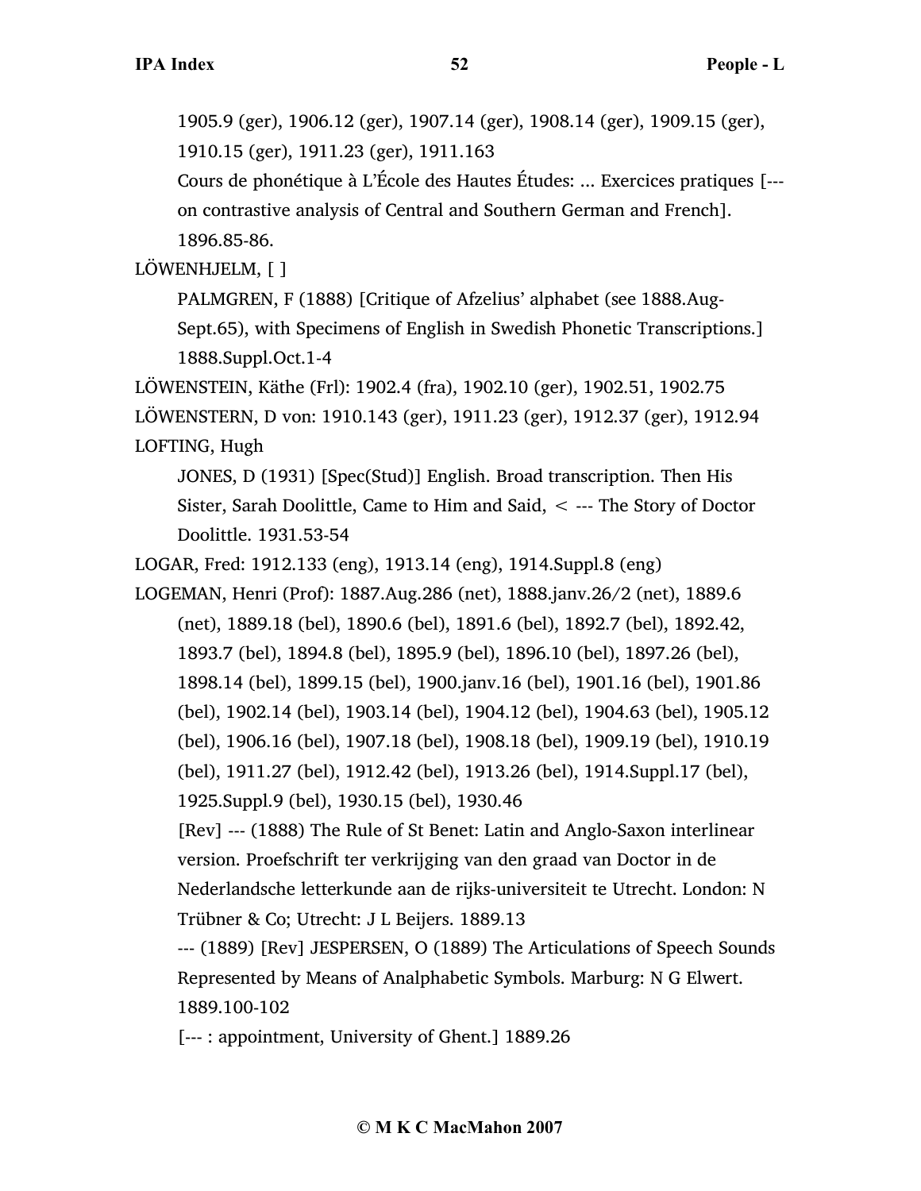1905.9 (ger), 1906.12 (ger), 1907.14 (ger), 1908.14 (ger), 1909.15 (ger), 1910.15 (ger), 1911.23 (ger), 1911.163

Cours de phonétique à L'École des Hautes Études: ... Exercices pratiques [--- on contrastive analysis of Central and Southern German and French]. 1896.85-86.

LÖWENHJELM, [ ]

PALMGREN, F (1888) [Critique of Afzelius' alphabet (see 1888.Aug-Sept.65), with Specimens of English in Swedish Phonetic Transcriptions.] 1888.Suppl.Oct.1-4

LÖWENSTEIN, Käthe (Frl): 1902.4 (fra), 1902.10 (ger), 1902.51, 1902.75

LÖWENSTERN, D von: 1910.143 (ger), 1911.23 (ger), 1912.37 (ger), 1912.94

LOFTING, Hugh

JONES, D (1931) [Spec(Stud)] English. Broad transcription. Then His Sister, Sarah Doolittle, Came to Him and Said, < --- The Story of Doctor Doolittle. 1931.53-54

LOGAR, Fred: 1912.133 (eng), 1913.14 (eng), 1914.Suppl.8 (eng)

LOGEMAN, Henri (Prof): 1887.Aug.286 (net), 1888.janv.26/2 (net), 1889.6 (net), 1889.18 (bel), 1890.6 (bel), 1891.6 (bel), 1892.7 (bel), 1892.42, 1893.7 (bel), 1894.8 (bel), 1895.9 (bel), 1896.10 (bel), 1897.26 (bel), 1898.14 (bel), 1899.15 (bel), 1900.janv.16 (bel), 1901.16 (bel), 1901.86 (bel), 1902.14 (bel), 1903.14 (bel), 1904.12 (bel), 1904.63 (bel), 1905.12 (bel), 1906.16 (bel), 1907.18 (bel), 1908.18 (bel), 1909.19 (bel), 1910.19 (bel), 1911.27 (bel), 1912.42 (bel), 1913.26 (bel), 1914.Suppl.17 (bel), 1925.Suppl.9 (bel), 1930.15 (bel), 1930.46

[Rev] --- (1888) The Rule of St Benet: Latin and Anglo-Saxon interlinear version. Proefschrift ter verkrijging van den graad van Doctor in de Nederlandsche letterkunde aan de rijks-universiteit te Utrecht. London: N Trübner & Co; Utrecht: J L Beijers. 1889.13

--- (1889) [Rev] JESPERSEN, O (1889) The Articulations of Speech Sounds Represented by Means of Analphabetic Symbols. Marburg: N G Elwert. 1889.100-102

[--- : appointment, University of Ghent.] 1889.26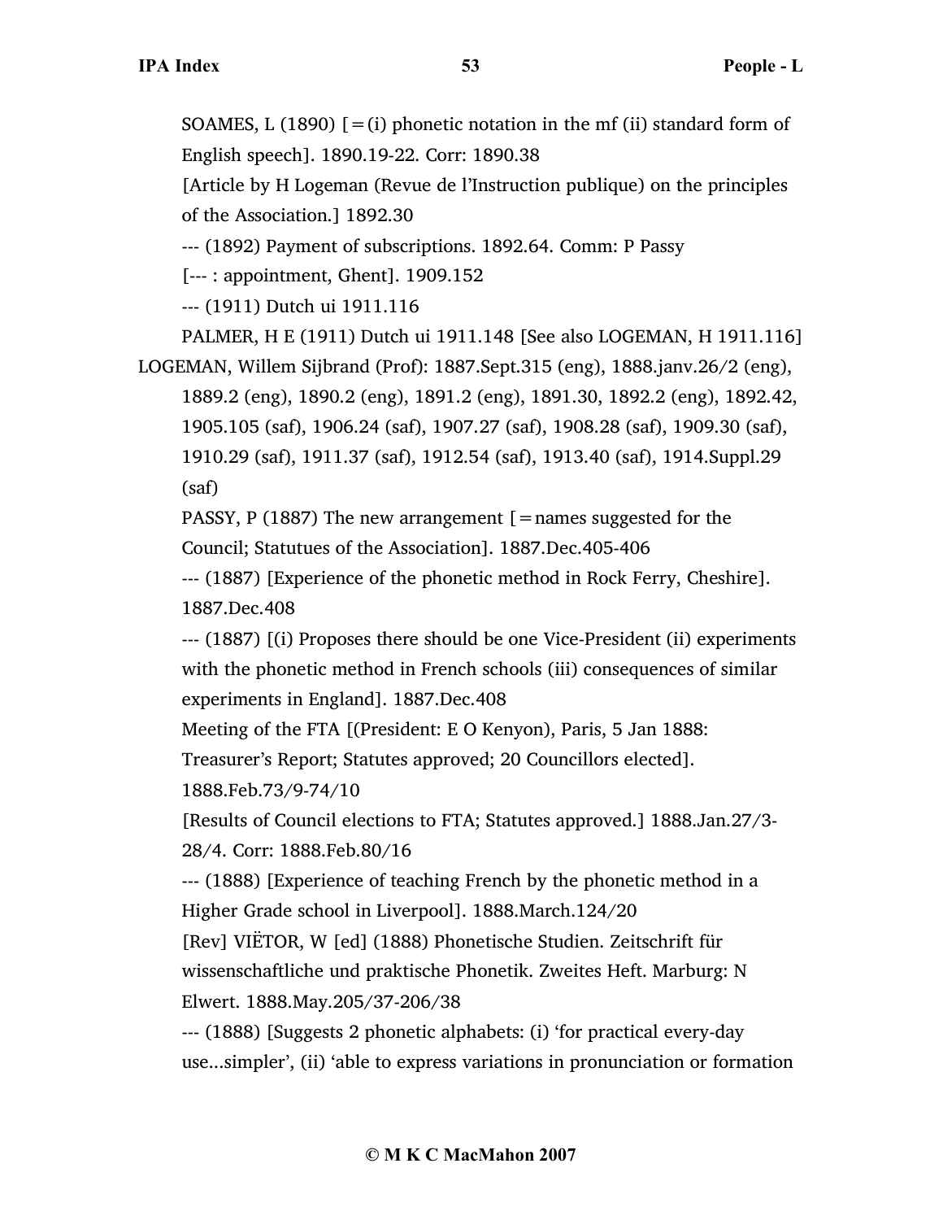SOAMES, L (1890) [=(i) phonetic notation in the mf (ii) standard form of English speech]. 1890.19-22. Corr: 1890.38

[Article by H Logeman (Revue de l'Instruction publique) on the principles of the Association.] 1892.30

--- (1892) Payment of subscriptions. 1892.64. Comm: P Passy

[--- : appointment, Ghent]. 1909.152

--- (1911) Dutch ui 1911.116

PALMER, H E (1911) Dutch ui 1911.148 [See also LOGEMAN, H 1911.116]

LOGEMAN, Willem Sijbrand (Prof): 1887.Sept.315 (eng), 1888.janv.26/2 (eng), 1889.2 (eng), 1890.2 (eng), 1891.2 (eng), 1891.30, 1892.2 (eng), 1892.42, 1905.105 (saf), 1906.24 (saf), 1907.27 (saf), 1908.28 (saf), 1909.30 (saf), 1910.29 (saf), 1911.37 (saf), 1912.54 (saf), 1913.40 (saf), 1914.Suppl.29 (saf)

PASSY, P (1887) The new arrangement [=names suggested for the Council; Statutues of the Association]. 1887.Dec.405-406

--- (1887) [Experience of the phonetic method in Rock Ferry, Cheshire]. 1887.Dec.408

--- (1887) [(i) Proposes there should be one Vice-President (ii) experiments with the phonetic method in French schools (iii) consequences of similar experiments in England]. 1887.Dec.408

Meeting of the FTA [(President: E O Kenyon), Paris, 5 Jan 1888: Treasurer's Report; Statutes approved; 20 Councillors elected]. 1888.Feb.73/9-74/10

[Results of Council elections to FTA; Statutes approved.] 1888.Jan.27/3-28/4. Corr: 1888.Feb.80/16

--- (1888) [Experience of teaching French by the phonetic method in a Higher Grade school in Liverpool]. 1888.March.124/20

[Rev] VIËTOR, W [ed] (1888) Phonetische Studien. Zeitschrift für wissenschaftliche und praktische Phonetik. Zweites Heft. Marburg: N Elwert. 1888.May.205/37-206/38

--- (1888) [Suggests 2 phonetic alphabets: (i) 'for practical every-day use...simpler', (ii) 'able to express variations in pronunciation or formation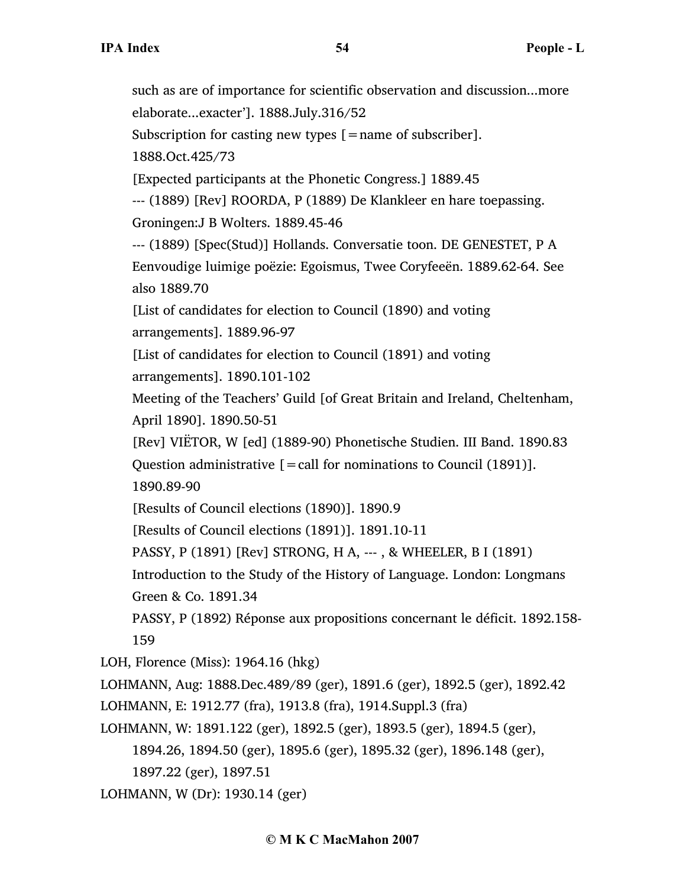such as are of importance for scientific observation and discussion...more elaborate...exacter']. 1888.July.316/52

Subscription for casting new types [=name of subscriber]. 1888.Oct.425/73

[Expected participants at the Phonetic Congress.] 1889.45

--- (1889) [Rev] ROORDA, P (1889) De Klankleer en hare toepassing. Groningen:J B Wolters. 1889.45-46

--- (1889) [Spec(Stud)] Hollands. Conversatie toon. DE GENESTET, P A Eenvoudige luimige poëzie: Egoismus, Twee Coryfeeën. 1889.62-64. See also 1889.70

[List of candidates for election to Council (1890) and voting arrangements]. 1889.96-97

[List of candidates for election to Council (1891) and voting arrangements]. 1890.101-102

Meeting of the Teachers' Guild [of Great Britain and Ireland, Cheltenham, April 1890]. 1890.50-51

[Rev] VIËTOR, W [ed] (1889-90) Phonetische Studien. III Band. 1890.83

Question administrative [=call for nominations to Council (1891)]. 1890.89-90

[Results of Council elections (1890)]. 1890.9

[Results of Council elections (1891)]. 1891.10-11

PASSY, P (1891) [Rev] STRONG, H A, --- , & WHEELER, B I (1891) Introduction to the Study of the History of Language. London: Longmans Green & Co. 1891.34

PASSY, P (1892) Réponse aux propositions concernant le déficit. 1892.158-159

LOH, Florence (Miss): 1964.16 (hkg)

LOHMANN, Aug: 1888.Dec.489/89 (ger), 1891.6 (ger), 1892.5 (ger), 1892.42

LOHMANN, E: 1912.77 (fra), 1913.8 (fra), 1914.Suppl.3 (fra)

LOHMANN, W: 1891.122 (ger), 1892.5 (ger), 1893.5 (ger), 1894.5 (ger), 1894.26, 1894.50 (ger), 1895.6 (ger), 1895.32 (ger), 1896.148 (ger), 1897.22 (ger), 1897.51

LOHMANN, W (Dr): 1930.14 (ger)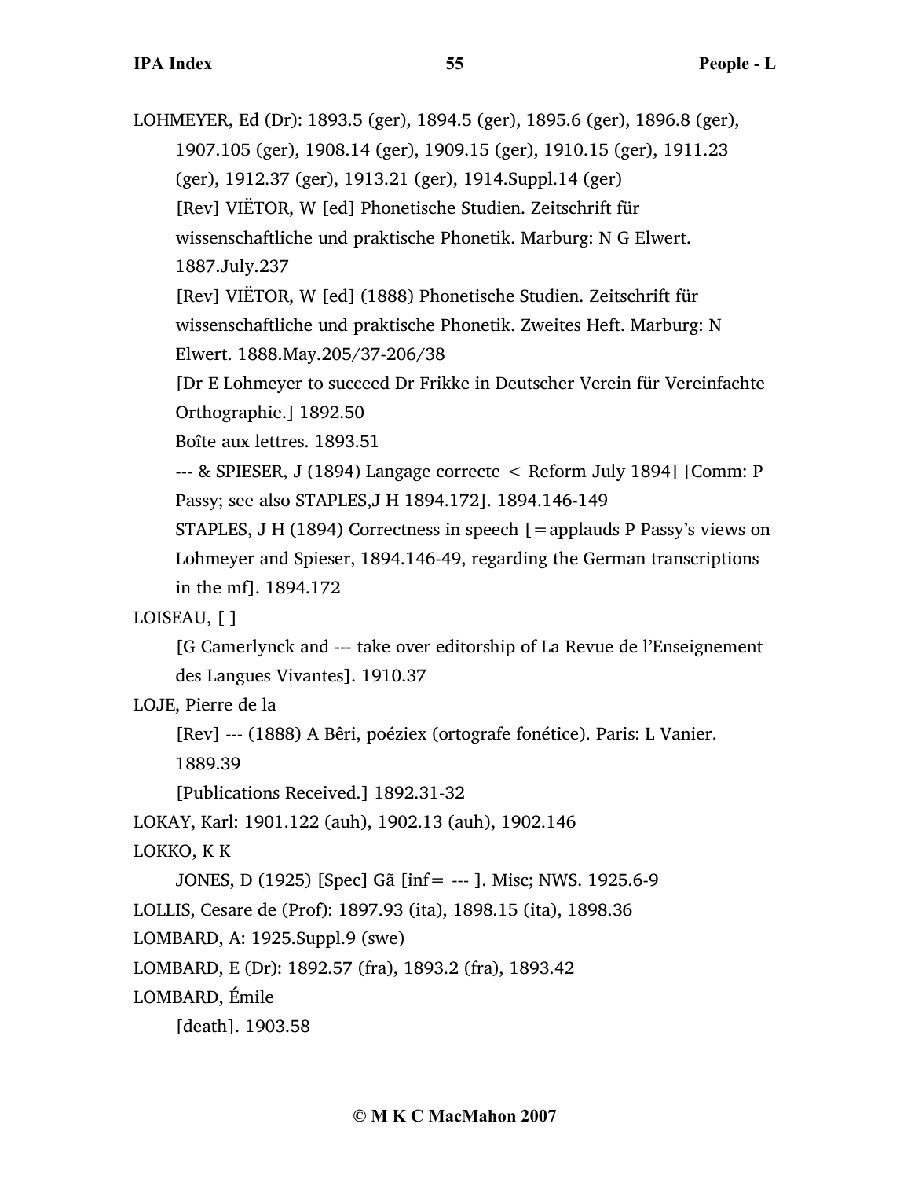LOHMEYER, Ed (Dr): 1893.5 (ger), 1894.5 (ger), 1895.6 (ger), 1896.8 (ger), 1907.105 (ger), 1908.14 (ger), 1909.15 (ger), 1910.15 (ger), 1911.23 (ger), 1912.37 (ger), 1913.21 (ger), 1914.Suppl.14 (ger)

[Rev] VIËTOR, W [ed] Phonetische Studien. Zeitschrift für wissenschaftliche und praktische Phonetik. Marburg: N G Elwert. 1887.July.237

[Rev] VIËTOR, W [ed] (1888) Phonetische Studien. Zeitschrift für wissenschaftliche und praktische Phonetik. Zweites Heft. Marburg: N Elwert. 1888.May.205/37-206/38

[Dr E Lohmeyer to succeed Dr Frikke in Deutscher Verein für Vereinfachte Orthographie.] 1892.50

Boîte aux lettres. 1893.51

--- & SPIESER, J (1894) Langage correcte < Reform July 1894] [Comm: P Passy; see also STAPLES,J H 1894.172]. 1894.146-149

STAPLES, J H (1894) Correctness in speech [=applauds P Passy's views on Lohmeyer and Spieser, 1894.146-49, regarding the German transcriptions in the mf]. 1894.172

LOISEAU, [ ]

[G Camerlynck and --- take over editorship of La Revue de l'Enseignement des Langues Vivantes]. 1910.37

LOJE, Pierre de la

[Rev] --- (1888) A Bêri, poéziex (ortografe fonétice). Paris: L Vanier. 1889.39

[Publications Received.] 1892.31-32

LOKAY, Karl: 1901.122 (auh), 1902.13 (auh), 1902.146

LOKKO, K K

JONES, D (1925) [Spec] Gã [inf= --- ]. Misc; NWS. 1925.6-9

LOLLIS, Cesare de (Prof): 1897.93 (ita), 1898.15 (ita), 1898.36

LOMBARD, A: 1925.Suppl.9 (swe)

LOMBARD, E (Dr): 1892.57 (fra), 1893.2 (fra), 1893.42

LOMBARD, Émile

[death]. 1903.58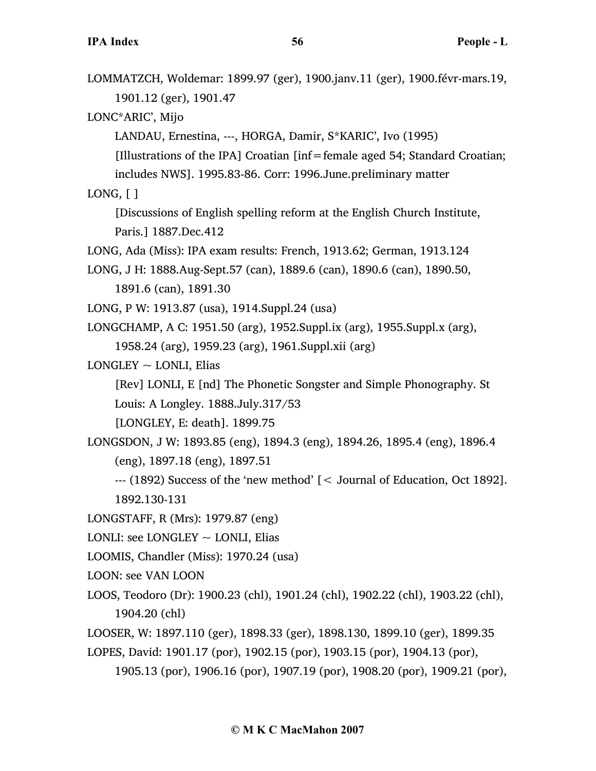LOMMATZCH, Woldemar: 1899.97 (ger), 1900.janv.11 (ger), 1900.févr-mars.19, 1901.12 (ger), 1901.47

LONC*ARIC', Mijo

LANDAU, Ernestina, ---, HORGA, Damir, S*KARIC', Ivo (1995) [Illustrations of the IPA] Croatian [inf=female aged 54; Standard Croatian; includes NWS]. 1995.83-86. Corr: 1996.June.preliminary matter

LONG, [ ]

[Discussions of English spelling reform at the English Church Institute, Paris.] 1887.Dec.412

LONG, Ada (Miss): IPA exam results: French, 1913.62; German, 1913.124

LONG, J H: 1888.Aug-Sept.57 (can), 1889.6 (can), 1890.6 (can), 1890.50, 1891.6 (can), 1891.30

LONG, P W: 1913.87 (usa), 1914.Suppl.24 (usa)

LONGCHAMP, A C: 1951.50 (arg), 1952.Suppl.ix (arg), 1955.Suppl.x (arg), 1958.24 (arg), 1959.23 (arg), 1961.Suppl.xii (arg)

LONGLEY ~ LONLI, Elias

[Rev] LONLI, E [nd] The Phonetic Songster and Simple Phonography. St Louis: A Longley. 1888.July.317/53

[LONGLEY, E: death]. 1899.75

LONGSDON, J W: 1893.85 (eng), 1894.3 (eng), 1894.26, 1895.4 (eng), 1896.4 (eng), 1897.18 (eng), 1897.51

--- (1892) Success of the 'new method' [< Journal of Education, Oct 1892]. 1892.130-131

LONGSTAFF, R (Mrs): 1979.87 (eng)

LONLI: see LONGLEY ~ LONLI, Elias

LOOMIS, Chandler (Miss): 1970.24 (usa)

LOON: see VAN LOON

LOOS, Teodoro (Dr): 1900.23 (chl), 1901.24 (chl), 1902.22 (chl), 1903.22 (chl), 1904.20 (chl)

LOOSER, W: 1897.110 (ger), 1898.33 (ger), 1898.130, 1899.10 (ger), 1899.35

LOPES, David: 1901.17 (por), 1902.15 (por), 1903.15 (por), 1904.13 (por), 1905.13 (por), 1906.16 (por), 1907.19 (por), 1908.20 (por), 1909.21 (por),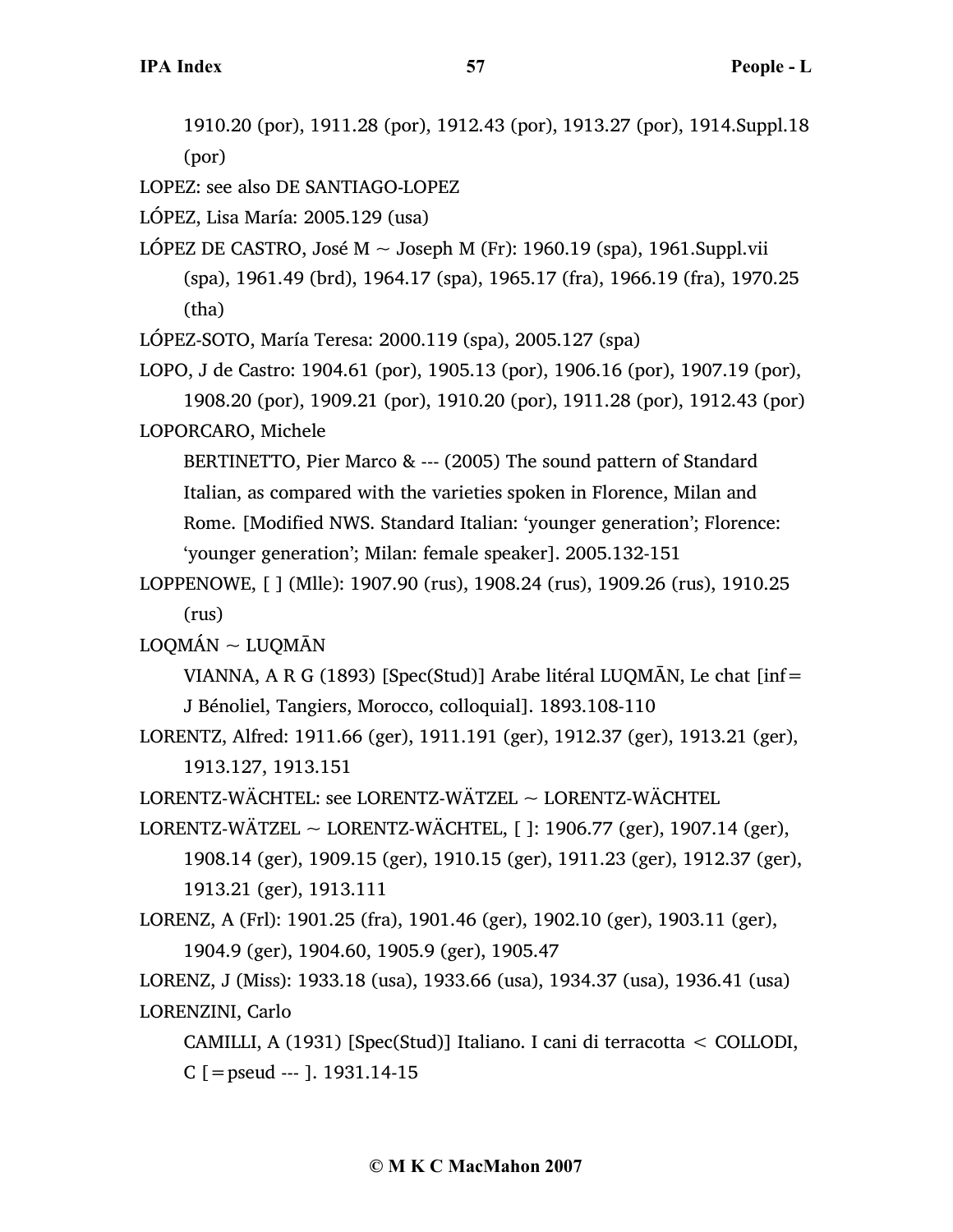1910.20 (por), 1911.28 (por), 1912.43 (por), 1913.27 (por), 1914.Suppl.18 (por)

LOPEZ: see also DE SANTIAGO-LOPEZ

LÓPEZ, Lisa María: 2005.129 (usa)

LÓPEZ DE CASTRO, José M ~ Joseph M (Fr): 1960.19 (spa), 1961.Suppl.vii (spa), 1961.49 (brd), 1964.17 (spa), 1965.17 (fra), 1966.19 (fra), 1970.25 (tha)

LÓPEZ-SOTO, María Teresa: 2000.119 (spa), 2005.127 (spa)

LOPO, J de Castro: 1904.61 (por), 1905.13 (por), 1906.16 (por), 1907.19 (por), 1908.20 (por), 1909.21 (por), 1910.20 (por), 1911.28 (por), 1912.43 (por)

LOPORCARO, Michele

BERTINETTO, Pier Marco & --- (2005) The sound pattern of Standard Italian, as compared with the varieties spoken in Florence, Milan and Rome. [Modified NWS. Standard Italian: 'younger generation'; Florence: 'younger generation'; Milan: female speaker]. 2005.132-151

LOPPENOWE, [ ] (Mlle): 1907.90 (rus), 1908.24 (rus), 1909.26 (rus), 1910.25 (rus)

LOQMÁN ~ LUQMĀN

VIANNA, A R G (1893) [Spec(Stud)] Arabe litéral LUQMĀN, Le chat [inf= J Bénoliel, Tangiers, Morocco, colloquial]. 1893.108-110

LORENTZ, Alfred: 1911.66 (ger), 1911.191 (ger), 1912.37 (ger), 1913.21 (ger), 1913.127, 1913.151

LORENTZ-WÄCHTEL: see LORENTZ-WÄTZEL ~ LORENTZ-WÄCHTEL

LORENTZ-WÄTZEL ~ LORENTZ-WÄCHTEL, [ ]: 1906.77 (ger), 1907.14 (ger), 1908.14 (ger), 1909.15 (ger), 1910.15 (ger), 1911.23 (ger), 1912.37 (ger), 1913.21 (ger), 1913.111

LORENZ, A (Frl): 1901.25 (fra), 1901.46 (ger), 1902.10 (ger), 1903.11 (ger), 1904.9 (ger), 1904.60, 1905.9 (ger), 1905.47

LORENZ, J (Miss): 1933.18 (usa), 1933.66 (usa), 1934.37 (usa), 1936.41 (usa)

LORENZINI, Carlo

CAMILLI, A (1931) [Spec(Stud)] Italiano. I cani di terracotta < COLLODI, C [=pseud --- ]. 1931.14-15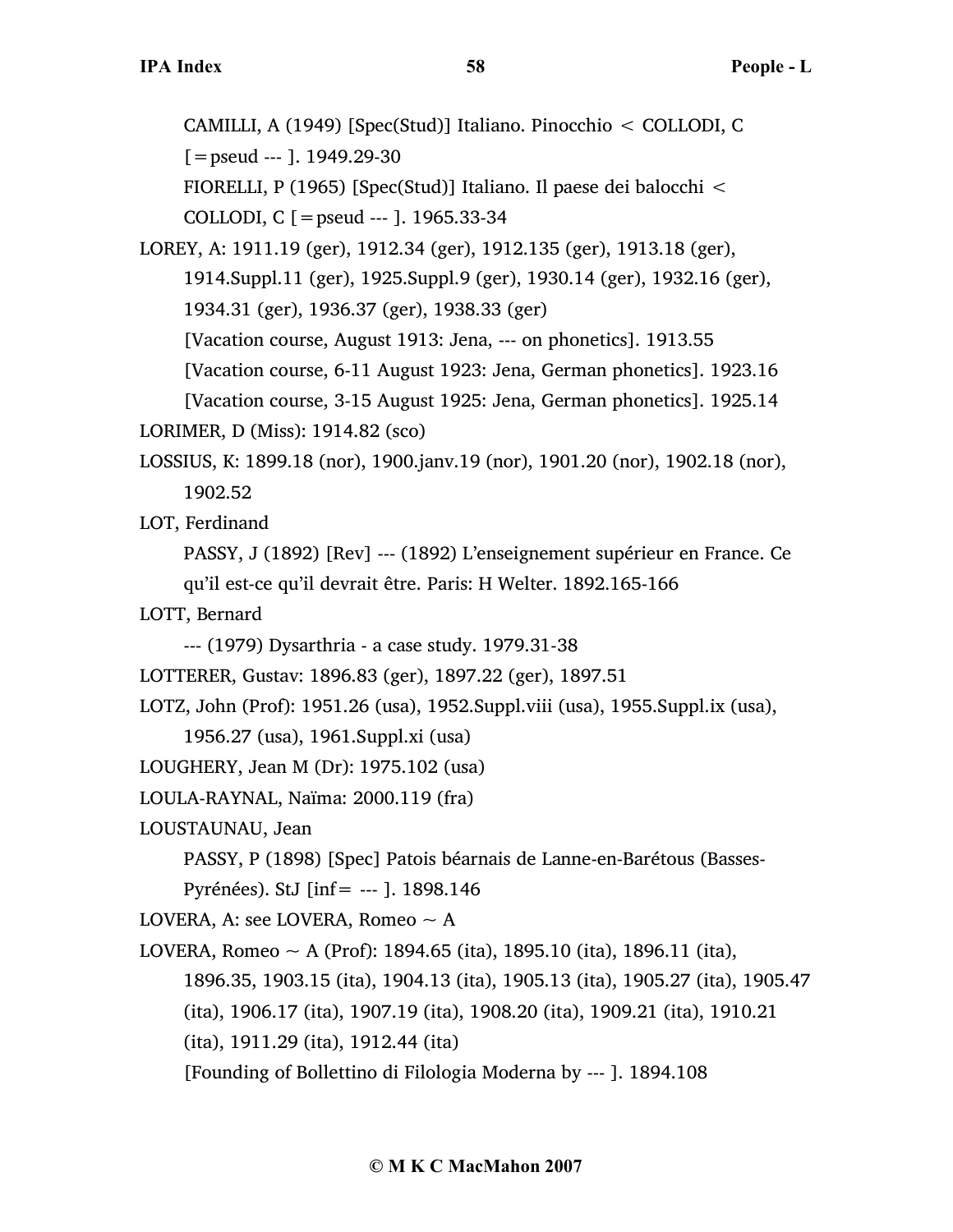CAMILLI, A (1949) [Spec(Stud)] Italiano. Pinocchio < COLLODI, C [=pseud --- ]. 1949.29-30

FIORELLI, P (1965) [Spec(Stud)] Italiano. Il paese dei balocchi < COLLODI, C [=pseud --- ]. 1965.33-34

LOREY, A: 1911.19 (ger), 1912.34 (ger), 1912.135 (ger), 1913.18 (ger), 1914.Suppl.11 (ger), 1925.Suppl.9 (ger), 1930.14 (ger), 1932.16 (ger), 1934.31 (ger), 1936.37 (ger), 1938.33 (ger)

[Vacation course, August 1913: Jena, --- on phonetics]. 1913.55

[Vacation course, 6-11 August 1923: Jena, German phonetics]. 1923.16

[Vacation course, 3-15 August 1925: Jena, German phonetics]. 1925.14

LORIMER, D (Miss): 1914.82 (sco)

LOSSIUS, K: 1899.18 (nor), 1900.janv.19 (nor), 1901.20 (nor), 1902.18 (nor), 1902.52

LOT, Ferdinand

PASSY, J (1892) [Rev] --- (1892) L'enseignement supérieur en France. Ce qu'il est-ce qu'il devrait être. Paris: H Welter. 1892.165-166

LOTT, Bernard

--- (1979) Dysarthria - a case study. 1979.31-38

LOTTERER, Gustav: 1896.83 (ger), 1897.22 (ger), 1897.51

LOTZ, John (Prof): 1951.26 (usa), 1952.Suppl.viii (usa), 1955.Suppl.ix (usa), 1956.27 (usa), 1961.Suppl.xi (usa)

LOUGHERY, Jean M (Dr): 1975.102 (usa)

LOULA-RAYNAL, Naïma: 2000.119 (fra)

LOUSTAUNAU, Jean

PASSY, P (1898) [Spec] Patois béarnais de Lanne-en-Barétous (Basses-Pyrénées). StJ [inf= --- ]. 1898.146

LOVERA, A: see LOVERA, Romeo ~ A

LOVERA, Romeo ~ A (Prof): 1894.65 (ita), 1895.10 (ita), 1896.11 (ita), 1896.35, 1903.15 (ita), 1904.13 (ita), 1905.13 (ita), 1905.27 (ita), 1905.47 (ita), 1906.17 (ita), 1907.19 (ita), 1908.20 (ita), 1909.21 (ita), 1910.21 (ita), 1911.29 (ita), 1912.44 (ita)

[Founding of Bollettino di Filologia Moderna by --- ]. 1894.108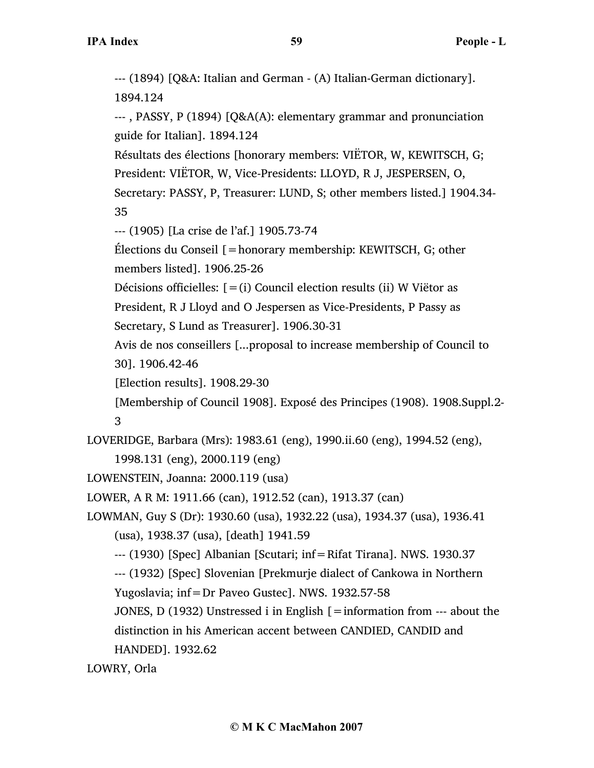--- (1894) [Q&A: Italian and German - (A) Italian-German dictionary]. 1894.124

--- , PASSY, P (1894) [Q&A(A): elementary grammar and pronunciation guide for Italian]. 1894.124

Résultats des élections [honorary members: VIËTOR, W, KEWITSCH, G; President: VIËTOR, W, Vice-Presidents: LLOYD, R J, JESPERSEN, O, Secretary: PASSY, P, Treasurer: LUND, S; other members listed.] 1904.34-35

--- (1905) [La crise de l'af.] 1905.73-74

Élections du Conseil [=honorary membership: KEWITSCH, G; other members listed]. 1906.25-26

Décisions officielles: [=(i) Council election results (ii) W Viëtor as President, R J Lloyd and O Jespersen as Vice-Presidents, P Passy as Secretary, S Lund as Treasurer]. 1906.30-31

Avis de nos conseillers [...proposal to increase membership of Council to 30]. 1906.42-46

[Election results]. 1908.29-30

[Membership of Council 1908]. Exposé des Principes (1908). 1908.Suppl.2-3

LOVERIDGE, Barbara (Mrs): 1983.61 (eng), 1990.ii.60 (eng), 1994.52 (eng), 1998.131 (eng), 2000.119 (eng)

LOWENSTEIN, Joanna: 2000.119 (usa)

LOWER, A R M: 1911.66 (can), 1912.52 (can), 1913.37 (can)

LOWMAN, Guy S (Dr): 1930.60 (usa), 1932.22 (usa), 1934.37 (usa), 1936.41 (usa), 1938.37 (usa), [death] 1941.59

--- (1930) [Spec] Albanian [Scutari; inf=Rifat Tirana]. NWS. 1930.37

--- (1932) [Spec] Slovenian [Prekmurje dialect of Cankowa in Northern Yugoslavia; inf=Dr Paveo Gustec]. NWS. 1932.57-58

JONES, D (1932) Unstressed i in English [=information from --- about the distinction in his American accent between CANDIED, CANDID and HANDED]. 1932.62

LOWRY, Orla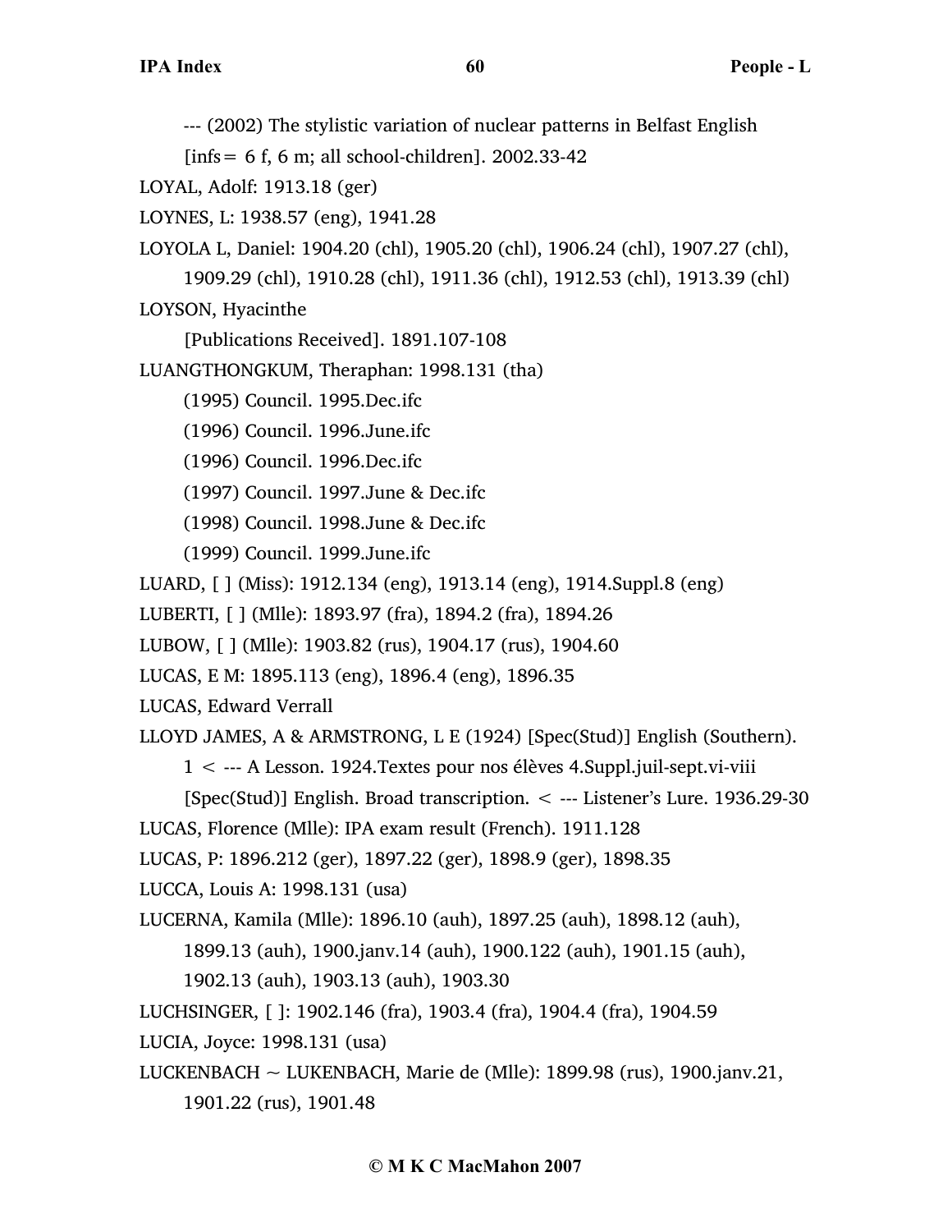--- (2002) The stylistic variation of nuclear patterns in Belfast English [infs= 6 f, 6 m; all school-children]. 2002.33-42

LOYAL, Adolf: 1913.18 (ger)

LOYNES, L: 1938.57 (eng), 1941.28

LOYOLA L, Daniel: 1904.20 (chl), 1905.20 (chl), 1906.24 (chl), 1907.27 (chl), 1909.29 (chl), 1910.28 (chl), 1911.36 (chl), 1912.53 (chl), 1913.39 (chl)

LOYSON, Hyacinthe
  [Publications Received]. 1891.107-108

LUANGTHONGKUM, Theraphan: 1998.131 (tha)
  (1995) Council. 1995.Dec.ifc
  (1996) Council. 1996.June.ifc
  (1996) Council. 1996.Dec.ifc
  (1997) Council. 1997.June & Dec.ifc
  (1998) Council. 1998.June & Dec.ifc
  (1999) Council. 1999.June.ifc

LUARD, [ ] (Miss): 1912.134 (eng), 1913.14 (eng), 1914.Suppl.8 (eng)

LUBERTI, [ ] (Mlle): 1893.97 (fra), 1894.2 (fra), 1894.26

LUBOW, [ ] (Mlle): 1903.82 (rus), 1904.17 (rus), 1904.60

LUCAS, E M: 1895.113 (eng), 1896.4 (eng), 1896.35

LUCAS, Edward Verrall

LLOYD JAMES, A & ARMSTRONG, L E (1924) [Spec(Stud)] English (Southern). 1 < --- A Lesson. 1924.Textes pour nos élèves 4.Suppl.juil-sept.vi-viii
  [Spec(Stud)] English. Broad transcription. < --- Listener's Lure. 1936.29-30

LUCAS, Florence (Mlle): IPA exam result (French). 1911.128

LUCAS, P: 1896.212 (ger), 1897.22 (ger), 1898.9 (ger), 1898.35

LUCCA, Louis A: 1998.131 (usa)

LUCERNA, Kamila (Mlle): 1896.10 (auh), 1897.25 (auh), 1898.12 (auh), 1899.13 (auh), 1900.janv.14 (auh), 1900.122 (auh), 1901.15 (auh), 1902.13 (auh), 1903.13 (auh), 1903.30

LUCHSINGER, [ ]: 1902.146 (fra), 1903.4 (fra), 1904.4 (fra), 1904.59

LUCIA, Joyce: 1998.131 (usa)

LUCKENBACH ~ LUKENBACH, Marie de (Mlle): 1899.98 (rus), 1900.janv.21, 1901.22 (rus), 1901.48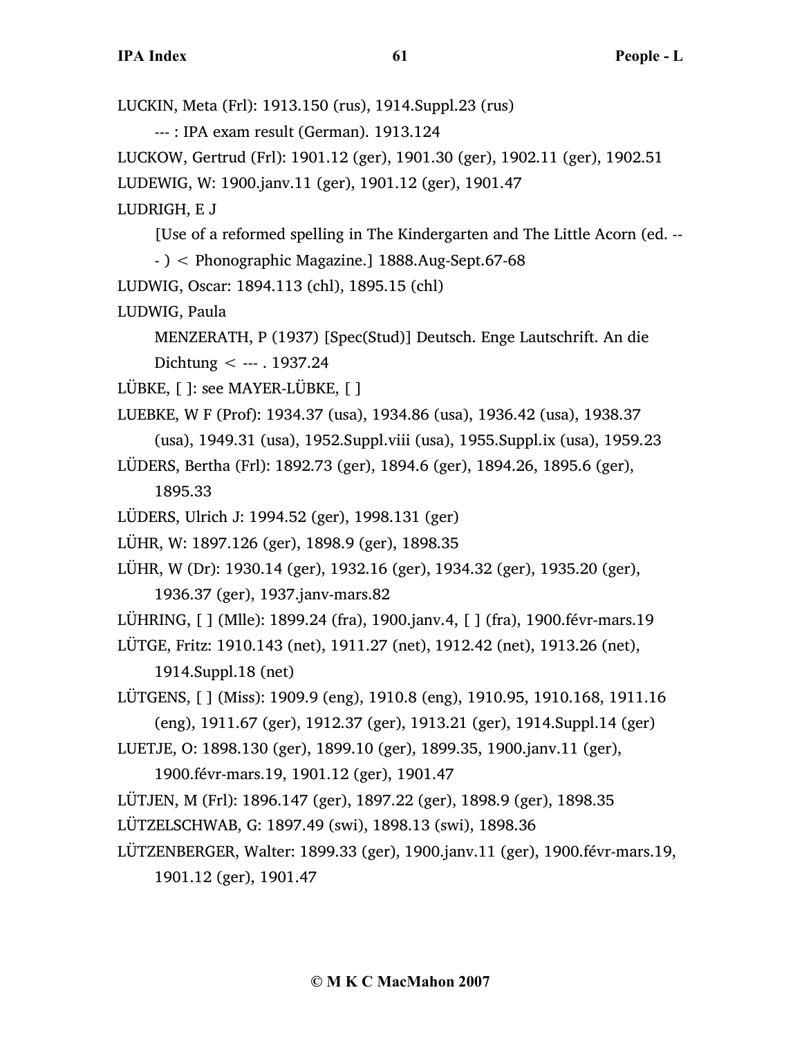LUCKIN, Meta (Frl): 1913.150 (rus), 1914.Suppl.23 (rus)

--- : IPA exam result (German). 1913.124

LUCKOW, Gertrud (Frl): 1901.12 (ger), 1901.30 (ger), 1902.11 (ger), 1902.51

LUDEWIG, W: 1900.janv.11 (ger), 1901.12 (ger), 1901.47

LUDRIGH, E J

[Use of a reformed spelling in The Kindergarten and The Little Acorn (ed. --- ) < Phonographic Magazine.] 1888.Aug-Sept.67-68

LUDWIG, Oscar: 1894.113 (chl), 1895.15 (chl)

LUDWIG, Paula

MENZERATH, P (1937) [Spec(Stud)] Deutsch. Enge Lautschrift. An die Dichtung < --- . 1937.24

LÜBKE, [ ]: see MAYER-LÜBKE, [ ]

LUEBKE, W F (Prof): 1934.37 (usa), 1934.86 (usa), 1936.42 (usa), 1938.37 (usa), 1949.31 (usa), 1952.Suppl.viii (usa), 1955.Suppl.ix (usa), 1959.23

LÜDERS, Bertha (Frl): 1892.73 (ger), 1894.6 (ger), 1894.26, 1895.6 (ger), 1895.33

LÜDERS, Ulrich J: 1994.52 (ger), 1998.131 (ger)

LÜHR, W: 1897.126 (ger), 1898.9 (ger), 1898.35

LÜHR, W (Dr): 1930.14 (ger), 1932.16 (ger), 1934.32 (ger), 1935.20 (ger), 1936.37 (ger), 1937.janv-mars.82

LÜHRING, [ ] (Mlle): 1899.24 (fra), 1900.janv.4, [ ] (fra), 1900.févr-mars.19

LÜTGE, Fritz: 1910.143 (net), 1911.27 (net), 1912.42 (net), 1913.26 (net), 1914.Suppl.18 (net)

LÜTGENS, [ ] (Miss): 1909.9 (eng), 1910.8 (eng), 1910.95, 1910.168, 1911.16 (eng), 1911.67 (ger), 1912.37 (ger), 1913.21 (ger), 1914.Suppl.14 (ger)

LUETJE, O: 1898.130 (ger), 1899.10 (ger), 1899.35, 1900.janv.11 (ger), 1900.févr-mars.19, 1901.12 (ger), 1901.47

LÜTJEN, M (Frl): 1896.147 (ger), 1897.22 (ger), 1898.9 (ger), 1898.35

LÜTZELSCHWAB, G: 1897.49 (swi), 1898.13 (swi), 1898.36

LÜTZENBERGER, Walter: 1899.33 (ger), 1900.janv.11 (ger), 1900.févr-mars.19, 1901.12 (ger), 1901.47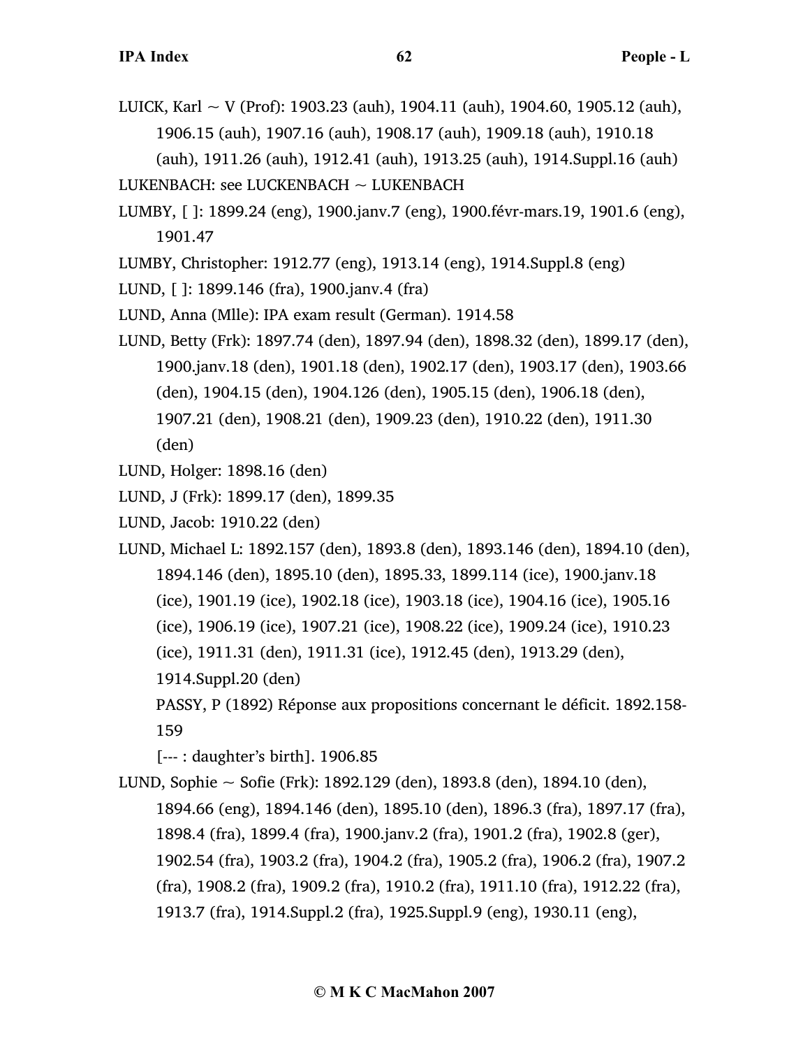LUICK, Karl ~ V (Prof): 1903.23 (auh), 1904.11 (auh), 1904.60, 1905.12 (auh), 1906.15 (auh), 1907.16 (auh), 1908.17 (auh), 1909.18 (auh), 1910.18 (auh), 1911.26 (auh), 1912.41 (auh), 1913.25 (auh), 1914.Suppl.16 (auh)

LUKENBACH: see LUCKENBACH ~ LUKENBACH

LUMBY, [ ]: 1899.24 (eng), 1900.janv.7 (eng), 1900.févr-mars.19, 1901.6 (eng), 1901.47

LUMBY, Christopher: 1912.77 (eng), 1913.14 (eng), 1914.Suppl.8 (eng)

LUND, [ ]: 1899.146 (fra), 1900.janv.4 (fra)

LUND, Anna (Mlle): IPA exam result (German). 1914.58

LUND, Betty (Frk): 1897.74 (den), 1897.94 (den), 1898.32 (den), 1899.17 (den), 1900.janv.18 (den), 1901.18 (den), 1902.17 (den), 1903.17 (den), 1903.66 (den), 1904.15 (den), 1904.126 (den), 1905.15 (den), 1906.18 (den), 1907.21 (den), 1908.21 (den), 1909.23 (den), 1910.22 (den), 1911.30 (den)

LUND, Holger: 1898.16 (den)

LUND, J (Frk): 1899.17 (den), 1899.35

LUND, Jacob: 1910.22 (den)

LUND, Michael L: 1892.157 (den), 1893.8 (den), 1893.146 (den), 1894.10 (den), 1894.146 (den), 1895.10 (den), 1895.33, 1899.114 (ice), 1900.janv.18 (ice), 1901.19 (ice), 1902.18 (ice), 1903.18 (ice), 1904.16 (ice), 1905.16 (ice), 1906.19 (ice), 1907.21 (ice), 1908.22 (ice), 1909.24 (ice), 1910.23 (ice), 1911.31 (den), 1911.31 (ice), 1912.45 (den), 1913.29 (den), 1914.Suppl.20 (den)

PASSY, P (1892) Réponse aux propositions concernant le déficit. 1892.158-159

[--- : daughter's birth]. 1906.85

LUND, Sophie ~ Sofie (Frk): 1892.129 (den), 1893.8 (den), 1894.10 (den), 1894.66 (eng), 1894.146 (den), 1895.10 (den), 1896.3 (fra), 1897.17 (fra), 1898.4 (fra), 1899.4 (fra), 1900.janv.2 (fra), 1901.2 (fra), 1902.8 (ger), 1902.54 (fra), 1903.2 (fra), 1904.2 (fra), 1905.2 (fra), 1906.2 (fra), 1907.2 (fra), 1908.2 (fra), 1909.2 (fra), 1910.2 (fra), 1911.10 (fra), 1912.22 (fra), 1913.7 (fra), 1914.Suppl.2 (fra), 1925.Suppl.9 (eng), 1930.11 (eng),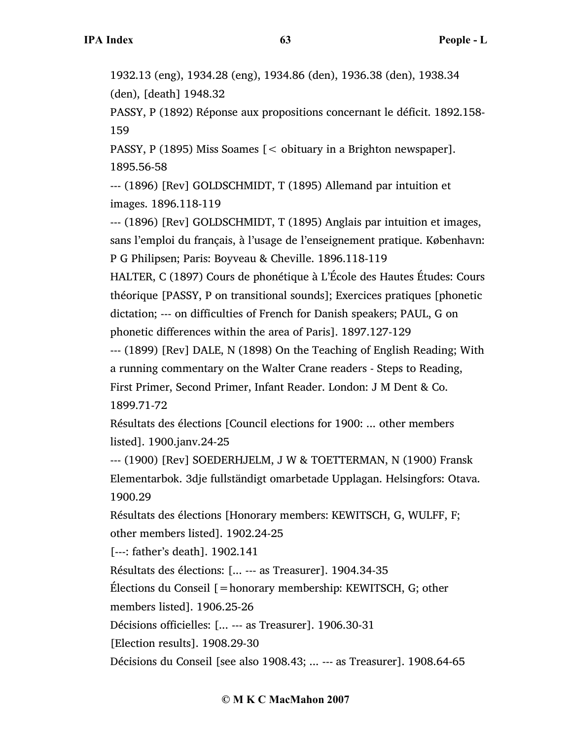1932.13 (eng), 1934.28 (eng), 1934.86 (den), 1936.38 (den), 1938.34 (den), [death] 1948.32

PASSY, P (1892) Réponse aux propositions concernant le déficit. 1892.158-159

PASSY, P (1895) Miss Soames [< obituary in a Brighton newspaper]. 1895.56-58

--- (1896) [Rev] GOLDSCHMIDT, T (1895) Allemand par intuition et images. 1896.118-119

--- (1896) [Rev] GOLDSCHMIDT, T (1895) Anglais par intuition et images, sans l'emploi du français, à l'usage de l'enseignement pratique. København: P G Philipsen; Paris: Boyveau & Cheville. 1896.118-119

HALTER, C (1897) Cours de phonétique à L'École des Hautes Études: Cours théorique [PASSY, P on transitional sounds]; Exercices pratiques [phonetic dictation; --- on difficulties of French for Danish speakers; PAUL, G on phonetic differences within the area of Paris]. 1897.127-129

--- (1899) [Rev] DALE, N (1898) On the Teaching of English Reading; With a running commentary on the Walter Crane readers - Steps to Reading, First Primer, Second Primer, Infant Reader. London: J M Dent & Co. 1899.71-72

Résultats des élections [Council elections for 1900: ... other members listed]. 1900.janv.24-25

--- (1900) [Rev] SOEDERHJELM, J W & TOETTERMAN, N (1900) Fransk Elementarbok. 3dje fullständigt omarbetade Upplagan. Helsingfors: Otava. 1900.29

Résultats des élections [Honorary members: KEWITSCH, G, WULFF, F; other members listed]. 1902.24-25

[---: father's death]. 1902.141

Résultats des élections: [... --- as Treasurer]. 1904.34-35

Élections du Conseil [=honorary membership: KEWITSCH, G; other members listed]. 1906.25-26

Décisions officielles: [... --- as Treasurer]. 1906.30-31

[Election results]. 1908.29-30

Décisions du Conseil [see also 1908.43; ... --- as Treasurer]. 1908.64-65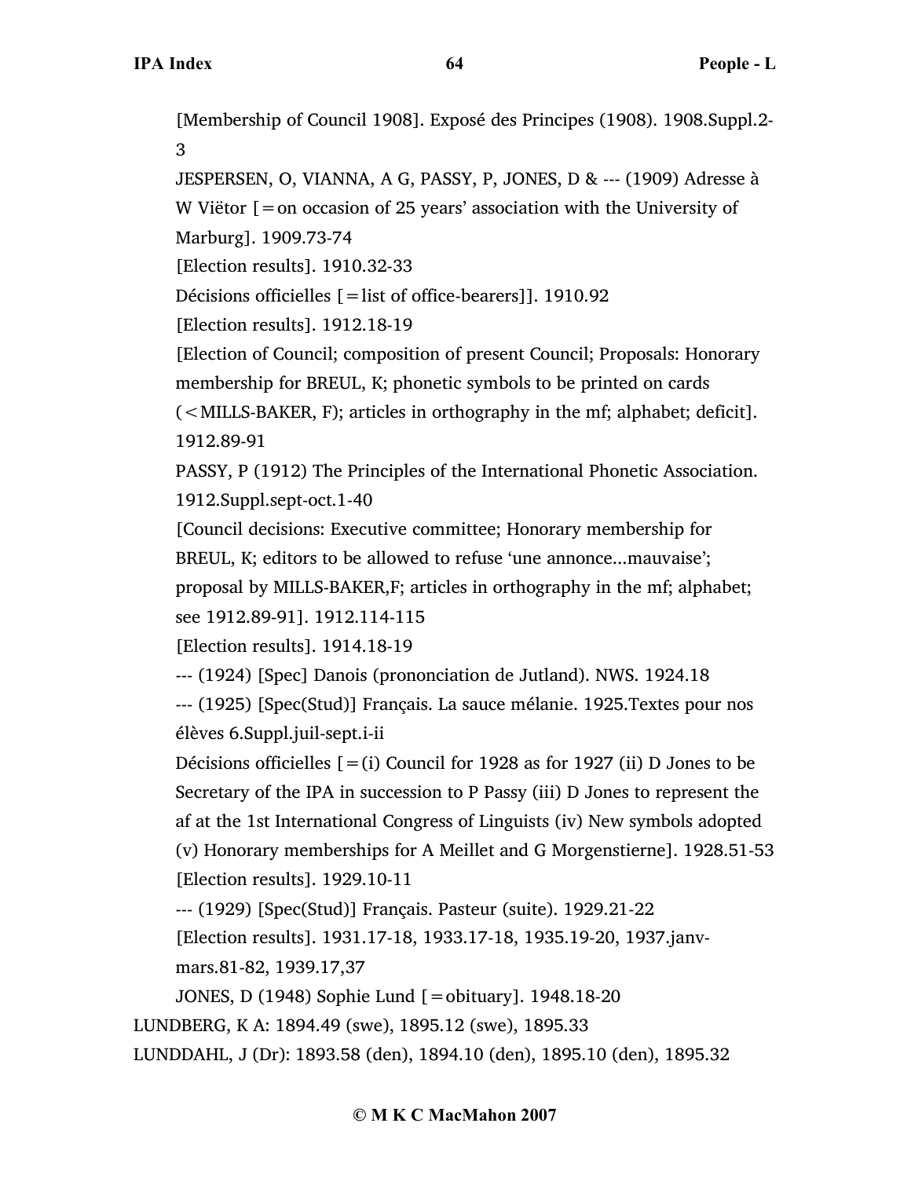[Membership of Council 1908]. Exposé des Principes (1908). 1908.Suppl.2-3

JESPERSEN, O, VIANNA, A G, PASSY, P, JONES, D & --- (1909) Adresse à W Viëtor [=on occasion of 25 years' association with the University of Marburg]. 1909.73-74

[Election results]. 1910.32-33

Décisions officielles [=list of office-bearers]]. 1910.92

[Election results]. 1912.18-19

[Election of Council; composition of present Council; Proposals: Honorary membership for BREUL, K; phonetic symbols to be printed on cards (<MILLS-BAKER, F); articles in orthography in the mf; alphabet; deficit]. 1912.89-91

PASSY, P (1912) The Principles of the International Phonetic Association. 1912.Suppl.sept-oct.1-40

[Council decisions: Executive committee; Honorary membership for BREUL, K; editors to be allowed to refuse 'une annonce...mauvaise'; proposal by MILLS-BAKER,F; articles in orthography in the mf; alphabet; see 1912.89-91]. 1912.114-115

[Election results]. 1914.18-19

--- (1924) [Spec] Danois (prononciation de Jutland). NWS. 1924.18

--- (1925) [Spec(Stud)] Français. La sauce mélanie. 1925.Textes pour nos élèves 6.Suppl.juil-sept.i-ii

Décisions officielles [=(i) Council for 1928 as for 1927 (ii) D Jones to be Secretary of the IPA in succession to P Passy (iii) D Jones to represent the af at the 1st International Congress of Linguists (iv) New symbols adopted (v) Honorary memberships for A Meillet and G Morgenstierne]. 1928.51-53

[Election results]. 1929.10-11

--- (1929) [Spec(Stud)] Français. Pasteur (suite). 1929.21-22

[Election results]. 1931.17-18, 1933.17-18, 1935.19-20, 1937.janv-mars.81-82, 1939.17,37

JONES, D (1948) Sophie Lund [=obituary]. 1948.18-20

LUNDBERG, K A: 1894.49 (swe), 1895.12 (swe), 1895.33

LUNDDAHL, J (Dr): 1893.58 (den), 1894.10 (den), 1895.10 (den), 1895.32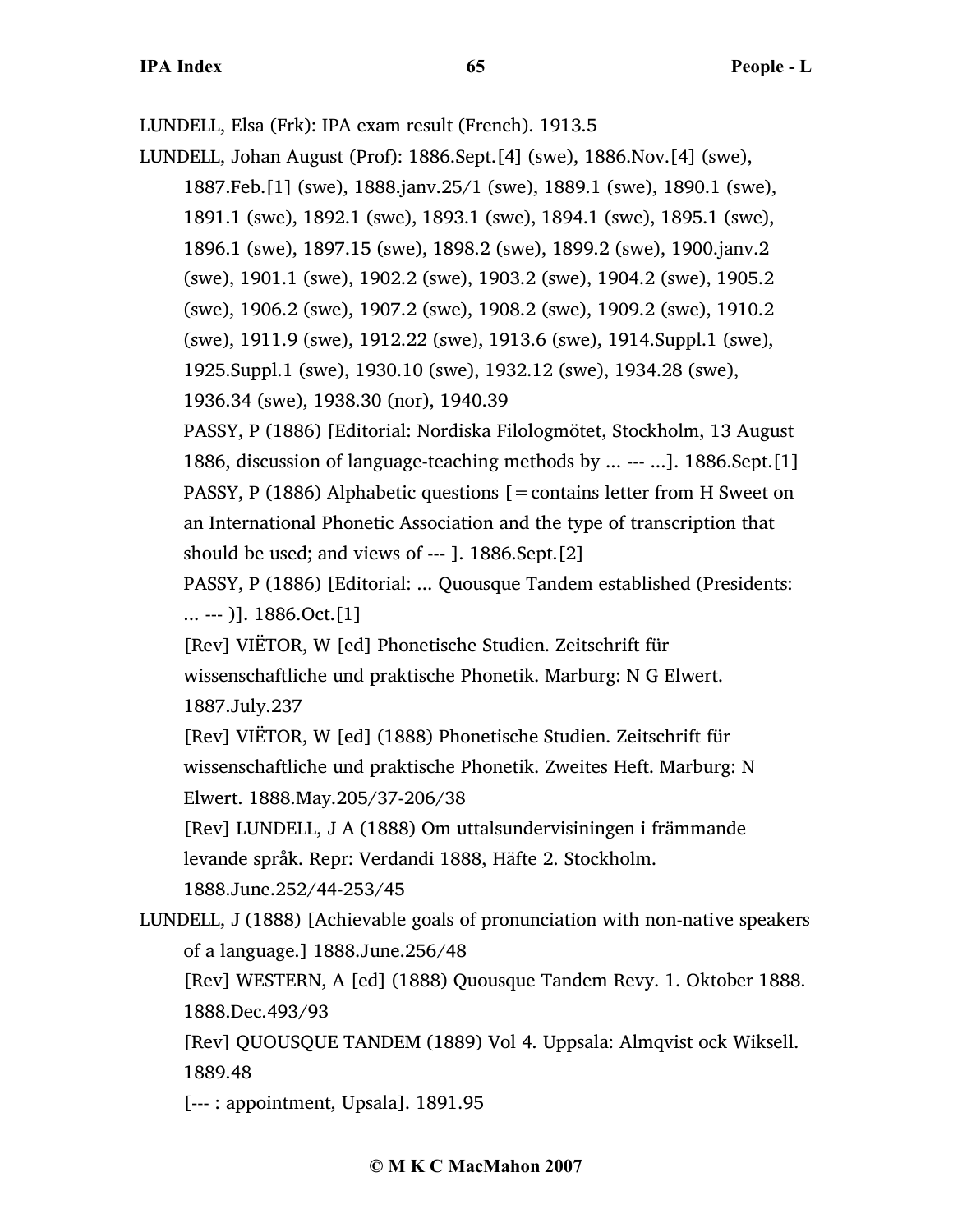LUNDELL, Elsa (Frk): IPA exam result (French). 1913.5

LUNDELL, Johan August (Prof): 1886.Sept.[4] (swe), 1886.Nov.[4] (swe), 1887.Feb.[1] (swe), 1888.janv.25/1 (swe), 1889.1 (swe), 1890.1 (swe), 1891.1 (swe), 1892.1 (swe), 1893.1 (swe), 1894.1 (swe), 1895.1 (swe), 1896.1 (swe), 1897.15 (swe), 1898.2 (swe), 1899.2 (swe), 1900.janv.2 (swe), 1901.1 (swe), 1902.2 (swe), 1903.2 (swe), 1904.2 (swe), 1905.2 (swe), 1906.2 (swe), 1907.2 (swe), 1908.2 (swe), 1909.2 (swe), 1910.2 (swe), 1911.9 (swe), 1912.22 (swe), 1913.6 (swe), 1914.Suppl.1 (swe), 1925.Suppl.1 (swe), 1930.10 (swe), 1932.12 (swe), 1934.28 (swe), 1936.34 (swe), 1938.30 (nor), 1940.39

PASSY, P (1886) [Editorial: Nordiska Filologmötet, Stockholm, 13 August 1886, discussion of language-teaching methods by ... --- ...]. 1886.Sept.[1]

PASSY, P (1886) Alphabetic questions [=contains letter from H Sweet on an International Phonetic Association and the type of transcription that should be used; and views of --- ]. 1886.Sept.[2]

PASSY, P (1886) [Editorial: ... Quousque Tandem established (Presidents: ... --- )]. 1886.Oct.[1]

[Rev] VIËTOR, W [ed] Phonetische Studien. Zeitschrift für wissenschaftliche und praktische Phonetik. Marburg: N G Elwert. 1887.July.237

[Rev] VIËTOR, W [ed] (1888) Phonetische Studien. Zeitschrift für wissenschaftliche und praktische Phonetik. Zweites Heft. Marburg: N Elwert. 1888.May.205/37-206/38

[Rev] LUNDELL, J A (1888) Om uttalsundervisiningen i främmande levande språk. Repr: Verdandi 1888, Häfte 2. Stockholm. 1888.June.252/44-253/45

LUNDELL, J (1888) [Achievable goals of pronunciation with non-native speakers of a language.] 1888.June.256/48

[Rev] WESTERN, A [ed] (1888) Quousque Tandem Revy. 1. Oktober 1888. 1888.Dec.493/93

[Rev] QUOUSQUE TANDEM (1889) Vol 4. Uppsala: Almqvist ock Wiksell. 1889.48

[--- : appointment, Upsala]. 1891.95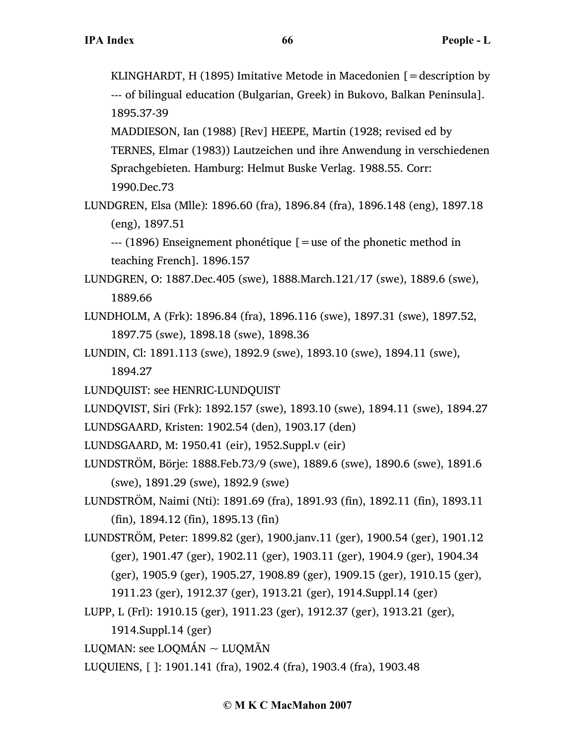KLINGHARDT, H (1895) Imitative Metode in Macedonien [=description by --- of bilingual education (Bulgarian, Greek) in Bukovo, Balkan Peninsula]. 1895.37-39

MADDIESON, Ian (1988) [Rev] HEEPE, Martin (1928; revised ed by TERNES, Elmar (1983)) Lautzeichen und ihre Anwendung in verschiedenen Sprachgebieten. Hamburg: Helmut Buske Verlag. 1988.55. Corr: 1990.Dec.73

LUNDGREN, Elsa (Mlle): 1896.60 (fra), 1896.84 (fra), 1896.148 (eng), 1897.18 (eng), 1897.51

--- (1896) Enseignement phonétique [=use of the phonetic method in teaching French]. 1896.157

LUNDGREN, O: 1887.Dec.405 (swe), 1888.March.121/17 (swe), 1889.6 (swe), 1889.66

LUNDHOLM, A (Frk): 1896.84 (fra), 1896.116 (swe), 1897.31 (swe), 1897.52, 1897.75 (swe), 1898.18 (swe), 1898.36

LUNDIN, Cl: 1891.113 (swe), 1892.9 (swe), 1893.10 (swe), 1894.11 (swe), 1894.27

LUNDQUIST: see HENRIC-LUNDQUIST

LUNDQVIST, Siri (Frk): 1892.157 (swe), 1893.10 (swe), 1894.11 (swe), 1894.27

LUNDSGAARD, Kristen: 1902.54 (den), 1903.17 (den)

LUNDSGAARD, M: 1950.41 (eir), 1952.Suppl.v (eir)

LUNDSTRÖM, Börje: 1888.Feb.73/9 (swe), 1889.6 (swe), 1890.6 (swe), 1891.6 (swe), 1891.29 (swe), 1892.9 (swe)

LUNDSTRÖM, Naimi (Nti): 1891.69 (fra), 1891.93 (fin), 1892.11 (fin), 1893.11 (fin), 1894.12 (fin), 1895.13 (fin)

LUNDSTRÖM, Peter: 1899.82 (ger), 1900.janv.11 (ger), 1900.54 (ger), 1901.12 (ger), 1901.47 (ger), 1902.11 (ger), 1903.11 (ger), 1904.9 (ger), 1904.34 (ger), 1905.9 (ger), 1905.27, 1908.89 (ger), 1909.15 (ger), 1910.15 (ger), 1911.23 (ger), 1912.37 (ger), 1913.21 (ger), 1914.Suppl.14 (ger)

LUPP, L (Frl): 1910.15 (ger), 1911.23 (ger), 1912.37 (ger), 1913.21 (ger), 1914.Suppl.14 (ger)

LUQMAN: see LOQMÁN ~ LUQMĀN

LUQUIENS, [ ]: 1901.141 (fra), 1902.4 (fra), 1903.4 (fra), 1903.48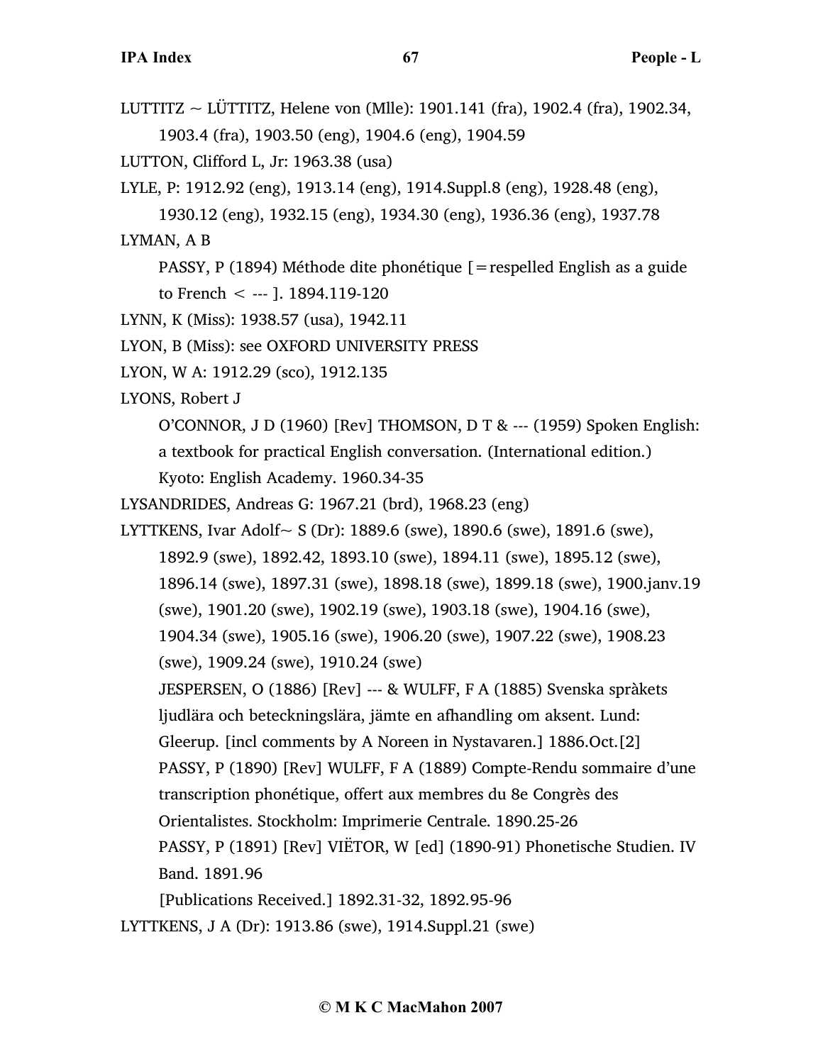LUTTITZ ~ LÜTTITZ, Helene von (Mlle): 1901.141 (fra), 1902.4 (fra), 1902.34, 1903.4 (fra), 1903.50 (eng), 1904.6 (eng), 1904.59

LUTTON, Clifford L, Jr: 1963.38 (usa)

LYLE, P: 1912.92 (eng), 1913.14 (eng), 1914.Suppl.8 (eng), 1928.48 (eng), 1930.12 (eng), 1932.15 (eng), 1934.30 (eng), 1936.36 (eng), 1937.78

LYMAN, A B

PASSY, P (1894) Méthode dite phonétique [=respelled English as a guide to French < --- ]. 1894.119-120

LYNN, K (Miss): 1938.57 (usa), 1942.11

LYON, B (Miss): see OXFORD UNIVERSITY PRESS

LYON, W A: 1912.29 (sco), 1912.135

LYONS, Robert J

O'CONNOR, J D (1960) [Rev] THOMSON, D T & --- (1959) Spoken English: a textbook for practical English conversation. (International edition.) Kyoto: English Academy. 1960.34-35

LYSANDRIDES, Andreas G: 1967.21 (brd), 1968.23 (eng)

LYTTKENS, Ivar Adolf~ S (Dr): 1889.6 (swe), 1890.6 (swe), 1891.6 (swe), 1892.9 (swe), 1892.42, 1893.10 (swe), 1894.11 (swe), 1895.12 (swe), 1896.14 (swe), 1897.31 (swe), 1898.18 (swe), 1899.18 (swe), 1900.janv.19 (swe), 1901.20 (swe), 1902.19 (swe), 1903.18 (swe), 1904.16 (swe), 1904.34 (swe), 1905.16 (swe), 1906.20 (swe), 1907.22 (swe), 1908.23 (swe), 1909.24 (swe), 1910.24 (swe)

JESPERSEN, O (1886) [Rev] --- & WULFF, F A (1885) Svenska spràkets ljudlära och beteckningslära, jämte en afhandling om aksent. Lund: Gleerup. [incl comments by A Noreen in Nystavaren.] 1886.Oct.[2]

PASSY, P (1890) [Rev] WULFF, F A (1889) Compte-Rendu sommaire d'une transcription phonétique, offert aux membres du 8e Congrès des Orientalistes. Stockholm: Imprimerie Centrale. 1890.25-26

PASSY, P (1891) [Rev] VIËTOR, W [ed] (1890-91) Phonetische Studien. IV Band. 1891.96

[Publications Received.] 1892.31-32, 1892.95-96

LYTTKENS, J A (Dr): 1913.86 (swe), 1914.Suppl.21 (swe)

© M K C MacMahon 2007